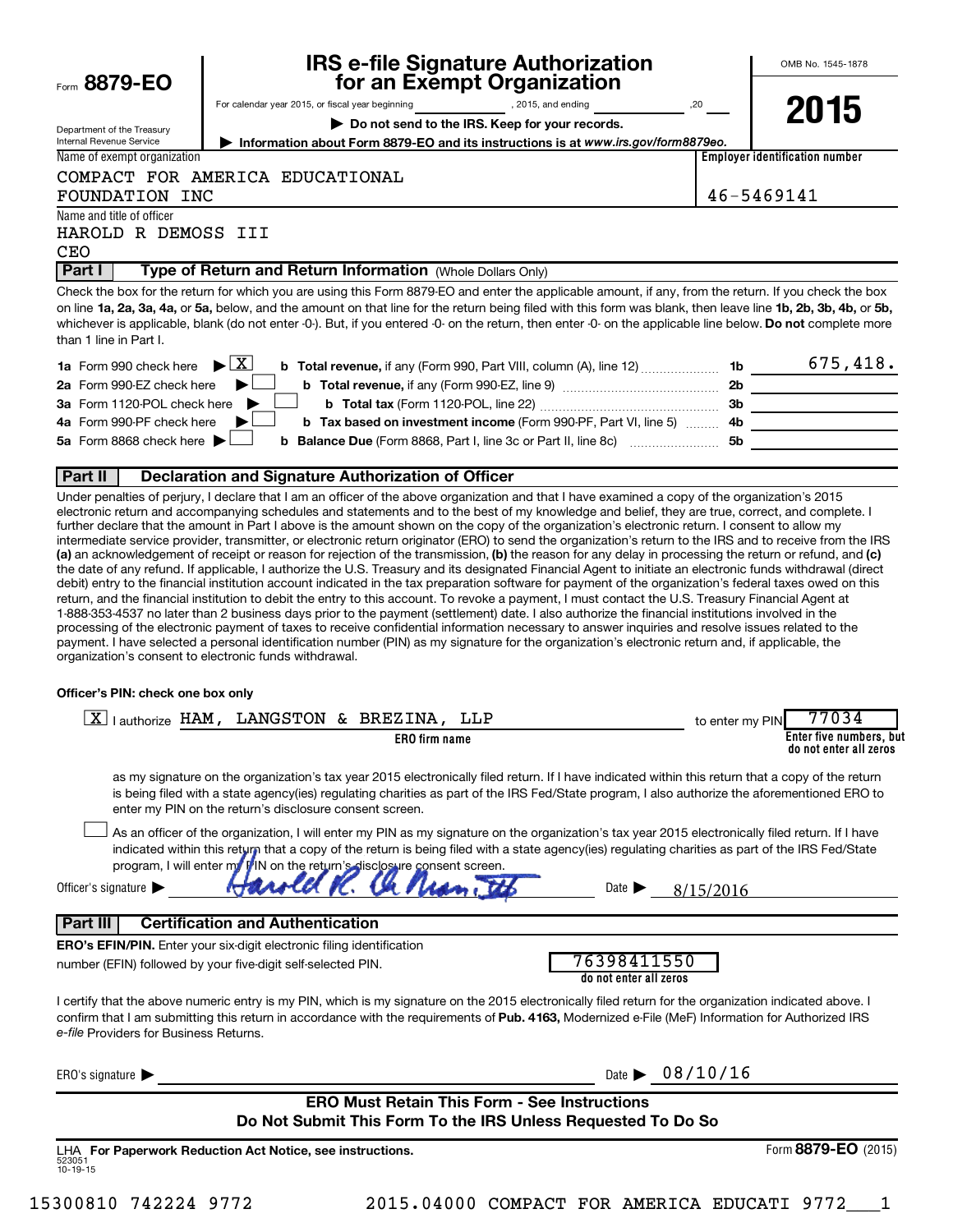Form **8879-EO**

Department of the Treasury
Internal Revenue Service

# IRS e-file Signature Authorization for an Exempt Organization

For calendar year 2015, or fiscal year beginning \_\_\_\_\_\_\_\_\_\_, 2015, and ending \_\_\_\_\_\_\_\_\_\_, 20\_\_

▶ **Do not send to the IRS. Keep for your records.**

▶ **Information about Form 8879-EO and its instructions is at** ***www.irs.gov/form8879eo.***

OMB No. 1545-1878

**2015**

| Name of exempt organization | Employer identification number |
|---|---|
| COMPACT FOR AMERICA EDUCATIONAL FOUNDATION INC | 46-5469141 |

Name and title of officer
HAROLD R DEMOSS III
CEO

## Part I — Type of Return and Return Information (Whole Dollars Only)

Check the box for the return for which you are using this Form 8879-EO and enter the applicable amount, if any, from the return. If you check the box on line **1a, 2a, 3a, 4a,** or **5a,** below, and the amount on that line for the return being filed with this form was blank, then leave line **1b, 2b, 3b, 4b,** or **5b,** whichever is applicable, blank (do not enter -0-). But, if you entered -0- on the return, then enter -0- on the applicable line below. **Do not** complete more than 1 line in Part I.

| | | | |
|---|---|---|---|
| **1a** Form 990 check here ▶ [X] | **b Total revenue,** if any (Form 990, Part VIII, column (A), line 12) | **1b** | 675,418. |
| **2a** Form 990-EZ check here ▶ [ ] | **b Total revenue,** if any (Form 990-EZ, line 9) | **2b** | |
| **3a** Form 1120-POL check here ▶ [ ] | **b Total tax** (Form 1120-POL, line 22) | **3b** | |
| **4a** Form 990-PF check here ▶ [ ] | **b Tax based on investment income** (Form 990-PF, Part VI, line 5) | **4b** | |
| **5a** Form 8868 check here ▶ [ ] | **b Balance Due** (Form 8868, Part I, line 3c or Part II, line 8c) | **5b** | |

## Part II — Declaration and Signature Authorization of Officer

Under penalties of perjury, I declare that I am an officer of the above organization and that I have examined a copy of the organization's 2015 electronic return and accompanying schedules and statements and to the best of my knowledge and belief, they are true, correct, and complete. I further declare that the amount in Part I above is the amount shown on the copy of the organization's electronic return. I consent to allow my intermediate service provider, transmitter, or electronic return originator (ERO) to send the organization's return to the IRS and to receive from the IRS **(a)** an acknowledgement of receipt or reason for rejection of the transmission, **(b)** the reason for any delay in processing the return or refund, and **(c)** the date of any refund. If applicable, I authorize the U.S. Treasury and its designated Financial Agent to initiate an electronic funds withdrawal (direct debit) entry to the financial institution account indicated in the tax preparation software for payment of the organization's federal taxes owed on this return, and the financial institution to debit the entry to this account. To revoke a payment, I must contact the U.S. Treasury Financial Agent at 1-888-353-4537 no later than 2 business days prior to the payment (settlement) date. I also authorize the financial institutions involved in the processing of the electronic payment of taxes to receive confidential information necessary to answer inquiries and resolve issues related to the payment. I have selected a personal identification number (PIN) as my signature for the organization's electronic return and, if applicable, the organization's consent to electronic funds withdrawal.

**Officer's PIN: check one box only**

[X] I authorize HAM, LANGSTON & BREZINA, LLP (ERO firm name) to enter my PIN 77034 (Enter five numbers, but do not enter all zeros)

as my signature on the organization's tax year 2015 electronically filed return. If I have indicated within this return that a copy of the return is being filed with a state agency(ies) regulating charities as part of the IRS Fed/State program, I also authorize the aforementioned ERO to enter my PIN on the return's disclosure consent screen.

[ ] As an officer of the organization, I will enter my PIN as my signature on the organization's tax year 2015 electronically filed return. If I have indicated within this return that a copy of the return is being filed with a state agency(ies) regulating charities as part of the IRS Fed/State program, I will enter my PIN on the return's disclosure consent screen.

Officer's signature ▶ Harold R. DeMoss, III    Date ▶ 8/15/2016

## Part III — Certification and Authentication

**ERO's EFIN/PIN.** Enter your six-digit electronic filing identification number (EFIN) followed by your five-digit self-selected PIN. 76398411550 (do not enter all zeros)

I certify that the above numeric entry is my PIN, which is my signature on the 2015 electronically filed return for the organization indicated above. I confirm that I am submitting this return in accordance with the requirements of **Pub. 4163,** Modernized e-File (MeF) Information for Authorized IRS *e-file* Providers for Business Returns.

ERO's signature ▶    Date ▶ 08/10/16

**ERO Must Retain This Form - See Instructions**
**Do Not Submit This Form To the IRS Unless Requested To Do So**

LHA **For Paperwork Reduction Act Notice, see instructions.**    Form **8879-EO** (2015)

523051 10-19-15

15300810 742224 9772    2015.04000 COMPACT FOR AMERICA EDUCATI 9772___1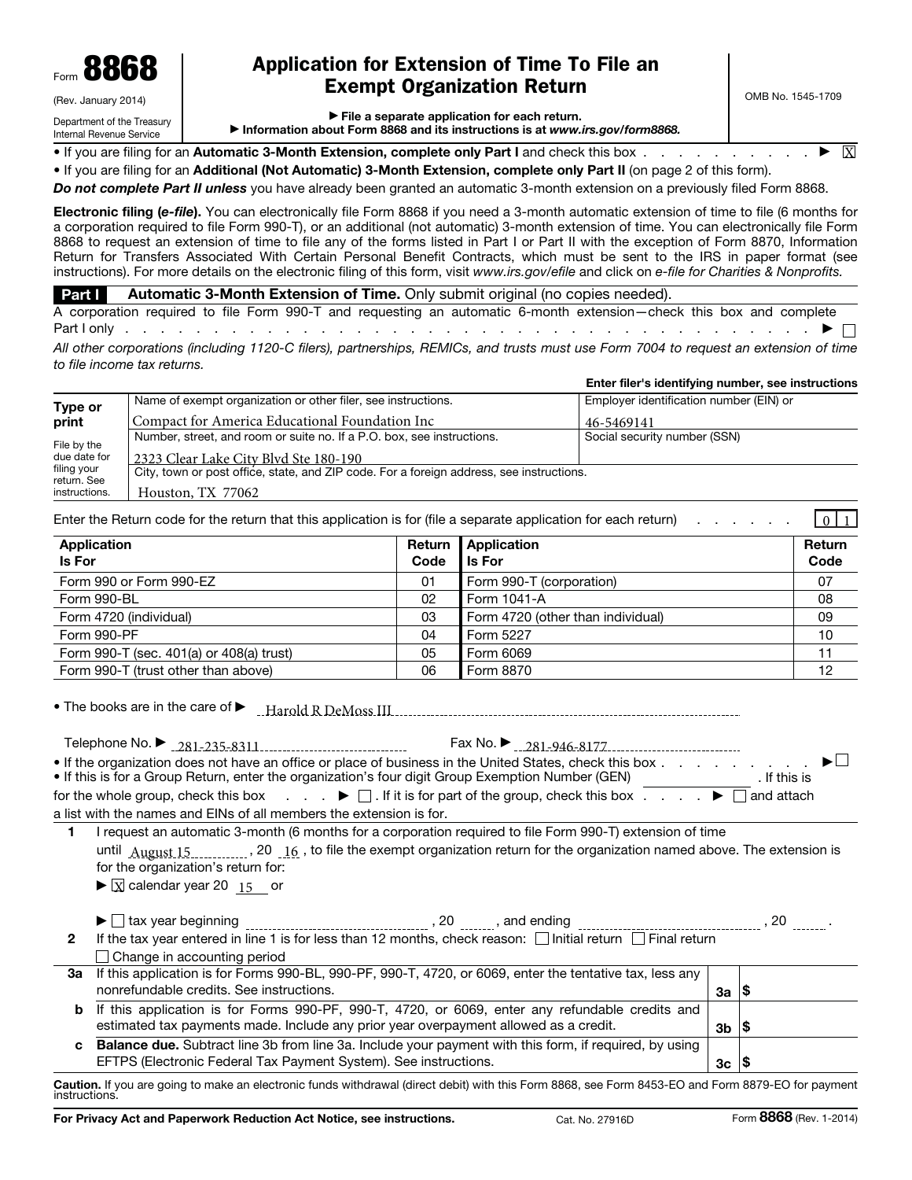Form **8868**
(Rev. January 2014)
Department of the Treasury
Internal Revenue Service

# Application for Extension of Time To File an Exempt Organization Return

OMB No. 1545-1709

▶ **File a separate application for each return.**
▶ **Information about Form 8868 and its instructions is at** ***www.irs.gov/form8868.***

- If you are filing for an **Automatic 3-Month Extension, complete only Part I** and check this box . . . . . . . . . . . ▶ [X]
- If you are filing for an **Additional (Not Automatic) 3-Month Extension, complete only Part II** (on page 2 of this form).

***Do not complete Part II unless*** you have already been granted an automatic 3-month extension on a previously filed Form 8868.

**Electronic filing (*e-file*).** You can electronically file Form 8868 if you need a 3-month automatic extension of time to file (6 months for a corporation required to file Form 990-T), or an additional (not automatic) 3-month extension of time. You can electronically file Form 8868 to request an extension of time to file any of the forms listed in Part I or Part II with the exception of Form 8870, Information Return for Transfers Associated With Certain Personal Benefit Contracts, which must be sent to the IRS in paper format (see instructions). For more details on the electronic filing of this form, visit *www.irs.gov/efile* and click on *e-file for Charities & Nonprofits.*

## Part I — Automatic 3-Month Extension of Time. Only submit original (no copies needed).

A corporation required to file Form 990-T and requesting an automatic 6-month extension—check this box and complete Part I only . . . . . . . . . . ▶ [ ]

*All other corporations (including 1120-C filers), partnerships, REMICs, and trusts must use Form 7004 to request an extension of time to file income tax returns.*

**Enter filer's identifying number, see instructions**

| Type or print | | |
|---|---|---|
| File by the due date for filing your return. See instructions. | Name of exempt organization or other filer, see instructions.<br>Compact for America Educational Foundation Inc | Employer identification number (EIN) or<br>46-5469141 |
| | Number, street, and room or suite no. If a P.O. box, see instructions.<br>2323 Clear Lake City Blvd Ste 180-190 | Social security number (SSN) |
| | City, town or post office, state, and ZIP code. For a foreign address, see instructions.<br>Houston, TX 77062 | |

Enter the Return code for the return that this application is for (file a separate application for each return) . . . . . . . 0 1

| Application Is For | Return Code | Application Is For | Return Code |
|---|---|---|---|
| Form 990 or Form 990-EZ | 01 | Form 990-T (corporation) | 07 |
| Form 990-BL | 02 | Form 1041-A | 08 |
| Form 4720 (individual) | 03 | Form 4720 (other than individual) | 09 |
| Form 990-PF | 04 | Form 5227 | 10 |
| Form 990-T (sec. 401(a) or 408(a) trust) | 05 | Form 6069 | 11 |
| Form 990-T (trust other than above) | 06 | Form 8870 | 12 |

- The books are in the care of ▶ Harold R DeMoss III

Telephone No. ▶ 281-235-8311 Fax No. ▶ 281-946-8177

- If the organization does not have an office or place of business in the United States, check this box . . . . . . . . . . ▶ [ ]
- If this is for a Group Return, enter the organization's four digit Group Exemption Number (GEN) ______ . If this is for the whole group, check this box . . . ▶ [ ] . If it is for part of the group, check this box . . . . . ▶ [ ] and attach a list with the names and EINs of all members the extension is for.

**1** I request an automatic 3-month (6 months for a corporation required to file Form 990-T) extension of time until August 15 , 20 16 , to file the exempt organization return for the organization named above. The extension is for the organization's return for:

▶ [X] calendar year 20 15 or

▶ [ ] tax year beginning ______ , 20 ___ , and ending ______ , 20 ___ .

**2** If the tax year entered in line 1 is for less than 12 months, check reason: [ ] Initial return [ ] Final return [ ] Change in accounting period

| | | | |
|---|---|---|---|
| **3a** | If this application is for Forms 990-BL, 990-PF, 990-T, 4720, or 6069, enter the tentative tax, less any nonrefundable credits. See instructions. | **3a** | $ |
| **b** | If this application is for Forms 990-PF, 990-T, 4720, or 6069, enter any refundable credits and estimated tax payments made. Include any prior year overpayment allowed as a credit. | **3b** | $ |
| **c** | **Balance due.** Subtract line 3b from line 3a. Include your payment with this form, if required, by using EFTPS (Electronic Federal Tax Payment System). See instructions. | **3c** | $ |

**Caution.** If you are going to make an electronic funds withdrawal (direct debit) with this Form 8868, see Form 8453-EO and Form 8879-EO for payment instructions.

**For Privacy Act and Paperwork Reduction Act Notice, see instructions.** Cat. No. 27916D Form **8868** (Rev. 1-2014)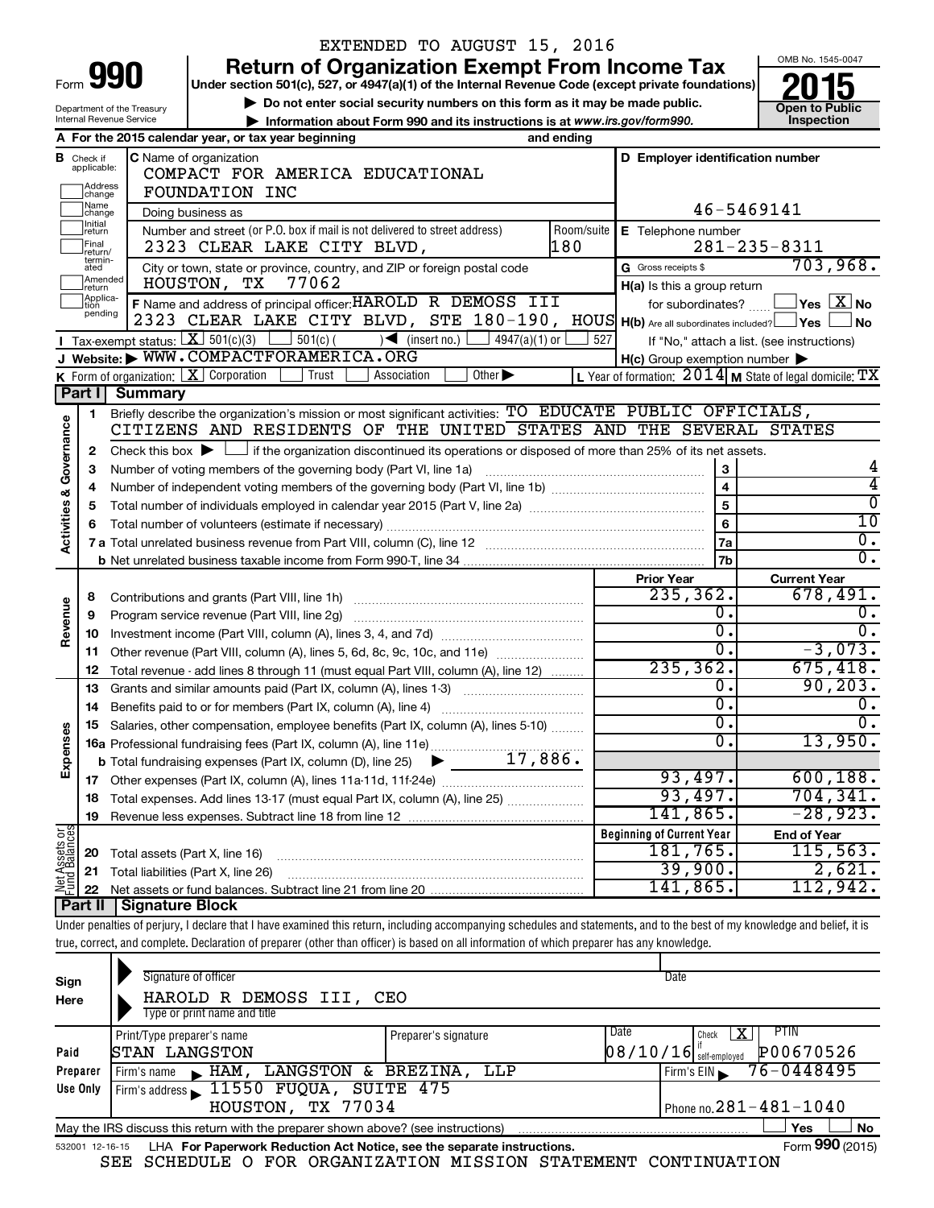EXTENDED TO AUGUST 15, 2016

# Form 990 — Return of Organization Exempt From Income Tax — 2015

Under section 501(c), 527, or 4947(a)(1) of the Internal Revenue Code (except private foundations)

▶ Do not enter social security numbers on this form as it may be made public.

▶ Information about Form 990 and its instructions is at www.irs.gov/form990.

Department of the Treasury
Internal Revenue Service

OMB No. 1545-0047

**Open to Public Inspection**

**A** For the 2015 calendar year, or tax year beginning and ending

**B** Check if applicable: Address change, Name change, Initial return, Final return/terminated, Amended return, Application pending

**C** Name of organization: COMPACT FOR AMERICA EDUCATIONAL FOUNDATION INC

Doing business as

Number and street (or P.O. box if mail is not delivered to street address): 2323 CLEAR LAKE CITY BLVD, Room/suite: 180

City or town, state or province, country, and ZIP or foreign postal code: HOUSTON, TX 77062

**D** Employer identification number: 46-5469141

**E** Telephone number: 281-235-8311

**G** Gross receipts $ 703,968.

**F** Name and address of principal officer: HAROLD R DEMOSS III, 2323 CLEAR LAKE CITY BLVD, STE 180-190, HOUS

**H(a)** Is this a group return for subordinates? ☐ Yes ☒ No

**H(b)** Are all subordinates included? ☐ Yes ☐ No — If "No," attach a list. (see instructions)

**H(c)** Group exemption number ▶

**I** Tax-exempt status: ☒ 501(c)(3) ☐ 501(c) ( ) ◀ (insert no.) ☐ 4947(a)(1) or ☐ 527

**J** Website: ▶ WWW.COMPACTFORAMERICA.ORG

**K** Form of organization: ☒ Corporation ☐ Trust ☐ Association ☐ Other ▶

**L** Year of formation: 2014 **M** State of legal domicile: TX

## Part I Summary

**Activities & Governance**

1. Briefly describe the organization's mission or most significant activities: TO EDUCATE PUBLIC OFFICIALS, CITIZENS AND RESIDENTS OF THE UNITED STATES AND THE SEVERAL STATES
2. Check this box ▶ ☐ if the organization discontinued its operations or disposed of more than 25% of its net assets.

| | | Line | |
|---|---|---|---|
| 3 | Number of voting members of the governing body (Part VI, line 1a) | 3 | 4 |
| 4 | Number of independent voting members of the governing body (Part VI, line 1b) | 4 | 4 |
| 5 | Total number of individuals employed in calendar year 2015 (Part V, line 2a) | 5 | 0 |
| 6 | Total number of volunteers (estimate if necessary) | 6 | 10 |
| 7a | Total unrelated business revenue from Part VIII, column (C), line 12 | 7a | 0. |
| b | Net unrelated business taxable income from Form 990-T, line 34 | 7b | 0. |

| | | | Prior Year | Current Year |
|---|---|---|---|---|
| **Revenue** | 8 | Contributions and grants (Part VIII, line 1h) | 235,362. | 678,491. |
| | 9 | Program service revenue (Part VIII, line 2g) | 0. | 0. |
| | 10 | Investment income (Part VIII, column (A), lines 3, 4, and 7d) | 0. | 0. |
| | 11 | Other revenue (Part VIII, column (A), lines 5, 6d, 8c, 9c, 10c, and 11e) | 0. | -3,073. |
| | 12 | Total revenue - add lines 8 through 11 (must equal Part VIII, column (A), line 12) | 235,362. | 675,418. |
| **Expenses** | 13 | Grants and similar amounts paid (Part IX, column (A), lines 1-3) | 0. | 90,203. |
| | 14 | Benefits paid to or for members (Part IX, column (A), line 4) | 0. | 0. |
| | 15 | Salaries, other compensation, employee benefits (Part IX, column (A), lines 5-10) | 0. | 0. |
| | 16a | Professional fundraising fees (Part IX, column (A), line 11e) | 0. | 13,950. |
| | b | Total fundraising expenses (Part IX, column (D), line 25) ▶ 17,886. | | |
| | 17 | Other expenses (Part IX, column (A), lines 11a-11d, 11f-24e) | 93,497. | 600,188. |
| | 18 | Total expenses. Add lines 13-17 (must equal Part IX, column (A), line 25) | 93,497. | 704,341. |
| | 19 | Revenue less expenses. Subtract line 18 from line 12 | 141,865. | -28,923. |
| | | | **Beginning of Current Year** | **End of Year** |
| **Net Assets or Fund Balances** | 20 | Total assets (Part X, line 16) | 181,765. | 115,563. |
| | 21 | Total liabilities (Part X, line 26) | 39,900. | 2,621. |
| | 22 | Net assets or fund balances. Subtract line 21 from line 20 | 141,865. | 112,942. |

## Part II Signature Block

Under penalties of perjury, I declare that I have examined this return, including accompanying schedules and statements, and to the best of my knowledge and belief, it is true, correct, and complete. Declaration of preparer (other than officer) is based on all information of which preparer has any knowledge.

**Sign Here**

Signature of officer ▶ Date

HAROLD R DEMOSS III, CEO

Type or print name and title

**Paid Preparer Use Only**

| Print/Type preparer's name | Preparer's signature | Date | Check ☒ if self-employed | PTIN |
|---|---|---|---|---|
| STAN LANGSTON | | 08/10/16 | | P00670526 |

Firm's name ▶ HAM, LANGSTON & BREZINA, LLP — Firm's EIN ▶ 76-0448495

Firm's address ▶ 11550 FUQUA, SUITE 475, HOUSTON, TX 77034 — Phone no. 281-481-1040

May the IRS discuss this return with the preparer shown above? (see instructions) ☐ Yes ☐ No

532001 12-16-15 LHA For Paperwork Reduction Act Notice, see the separate instructions. Form 990 (2015)

SEE SCHEDULE O FOR ORGANIZATION MISSION STATEMENT CONTINUATION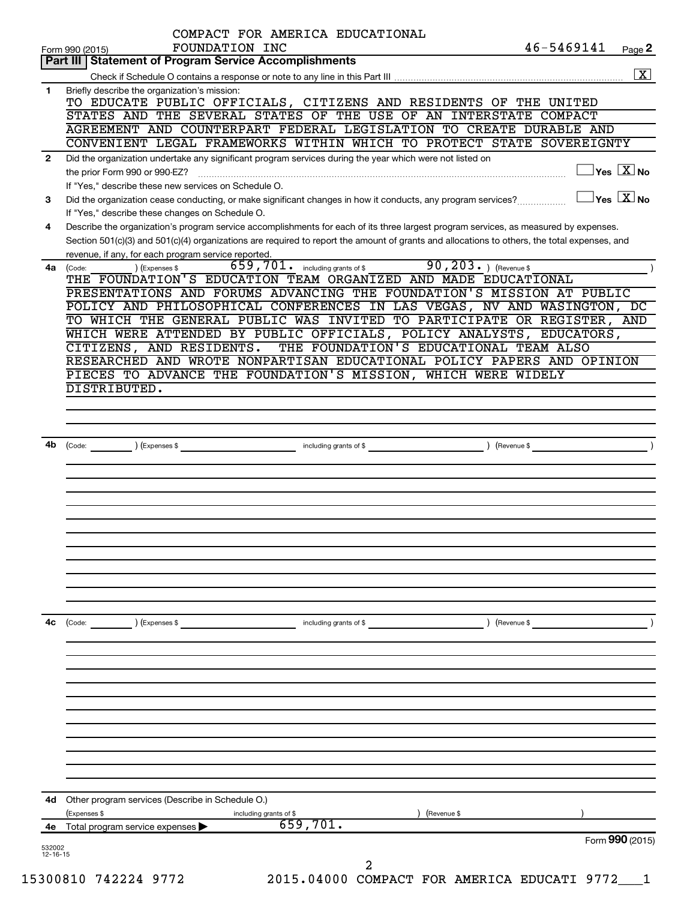COMPACT FOR AMERICA EDUCATIONAL FOUNDATION INC 46-5469141

Form 990 (2015) Page 2

## Part III Statement of Program Service Accomplishments

Check if Schedule O contains a response or note to any line in this Part III [X]

**1** Briefly describe the organization's mission:

TO EDUCATE PUBLIC OFFICIALS, CITIZENS AND RESIDENTS OF THE UNITED STATES AND THE SEVERAL STATES OF THE USE OF AN INTERSTATE COMPACT AGREEMENT AND COUNTERPART FEDERAL LEGISLATION TO CREATE DURABLE AND CONVENIENT LEGAL FRAMEWORKS WITHIN WHICH TO PROTECT STATE SOVEREIGNTY

**2** Did the organization undertake any significant program services during the year which were not listed on the prior Form 990 or 990-EZ? [ ] Yes [X] No

If "Yes," describe these new services on Schedule O.

**3** Did the organization cease conducting, or make significant changes in how it conducts, any program services? [ ] Yes [X] No

If "Yes," describe these changes on Schedule O.

**4** Describe the organization's program service accomplishments for each of its three largest program services, as measured by expenses. Section 501(c)(3) and 501(c)(4) organizations are required to report the amount of grants and allocations to others, the total expenses, and revenue, if any, for each program service reported.

**4a** (Code: ) (Expenses $ 659,701. including grants of $ 90,203. ) (Revenue $ )

THE FOUNDATION'S EDUCATION TEAM ORGANIZED AND MADE EDUCATIONAL PRESENTATIONS AND FORUMS ADVANCING THE FOUNDATION'S MISSION AT PUBLIC POLICY AND PHILOSOPHICAL CONFERENCES IN LAS VEGAS, NV AND WASINGTON, DC TO WHICH THE GENERAL PUBLIC WAS INVITED TO PARTICIPATE OR REGISTER, AND WHICH WERE ATTENDED BY PUBLIC OFFICIALS, POLICY ANALYSTS, EDUCATORS, CITIZENS, AND RESIDENTS. THE FOUNDATION'S EDUCATIONAL TEAM ALSO RESEARCHED AND WROTE NONPARTISAN EDUCATIONAL POLICY PAPERS AND OPINION PIECES TO ADVANCE THE FOUNDATION'S MISSION, WHICH WERE WIDELY DISTRIBUTED.

**4b** (Code: ) (Expenses $ including grants of $ ) (Revenue $ )

**4c** (Code: ) (Expenses $ including grants of $ ) (Revenue $ )

**4d** Other program services (Describe in Schedule O.)

(Expenses $ including grants of $ ) (Revenue $ )

**4e** Total program service expenses ▶ 659,701.

Form **990** (2015)

532002 12-16-15

15300810 742224 9772 2015.04000 COMPACT FOR AMERICA EDUCATI 9772___1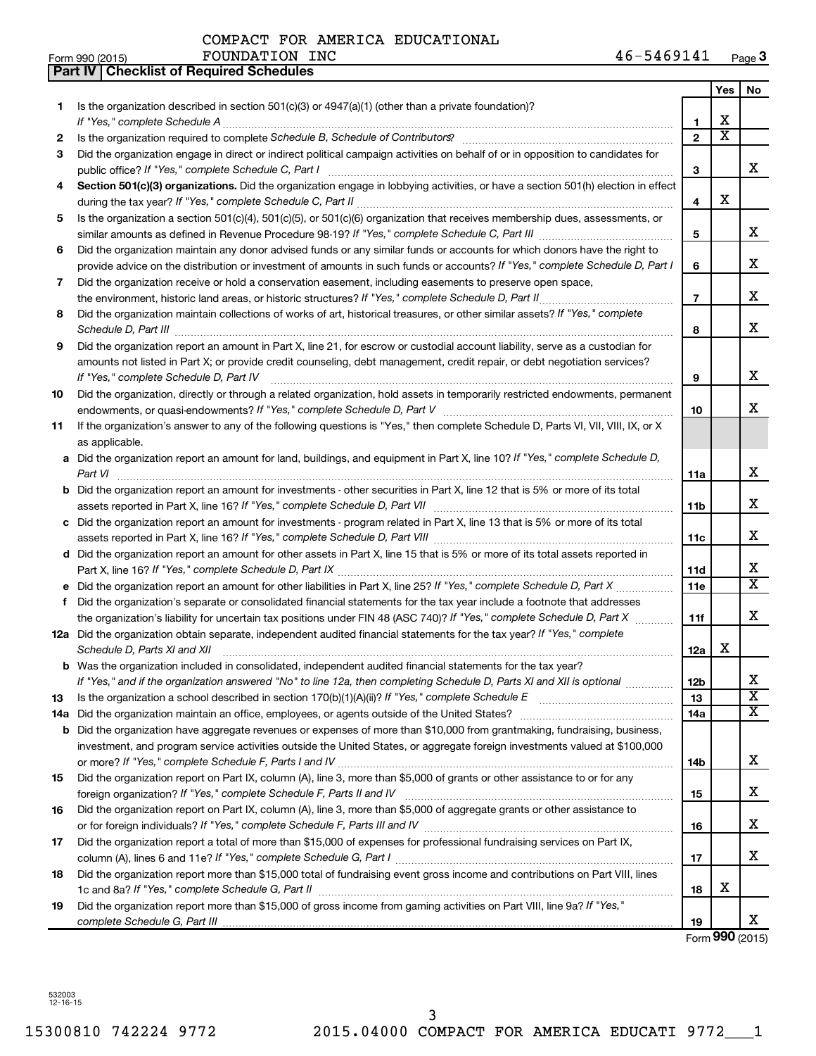COMPACT FOR AMERICA EDUCATIONAL FOUNDATION INC 46-5469141

Form 990 (2015)

## Part IV | Checklist of Required Schedules

| | | | Yes | No |
|---|---|---|---|---|
| 1 | Is the organization described in section 501(c)(3) or 4947(a)(1) (other than a private foundation)? *If "Yes," complete Schedule A* | 1 | X | |
| 2 | Is the organization required to complete *Schedule B, Schedule of Contributors*? | 2 | X | |
| 3 | Did the organization engage in direct or indirect political campaign activities on behalf of or in opposition to candidates for public office? *If "Yes," complete Schedule C, Part I* | 3 | | X |
| 4 | **Section 501(c)(3) organizations.** Did the organization engage in lobbying activities, or have a section 501(h) election in effect during the tax year? *If "Yes," complete Schedule C, Part II* | 4 | X | |
| 5 | Is the organization a section 501(c)(4), 501(c)(5), or 501(c)(6) organization that receives membership dues, assessments, or similar amounts as defined in Revenue Procedure 98-19? *If "Yes," complete Schedule C, Part III* | 5 | | X |
| 6 | Did the organization maintain any donor advised funds or any similar funds or accounts for which donors have the right to provide advice on the distribution or investment of amounts in such funds or accounts? *If "Yes," complete Schedule D, Part I* | 6 | | X |
| 7 | Did the organization receive or hold a conservation easement, including easements to preserve open space, the environment, historic land areas, or historic structures? *If "Yes," complete Schedule D, Part II* | 7 | | X |
| 8 | Did the organization maintain collections of works of art, historical treasures, or other similar assets? *If "Yes," complete Schedule D, Part III* | 8 | | X |
| 9 | Did the organization report an amount in Part X, line 21, for escrow or custodial account liability, serve as a custodian for amounts not listed in Part X; or provide credit counseling, debt management, credit repair, or debt negotiation services? *If "Yes," complete Schedule D, Part IV* | 9 | | X |
| 10 | Did the organization, directly or through a related organization, hold assets in temporarily restricted endowments, permanent endowments, or quasi-endowments? *If "Yes," complete Schedule D, Part V* | 10 | | X |
| 11 | If the organization's answer to any of the following questions is "Yes," then complete Schedule D, Parts VI, VII, VIII, IX, or X as applicable. | | | |
| a | Did the organization report an amount for land, buildings, and equipment in Part X, line 10? *If "Yes," complete Schedule D, Part VI* | 11a | | X |
| b | Did the organization report an amount for investments - other securities in Part X, line 12 that is 5% or more of its total assets reported in Part X, line 16? *If "Yes," complete Schedule D, Part VII* | 11b | | X |
| c | Did the organization report an amount for investments - program related in Part X, line 13 that is 5% or more of its total assets reported in Part X, line 16? *If "Yes," complete Schedule D, Part VIII* | 11c | | X |
| d | Did the organization report an amount for other assets in Part X, line 15 that is 5% or more of its total assets reported in Part X, line 16? *If "Yes," complete Schedule D, Part IX* | 11d | | X |
| e | Did the organization report an amount for other liabilities in Part X, line 25? *If "Yes," complete Schedule D, Part X* | 11e | | X |
| f | Did the organization's separate or consolidated financial statements for the tax year include a footnote that addresses the organization's liability for uncertain tax positions under FIN 48 (ASC 740)? *If "Yes," complete Schedule D, Part X* | 11f | | X |
| 12a | Did the organization obtain separate, independent audited financial statements for the tax year? *If "Yes," complete Schedule D, Parts XI and XII* | 12a | X | |
| b | Was the organization included in consolidated, independent audited financial statements for the tax year? *If "Yes," and if the organization answered "No" to line 12a, then completing Schedule D, Parts XI and XII is optional* | 12b | | X |
| 13 | Is the organization a school described in section 170(b)(1)(A)(ii)? *If "Yes," complete Schedule E* | 13 | | X |
| 14a | Did the organization maintain an office, employees, or agents outside of the United States? | 14a | | X |
| b | Did the organization have aggregate revenues or expenses of more than $10,000 from grantmaking, fundraising, business, investment, and program service activities outside the United States, or aggregate foreign investments valued at $100,000 or more? *If "Yes," complete Schedule F, Parts I and IV* | 14b | | X |
| 15 | Did the organization report on Part IX, column (A), line 3, more than $5,000 of grants or other assistance to or for any foreign organization? *If "Yes," complete Schedule F, Parts II and IV* | 15 | | X |
| 16 | Did the organization report on Part IX, column (A), line 3, more than $5,000 of aggregate grants or other assistance to or for foreign individuals? *If "Yes," complete Schedule F, Parts III and IV* | 16 | | X |
| 17 | Did the organization report a total of more than $15,000 of expenses for professional fundraising services on Part IX, column (A), lines 6 and 11e? *If "Yes," complete Schedule G, Part I* | 17 | | X |
| 18 | Did the organization report more than $15,000 total of fundraising event gross income and contributions on Part VIII, lines 1c and 8a? *If "Yes," complete Schedule G, Part II* | 18 | X | |
| 19 | Did the organization report more than $15,000 of gross income from gaming activities on Part VIII, line 9a? *If "Yes," complete Schedule G, Part III* | 19 | | X |

Form **990** (2015)

532003 12-16-15

15300810 742224 9772 2015.04000 COMPACT FOR AMERICA EDUCATI 9772___1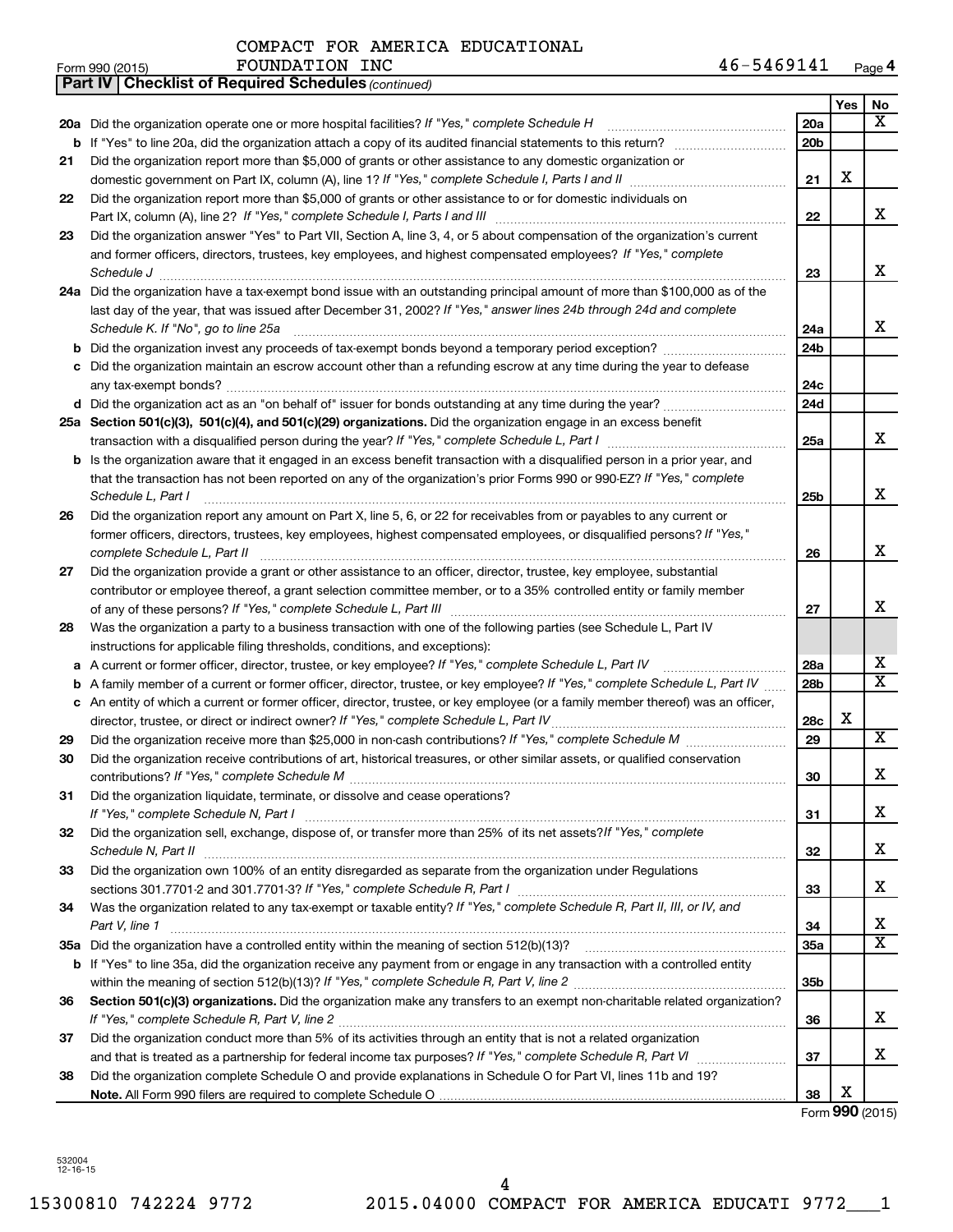COMPACT FOR AMERICA EDUCATIONAL FOUNDATION INC 46-5469141

Form 990 (2015)

**Part IV | Checklist of Required Schedules** *(continued)*

| | | | Yes | No |
|---|---|---|---|---|
| **20a** | Did the organization operate one or more hospital facilities? *If "Yes," complete Schedule H* | 20a | | X |
| **b** | If "Yes" to line 20a, did the organization attach a copy of its audited financial statements to this return? | 20b | | |
| **21** | Did the organization report more than $5,000 of grants or other assistance to any domestic organization or domestic government on Part IX, column (A), line 1? *If "Yes," complete Schedule I, Parts I and II* | 21 | X | |
| **22** | Did the organization report more than $5,000 of grants or other assistance to or for domestic individuals on Part IX, column (A), line 2? *If "Yes," complete Schedule I, Parts I and III* | 22 | | X |
| **23** | Did the organization answer "Yes" to Part VII, Section A, line 3, 4, or 5 about compensation of the organization's current and former officers, directors, trustees, key employees, and highest compensated employees? *If "Yes," complete Schedule J* | 23 | | X |
| **24a** | Did the organization have a tax-exempt bond issue with an outstanding principal amount of more than $100,000 as of the last day of the year, that was issued after December 31, 2002? *If "Yes," answer lines 24b through 24d and complete Schedule K. If "No", go to line 25a* | 24a | | X |
| **b** | Did the organization invest any proceeds of tax-exempt bonds beyond a temporary period exception? | 24b | | |
| **c** | Did the organization maintain an escrow account other than a refunding escrow at any time during the year to defease any tax-exempt bonds? | 24c | | |
| **d** | Did the organization act as an "on behalf of" issuer for bonds outstanding at any time during the year? | 24d | | |
| **25a** | **Section 501(c)(3), 501(c)(4), and 501(c)(29) organizations.** Did the organization engage in an excess benefit transaction with a disqualified person during the year? *If "Yes," complete Schedule L, Part I* | 25a | | X |
| **b** | Is the organization aware that it engaged in an excess benefit transaction with a disqualified person in a prior year, and that the transaction has not been reported on any of the organization's prior Forms 990 or 990-EZ? *If "Yes," complete Schedule L, Part I* | 25b | | X |
| **26** | Did the organization report any amount on Part X, line 5, 6, or 22 for receivables from or payables to any current or former officers, directors, trustees, key employees, highest compensated employees, or disqualified persons? *If "Yes," complete Schedule L, Part II* | 26 | | X |
| **27** | Did the organization provide a grant or other assistance to an officer, director, trustee, key employee, substantial contributor or employee thereof, a grant selection committee member, or to a 35% controlled entity or family member of any of these persons? *If "Yes," complete Schedule L, Part III* | 27 | | X |
| **28** | Was the organization a party to a business transaction with one of the following parties (see Schedule L, Part IV instructions for applicable filing thresholds, conditions, and exceptions): | | | |
| **a** | A current or former officer, director, trustee, or key employee? *If "Yes," complete Schedule L, Part IV* | 28a | | X |
| **b** | A family member of a current or former officer, director, trustee, or key employee? *If "Yes," complete Schedule L, Part IV* | 28b | | X |
| **c** | An entity of which a current or former officer, director, trustee, or key employee (or a family member thereof) was an officer, director, trustee, or direct or indirect owner? *If "Yes," complete Schedule L, Part IV* | 28c | X | |
| **29** | Did the organization receive more than $25,000 in non-cash contributions? *If "Yes," complete Schedule M* | 29 | | X |
| **30** | Did the organization receive contributions of art, historical treasures, or other similar assets, or qualified conservation contributions? *If "Yes," complete Schedule M* | 30 | | X |
| **31** | Did the organization liquidate, terminate, or dissolve and cease operations? *If "Yes," complete Schedule N, Part I* | 31 | | X |
| **32** | Did the organization sell, exchange, dispose of, or transfer more than 25% of its net assets? *If "Yes," complete Schedule N, Part II* | 32 | | X |
| **33** | Did the organization own 100% of an entity disregarded as separate from the organization under Regulations sections 301.7701-2 and 301.7701-3? *If "Yes," complete Schedule R, Part I* | 33 | | X |
| **34** | Was the organization related to any tax-exempt or taxable entity? *If "Yes," complete Schedule R, Part II, III, or IV, and Part V, line 1* | 34 | | X |
| **35a** | Did the organization have a controlled entity within the meaning of section 512(b)(13)? | 35a | | X |
| **b** | If "Yes" to line 35a, did the organization receive any payment from or engage in any transaction with a controlled entity within the meaning of section 512(b)(13)? *If "Yes," complete Schedule R, Part V, line 2* | 35b | | |
| **36** | **Section 501(c)(3) organizations.** Did the organization make any transfers to an exempt non-charitable related organization? *If "Yes," complete Schedule R, Part V, line 2* | 36 | | X |
| **37** | Did the organization conduct more than 5% of its activities through an entity that is not a related organization and that is treated as a partnership for federal income tax purposes? *If "Yes," complete Schedule R, Part VI* | 37 | | X |
| **38** | Did the organization complete Schedule O and provide explanations in Schedule O for Part VI, lines 11b and 19? **Note.** All Form 990 filers are required to complete Schedule O | 38 | X | |

Form **990** (2015)

532004 12-16-15

15300810 742224 9772 2015.04000 COMPACT FOR AMERICA EDUCATI 9772___1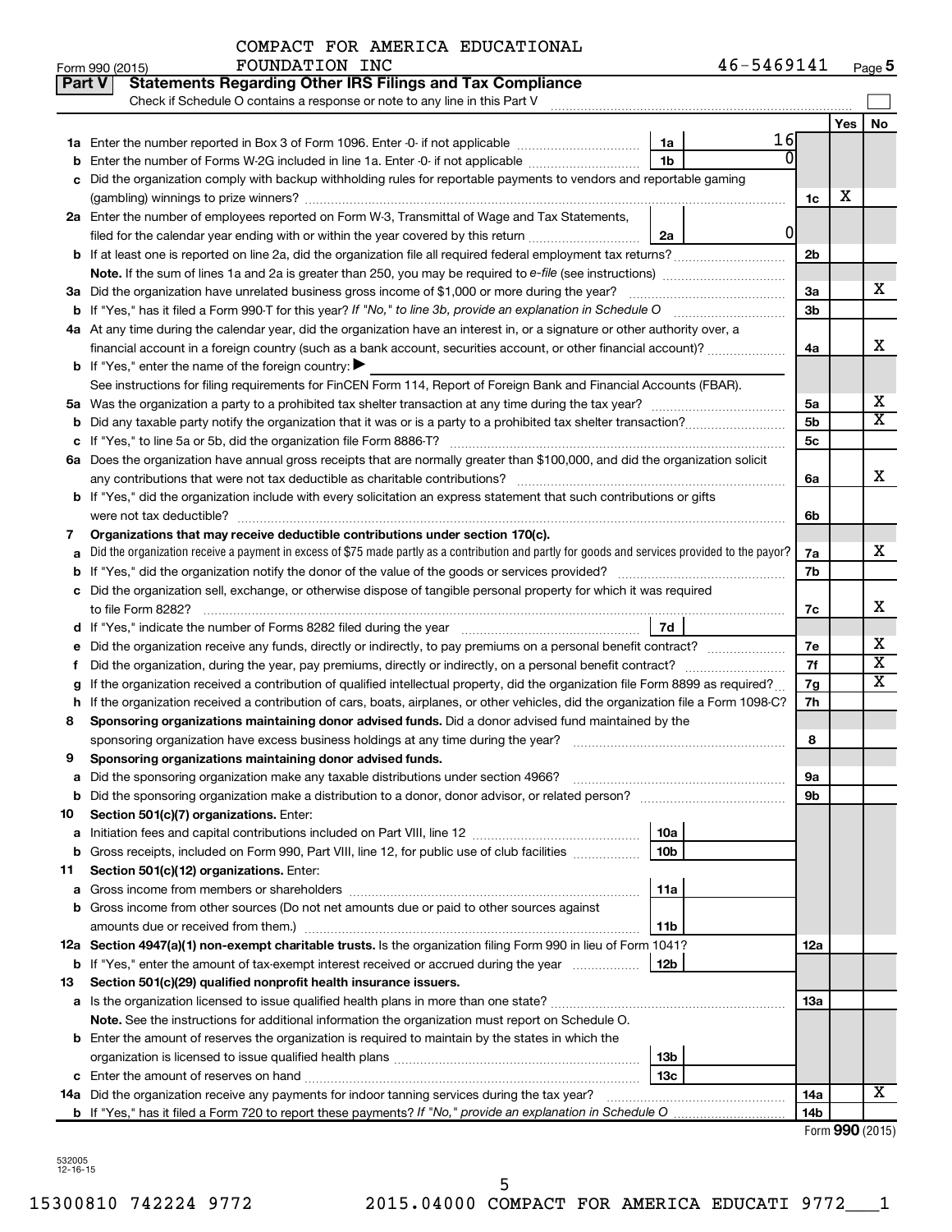COMPACT FOR AMERICA EDUCATIONAL FOUNDATION INC

Form 990 (2015) 46-5469141

## Part V Statements Regarding Other IRS Filings and Tax Compliance

Check if Schedule O contains a response or note to any line in this Part V

| | | | | | Yes | No |
|---|---|---|---|---|---|---|
| **1a** | Enter the number reported in Box 3 of Form 1096. Enter -0- if not applicable | 1a | 16 | | | |
| **b** | Enter the number of Forms W-2G included in line 1a. Enter -0- if not applicable | 1b | 0 | | | |
| **c** | Did the organization comply with backup withholding rules for reportable payments to vendors and reportable gaming (gambling) winnings to prize winners? | | | 1c | X | |
| **2a** | Enter the number of employees reported on Form W-3, Transmittal of Wage and Tax Statements, filed for the calendar year ending with or within the year covered by this return | 2a | 0 | | | |
| **b** | If at least one is reported on line 2a, did the organization file all required federal employment tax returns? | | | 2b | | |
| | **Note.** If the sum of lines 1a and 2a is greater than 250, you may be required to *e-file* (see instructions) | | | | | |
| **3a** | Did the organization have unrelated business gross income of $1,000 or more during the year? | | | 3a | | X |
| **b** | If "Yes," has it filed a Form 990-T for this year? *If "No," to line 3b, provide an explanation in Schedule O* | | | 3b | | |
| **4a** | At any time during the calendar year, did the organization have an interest in, or a signature or other authority over, a financial account in a foreign country (such as a bank account, securities account, or other financial account)? | | | 4a | | X |
| **b** | If "Yes," enter the name of the foreign country: ▶ | | | | | |
| | See instructions for filing requirements for FinCEN Form 114, Report of Foreign Bank and Financial Accounts (FBAR). | | | | | |
| **5a** | Was the organization a party to a prohibited tax shelter transaction at any time during the tax year? | | | 5a | | X |
| **b** | Did any taxable party notify the organization that it was or is a party to a prohibited tax shelter transaction? | | | 5b | | X |
| **c** | If "Yes," to line 5a or 5b, did the organization file Form 8886-T? | | | 5c | | |
| **6a** | Does the organization have annual gross receipts that are normally greater than $100,000, and did the organization solicit any contributions that were not tax deductible as charitable contributions? | | | 6a | | X |
| **b** | If "Yes," did the organization include with every solicitation an express statement that such contributions or gifts were not tax deductible? | | | 6b | | |
| **7** | **Organizations that may receive deductible contributions under section 170(c).** | | | | | |
| **a** | Did the organization receive a payment in excess of $75 made partly as a contribution and partly for goods and services provided to the payor? | | | 7a | | X |
| **b** | If "Yes," did the organization notify the donor of the value of the goods or services provided? | | | 7b | | |
| **c** | Did the organization sell, exchange, or otherwise dispose of tangible personal property for which it was required to file Form 8282? | | | 7c | | X |
| **d** | If "Yes," indicate the number of Forms 8282 filed during the year | 7d | | | | |
| **e** | Did the organization receive any funds, directly or indirectly, to pay premiums on a personal benefit contract? | | | 7e | | X |
| **f** | Did the organization, during the year, pay premiums, directly or indirectly, on a personal benefit contract? | | | 7f | | X |
| **g** | If the organization received a contribution of qualified intellectual property, did the organization file Form 8899 as required? | | | 7g | | X |
| **h** | If the organization received a contribution of cars, boats, airplanes, or other vehicles, did the organization file a Form 1098-C? | | | 7h | | |
| **8** | **Sponsoring organizations maintaining donor advised funds.** Did a donor advised fund maintained by the sponsoring organization have excess business holdings at any time during the year? | | | 8 | | |
| **9** | **Sponsoring organizations maintaining donor advised funds.** | | | | | |
| **a** | Did the sponsoring organization make any taxable distributions under section 4966? | | | 9a | | |
| **b** | Did the sponsoring organization make a distribution to a donor, donor advisor, or related person? | | | 9b | | |
| **10** | **Section 501(c)(7) organizations.** Enter: | | | | | |
| **a** | Initiation fees and capital contributions included on Part VIII, line 12 | 10a | | | | |
| **b** | Gross receipts, included on Form 990, Part VIII, line 12, for public use of club facilities | 10b | | | | |
| **11** | **Section 501(c)(12) organizations.** Enter: | | | | | |
| **a** | Gross income from members or shareholders | 11a | | | | |
| **b** | Gross income from other sources (Do not net amounts due or paid to other sources against amounts due or received from them.) | 11b | | | | |
| **12a** | **Section 4947(a)(1) non-exempt charitable trusts.** Is the organization filing Form 990 in lieu of Form 1041? | | | 12a | | |
| **b** | If "Yes," enter the amount of tax-exempt interest received or accrued during the year | 12b | | | | |
| **13** | **Section 501(c)(29) qualified nonprofit health insurance issuers.** | | | | | |
| **a** | Is the organization licensed to issue qualified health plans in more than one state? | | | 13a | | |
| | **Note.** See the instructions for additional information the organization must report on Schedule O. | | | | | |
| **b** | Enter the amount of reserves the organization is required to maintain by the states in which the organization is licensed to issue qualified health plans | 13b | | | | |
| **c** | Enter the amount of reserves on hand | 13c | | | | |
| **14a** | Did the organization receive any payments for indoor tanning services during the tax year? | | | 14a | | X |
| **b** | If "Yes," has it filed a Form 720 to report these payments? *If "No," provide an explanation in Schedule O* | | | 14b | | |

Form **990** (2015)

532005 12-16-15

15300810 742224 9772 2015.04000 COMPACT FOR AMERICA EDUCATI 9772___1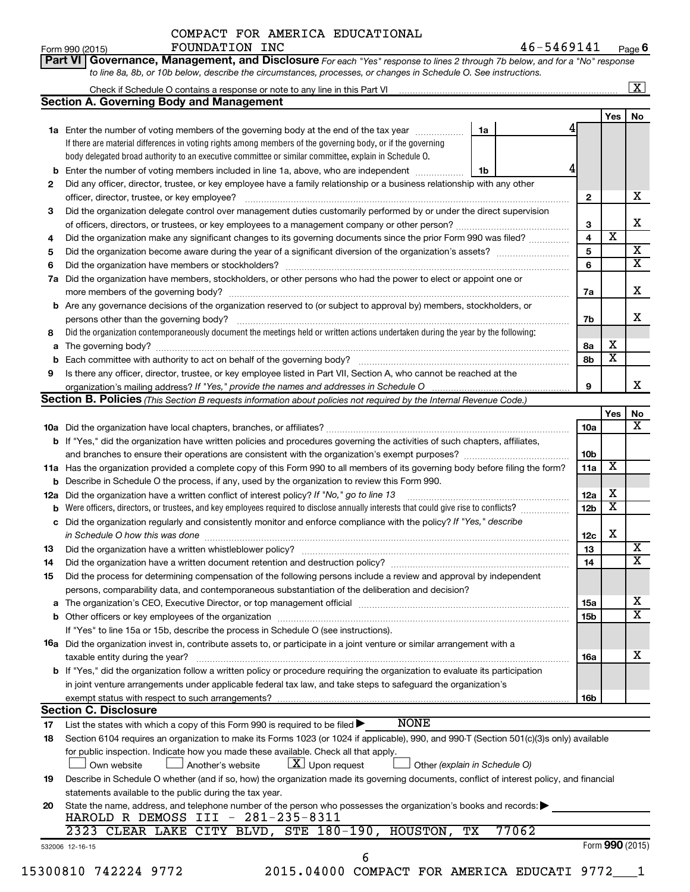Form 990 (2015) COMPACT FOR AMERICA EDUCATIONAL FOUNDATION INC 46-5469141 Page 6

**Part VI Governance, Management, and Disclosure** *For each "Yes" response to lines 2 through 7b below, and for a "No" response to line 8a, 8b, or 10b below, describe the circumstances, processes, or changes in Schedule O. See instructions.*

Check if Schedule O contains a response or note to any line in this Part VI ... [X]

## Section A. Governing Body and Management

| | | | | Yes | No |
|---|---|---|---|---|---|
| **1a** | Enter the number of voting members of the governing body at the end of the tax year ... If there are material differences in voting rights among members of the governing body, or if the governing body delegated broad authority to an executive committee or similar committee, explain in Schedule O. | 1a: 4 | | | |
| **b** | Enter the number of voting members included in line 1a, above, who are independent | 1b: 4 | | | |
| **2** | Did any officer, director, trustee, or key employee have a family relationship or a business relationship with any other officer, director, trustee, or key employee? | | 2 | | X |
| **3** | Did the organization delegate control over management duties customarily performed by or under the direct supervision of officers, directors, or trustees, or key employees to a management company or other person? | | 3 | | X |
| **4** | Did the organization make any significant changes to its governing documents since the prior Form 990 was filed? | | 4 | X | |
| **5** | Did the organization become aware during the year of a significant diversion of the organization's assets? | | 5 | | X |
| **6** | Did the organization have members or stockholders? | | 6 | | X |
| **7a** | Did the organization have members, stockholders, or other persons who had the power to elect or appoint one or more members of the governing body? | | 7a | | X |
| **b** | Are any governance decisions of the organization reserved to (or subject to approval by) members, stockholders, or persons other than the governing body? | | 7b | | X |
| **8** | Did the organization contemporaneously document the meetings held or written actions undertaken during the year by the following: | | | | |
| **a** | The governing body? | | 8a | X | |
| **b** | Each committee with authority to act on behalf of the governing body? | | 8b | X | |
| **9** | Is there any officer, director, trustee, or key employee listed in Part VII, Section A, who cannot be reached at the organization's mailing address? *If "Yes," provide the names and addresses in Schedule O* | | 9 | | X |

## Section B. Policies *(This Section B requests information about policies not required by the Internal Revenue Code.)*

| | | | Yes | No |
|---|---|---|---|---|
| **10a** | Did the organization have local chapters, branches, or affiliates? | 10a | | X |
| **b** | If "Yes," did the organization have written policies and procedures governing the activities of such chapters, affiliates, and branches to ensure their operations are consistent with the organization's exempt purposes? | 10b | | |
| **11a** | Has the organization provided a complete copy of this Form 990 to all members of its governing body before filing the form? | 11a | X | |
| **b** | Describe in Schedule O the process, if any, used by the organization to review this Form 990. | | | |
| **12a** | Did the organization have a written conflict of interest policy? *If "No," go to line 13* | 12a | X | |
| **b** | Were officers, directors, or trustees, and key employees required to disclose annually interests that could give rise to conflicts? | 12b | X | |
| **c** | Did the organization regularly and consistently monitor and enforce compliance with the policy? *If "Yes," describe in Schedule O how this was done* | 12c | X | |
| **13** | Did the organization have a written whistleblower policy? | 13 | | X |
| **14** | Did the organization have a written document retention and destruction policy? | 14 | | X |
| **15** | Did the process for determining compensation of the following persons include a review and approval by independent persons, comparability data, and contemporaneous substantiation of the deliberation and decision? | | | |
| **a** | The organization's CEO, Executive Director, or top management official | 15a | | X |
| **b** | Other officers or key employees of the organization | 15b | | X |
| | If "Yes" to line 15a or 15b, describe the process in Schedule O (see instructions). | | | |
| **16a** | Did the organization invest in, contribute assets to, or participate in a joint venture or similar arrangement with a taxable entity during the year? | 16a | | X |
| **b** | If "Yes," did the organization follow a written policy or procedure requiring the organization to evaluate its participation in joint venture arrangements under applicable federal tax law, and take steps to safeguard the organization's exempt status with respect to such arrangements? | 16b | | |

## Section C. Disclosure

**17** List the states with which a copy of this Form 990 is required to be filed ▶ NONE

**18** Section 6104 requires an organization to make its Forms 1023 (or 1024 if applicable), 990, and 990-T (Section 501(c)(3)s only) available for public inspection. Indicate how you made these available. Check all that apply.

[ ] Own website [ ] Another's website [X] Upon request [ ] Other *(explain in Schedule O)*

**19** Describe in Schedule O whether (and if so, how) the organization made its governing documents, conflict of interest policy, and financial statements available to the public during the tax year.

**20** State the name, address, and telephone number of the person who possesses the organization's books and records: ▶

HAROLD R DEMOSS III - 281-235-8311
2323 CLEAR LAKE CITY BLVD, STE 180-190, HOUSTON, TX 77062

532006 12-16-15 Form **990** (2015)

15300810 742224 9772 2015.04000 COMPACT FOR AMERICA EDUCATI 9772___1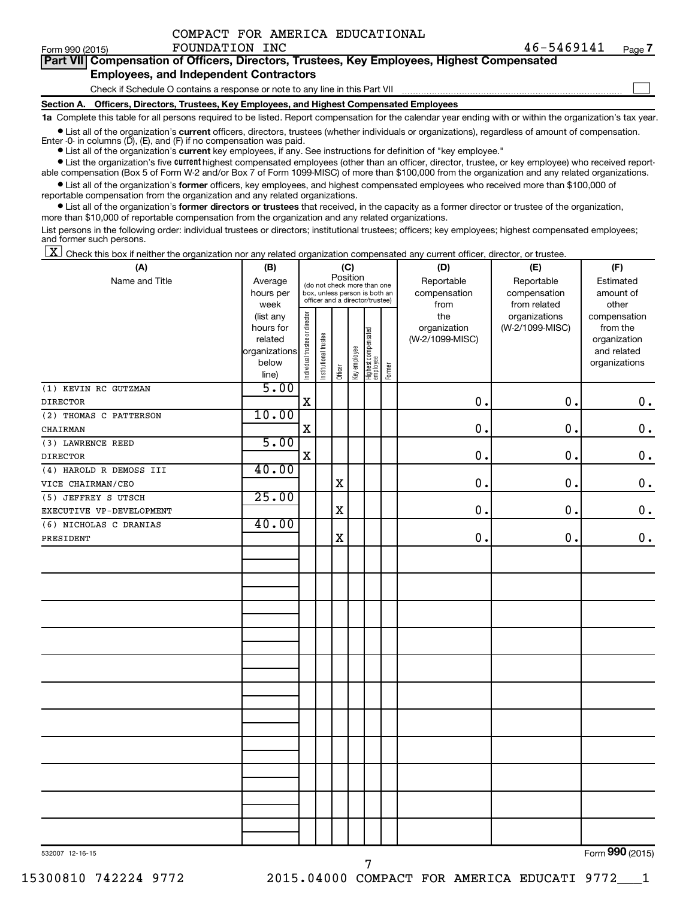COMPACT FOR AMERICA EDUCATIONAL FOUNDATION INC 46-5469141

## Part VII Compensation of Officers, Directors, Trustees, Key Employees, Highest Compensated Employees, and Independent Contractors

Check if Schedule O contains a response or note to any line in this Part VII

### Section A. Officers, Directors, Trustees, Key Employees, and Highest Compensated Employees

**1a** Complete this table for all persons required to be listed. Report compensation for the calendar year ending with or within the organization's tax year.

- List all of the organization's **current** officers, directors, trustees (whether individuals or organizations), regardless of amount of compensation. Enter -0- in columns (D), (E), and (F) if no compensation was paid.
- List all of the organization's **current** key employees, if any. See instructions for definition of "key employee."
- List the organization's five **current** highest compensated employees (other than an officer, director, trustee, or key employee) who received reportable compensation (Box 5 of Form W-2 and/or Box 7 of Form 1099-MISC) of more than $100,000 from the organization and any related organizations.
- List all of the organization's **former** officers, key employees, and highest compensated employees who received more than $100,000 of reportable compensation from the organization and any related organizations.
- List all of the organization's **former directors or trustees** that received, in the capacity as a former director or trustee of the organization, more than $10,000 of reportable compensation from the organization and any related organizations.

List persons in the following order: individual trustees or directors; institutional trustees; officers; key employees; highest compensated employees; and former such persons.

[X] Check this box if neither the organization nor any related organization compensated any current officer, director, or trustee.

| (A) Name and Title | (B) Average hours per week (list any hours for related organizations below line) | (C) Position: Individual trustee or director | Institutional trustee | Officer | Key employee | Highest compensated employee | Former | (D) Reportable compensation from the organization (W-2/1099-MISC) | (E) Reportable compensation from related organizations (W-2/1099-MISC) | (F) Estimated amount of other compensation from the organization and related organizations |
|---|---|---|---|---|---|---|---|---|---|---|
| (1) KEVIN RC GUTZMAN<br>DIRECTOR | 5.00 | X | | | | | | 0. | 0. | 0. |
| (2) THOMAS C PATTERSON<br>CHAIRMAN | 10.00 | X | | | | | | 0. | 0. | 0. |
| (3) LAWRENCE REED<br>DIRECTOR | 5.00 | X | | | | | | 0. | 0. | 0. |
| (4) HAROLD R DEMOSS III<br>VICE CHAIRMAN/CEO | 40.00 | | | X | | | | 0. | 0. | 0. |
| (5) JEFFREY S UTSCH<br>EXECUTIVE VP-DEVELOPMENT | 25.00 | | | X | | | | 0. | 0. | 0. |
| (6) NICHOLAS C DRANIAS<br>PRESIDENT | 40.00 | | | X | | | | 0. | 0. | 0. |

Form 990 (2015)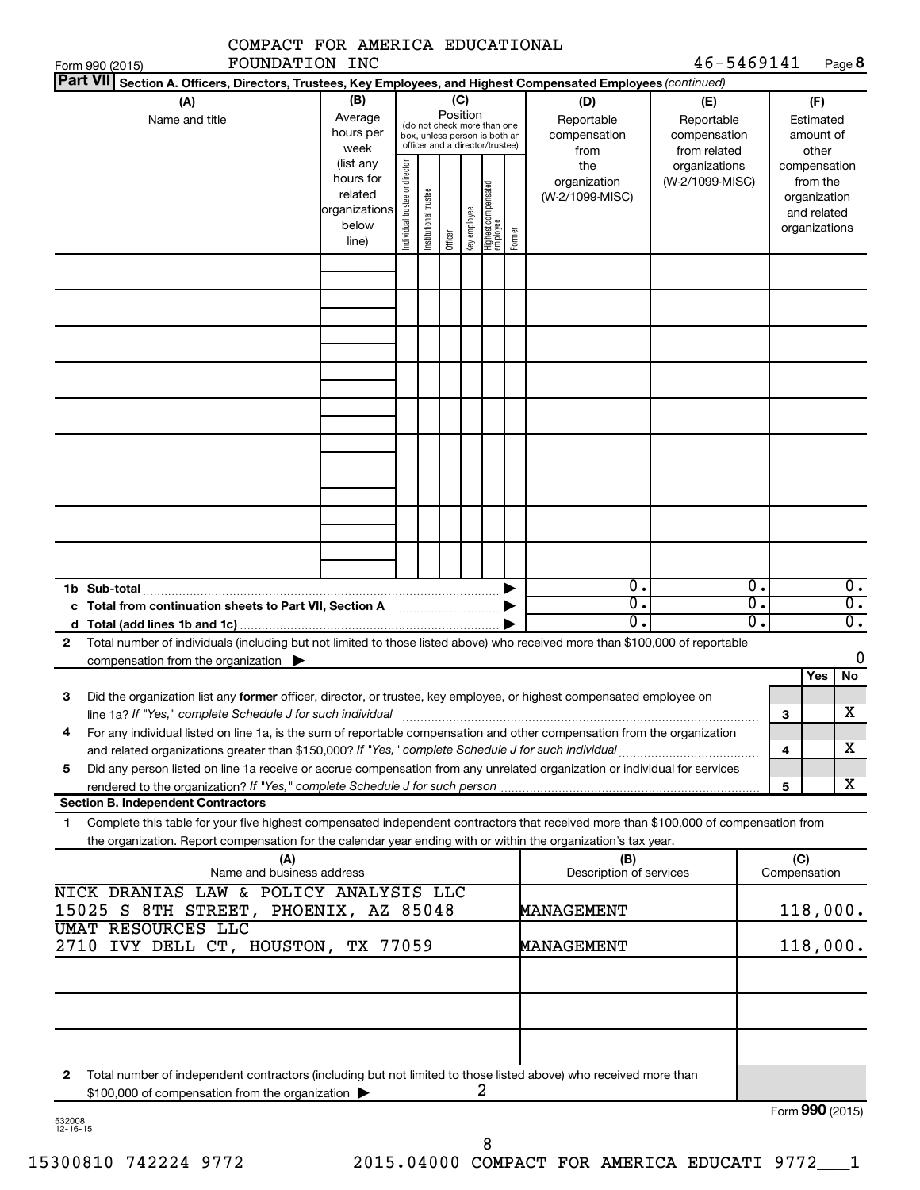COMPACT FOR AMERICA EDUCATIONAL FOUNDATION INC 46-5469141

Form 990 (2015) Page **8**

**Part VII** **Section A. Officers, Directors, Trustees, Key Employees, and Highest Compensated Employees** *(continued)*

| (A) Name and title | (B) Average hours per week (list any hours for related organizations below line) | (C) Position (do not check more than one box, unless person is both an officer and a director/trustee): Individual trustee or director | Institutional trustee | Officer | Key employee | Highest compensated employee | Former | (D) Reportable compensation from the organization (W-2/1099-MISC) | (E) Reportable compensation from related organizations (W-2/1099-MISC) | (F) Estimated amount of other compensation from the organization and related organizations |
|---|---|---|---|---|---|---|---|---|---|---|
| | | | | | | | | | | |
| | | | | | | | | | | |
| | | | | | | | | | | |
| | | | | | | | | | | |
| | | | | | | | | | | |
| | | | | | | | | | | |
| | | | | | | | | | | |
| | | | | | | | | | | |
| | | | | | | | | | | |
| **1b Sub-total** ▶ | | | | | | | | 0. | 0. | 0. |
| **c Total from continuation sheets to Part VII, Section A** ▶ | | | | | | | | 0. | 0. | 0. |
| **d Total (add lines 1b and 1c)** ▶ | | | | | | | | 0. | 0. | 0. |

**2** Total number of individuals (including but not limited to those listed above) who received more than $100,000 of reportable compensation from the organization ▶ 0

| | | Yes | No |
|---|---|---|---|
| **3** Did the organization list any **former** officer, director, or trustee, key employee, or highest compensated employee on line 1a? *If "Yes," complete Schedule J for such individual* | **3** | | X |
| **4** For any individual listed on line 1a, is the sum of reportable compensation and other compensation from the organization and related organizations greater than $150,000? *If "Yes," complete Schedule J for such individual* | **4** | | X |
| **5** Did any person listed on line 1a receive or accrue compensation from any unrelated organization or individual for services rendered to the organization? *If "Yes," complete Schedule J for such person* | **5** | | X |

**Section B. Independent Contractors**

**1** Complete this table for your five highest compensated independent contractors that received more than $100,000 of compensation from the organization. Report compensation for the calendar year ending with or within the organization's tax year.

| (A) Name and business address | (B) Description of services | (C) Compensation |
|---|---|---|
| NICK DRANIAS LAW & POLICY ANALYSIS LLC 15025 S 8TH STREET, PHOENIX, AZ 85048 | MANAGEMENT | 118,000. |
| UMAT RESOURCES LLC 2710 IVY DELL CT, HOUSTON, TX 77059 | MANAGEMENT | 118,000. |
| | | |
| | | |
| | | |

**2** Total number of independent contractors (including but not limited to those listed above) who received more than $100,000 of compensation from the organization ▶ 2

Form **990** (2015)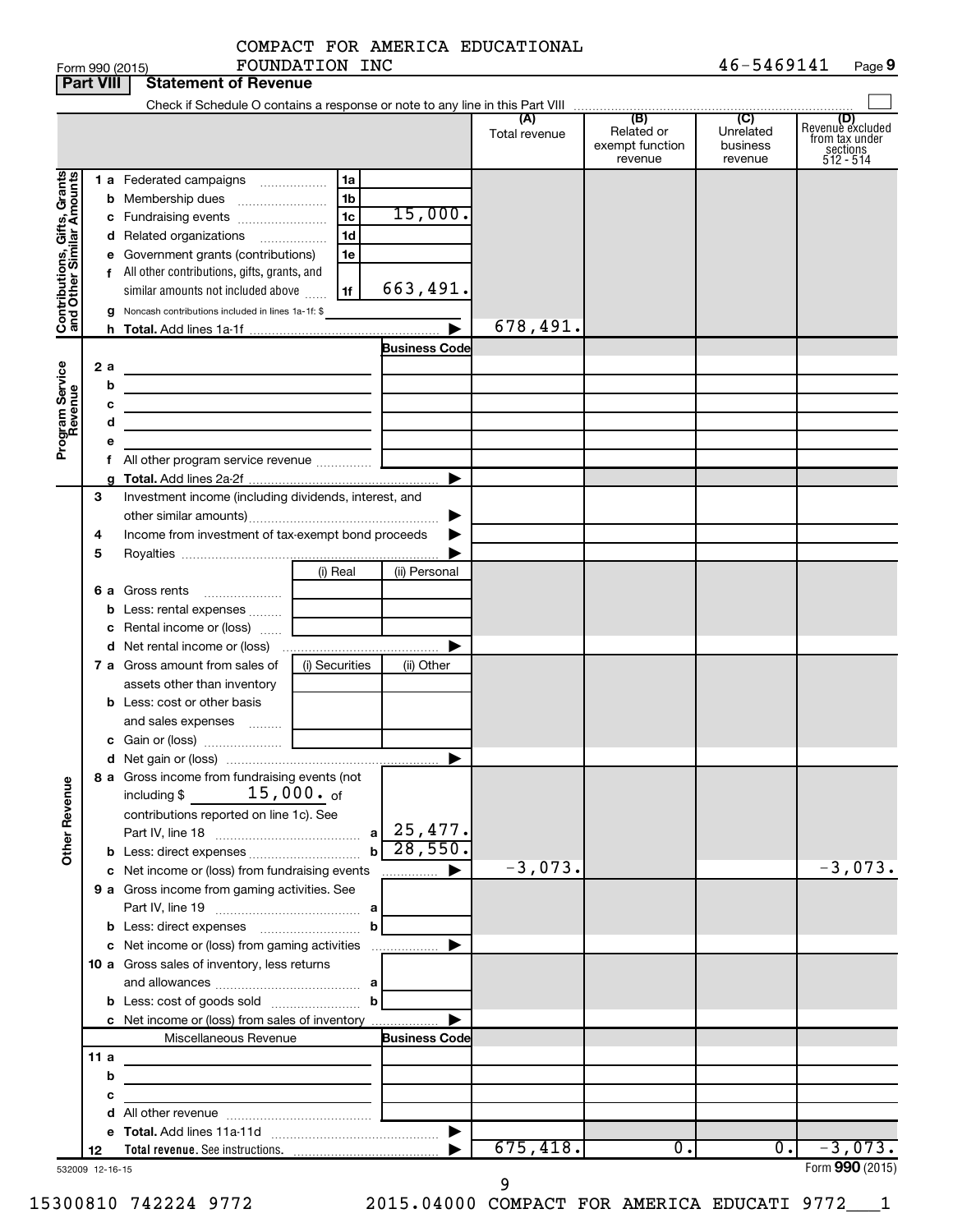COMPACT FOR AMERICA EDUCATIONAL FOUNDATION INC 46-5469141

Form 990 (2015)

## Part VIII Statement of Revenue

Check if Schedule O contains a response or note to any line in this Part VIII

| | | | (A) Total revenue | (B) Related or exempt function revenue | (C) Unrelated business revenue | (D) Revenue excluded from tax under sections 512 - 514 |
|---|---|---|---|---|---|---|
| **Contributions, Gifts, Grants and Other Similar Amounts** | 1a Federated campaigns | 1a | | | | |
| | b Membership dues | 1b | | | | |
| | c Fundraising events | 1c 15,000. | | | | |
| | d Related organizations | 1d | | | | |
| | e Government grants (contributions) | 1e | | | | |
| | f All other contributions, gifts, grants, and similar amounts not included above | 1f 663,491. | | | | |
| | g Noncash contributions included in lines 1a-1f: $ | | | | | |
| | h **Total.** Add lines 1a-1f | | 678,491. | | | |
| **Program Service Revenue** | | Business Code | | | | |
| | 2a | | | | | |
| | b | | | | | |
| | c | | | | | |
| | d | | | | | |
| | e | | | | | |
| | f All other program service revenue | | | | | |
| | g **Total.** Add lines 2a-2f | | | | | |
| | 3 Investment income (including dividends, interest, and other similar amounts) | | | | | |
| | 4 Income from investment of tax-exempt bond proceeds | | | | | |
| | 5 Royalties | | | | | |
| | | (i) Real / (ii) Personal | | | | |
| | 6a Gross rents | | | | | |
| | b Less: rental expenses | | | | | |
| | c Rental income or (loss) | | | | | |
| | d Net rental income or (loss) | | | | | |
| | 7a Gross amount from sales of assets other than inventory | (i) Securities / (ii) Other | | | | |
| | b Less: cost or other basis and sales expenses | | | | | |
| | c Gain or (loss) | | | | | |
| | d Net gain or (loss) | | | | | |
| **Other Revenue** | 8a Gross income from fundraising events (not including $ 15,000. of contributions reported on line 1c). See Part IV, line 18 | a 25,477. | | | | |
| | b Less: direct expenses | b 28,550. | | | | |
| | c Net income or (loss) from fundraising events | | -3,073. | | | -3,073. |
| | 9a Gross income from gaming activities. See Part IV, line 19 | a | | | | |
| | b Less: direct expenses | b | | | | |
| | c Net income or (loss) from gaming activities | | | | | |
| | 10a Gross sales of inventory, less returns and allowances | a | | | | |
| | b Less: cost of goods sold | b | | | | |
| | c Net income or (loss) from sales of inventory | | | | | |
| | Miscellaneous Revenue | Business Code | | | | |
| | 11a | | | | | |
| | b | | | | | |
| | c | | | | | |
| | d All other revenue | | | | | |
| | e **Total.** Add lines 11a-11d | | | | | |
| | 12 **Total revenue.** See instructions. | | 675,418. | 0. | 0. | -3,073. |

532009 12-16-15

Form **990** (2015)

15300810 742224 9772 2015.04000 COMPACT FOR AMERICA EDUCATI 9772___1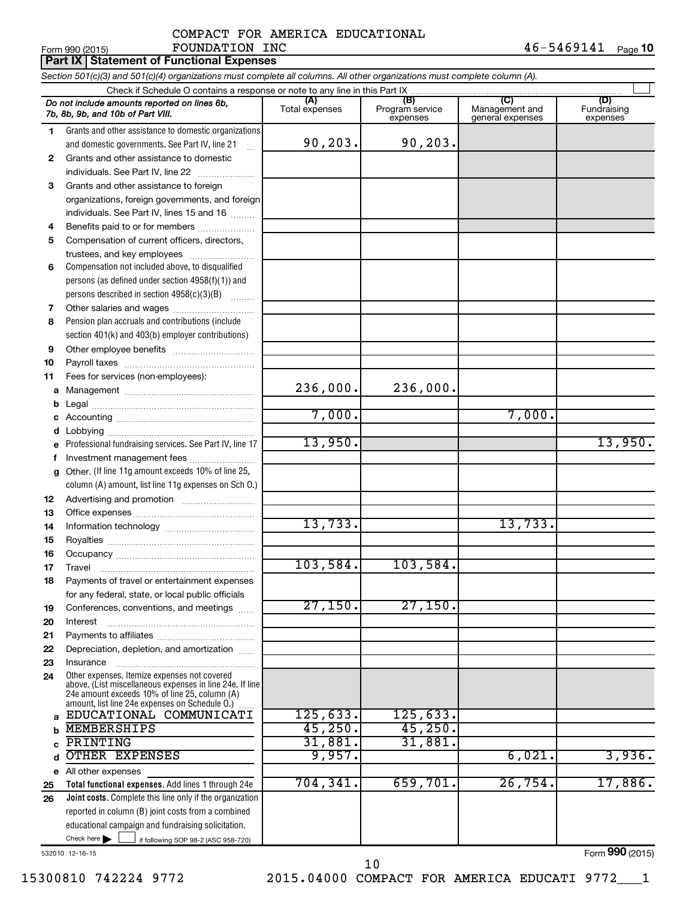COMPACT FOR AMERICA EDUCATIONAL FOUNDATION INC

Form 990 (2015) 46-5469141

## Part IX Statement of Functional Expenses

*Section 501(c)(3) and 501(c)(4) organizations must complete all columns. All other organizations must complete column (A).*

Check if Schedule O contains a response or note to any line in this Part IX

| | *Do not include amounts reported on lines 6b, 7b, 8b, 9b, and 10b of Part VIII.* | (A) Total expenses | (B) Program service expenses | (C) Management and general expenses | (D) Fundraising expenses |
|---|---|---|---|---|---|
| 1 | Grants and other assistance to domestic organizations and domestic governments. See Part IV, line 21 | 90,203. | 90,203. | | |
| 2 | Grants and other assistance to domestic individuals. See Part IV, line 22 | | | | |
| 3 | Grants and other assistance to foreign organizations, foreign governments, and foreign individuals. See Part IV, lines 15 and 16 | | | | |
| 4 | Benefits paid to or for members | | | | |
| 5 | Compensation of current officers, directors, trustees, and key employees | | | | |
| 6 | Compensation not included above, to disqualified persons (as defined under section 4958(f)(1)) and persons described in section 4958(c)(3)(B) | | | | |
| 7 | Other salaries and wages | | | | |
| 8 | Pension plan accruals and contributions (include section 401(k) and 403(b) employer contributions) | | | | |
| 9 | Other employee benefits | | | | |
| 10 | Payroll taxes | | | | |
| 11 | Fees for services (non-employees): | | | | |
| a | Management | 236,000. | 236,000. | | |
| b | Legal | | | | |
| c | Accounting | 7,000. | | 7,000. | |
| d | Lobbying | | | | |
| e | Professional fundraising services. See Part IV, line 17 | 13,950. | | | 13,950. |
| f | Investment management fees | | | | |
| g | Other. (If line 11g amount exceeds 10% of line 25, column (A) amount, list line 11g expenses on Sch O.) | | | | |
| 12 | Advertising and promotion | | | | |
| 13 | Office expenses | | | | |
| 14 | Information technology | 13,733. | | 13,733. | |
| 15 | Royalties | | | | |
| 16 | Occupancy | | | | |
| 17 | Travel | 103,584. | 103,584. | | |
| 18 | Payments of travel or entertainment expenses for any federal, state, or local public officials | | | | |
| 19 | Conferences, conventions, and meetings | 27,150. | 27,150. | | |
| 20 | Interest | | | | |
| 21 | Payments to affiliates | | | | |
| 22 | Depreciation, depletion, and amortization | | | | |
| 23 | Insurance | | | | |
| 24 | Other expenses. Itemize expenses not covered above. (List miscellaneous expenses in line 24e. If line 24e amount exceeds 10% of line 25, column (A) amount, list line 24e expenses on Schedule O.) | | | | |
| a | EDUCATIONAL COMMUNICATI | 125,633. | 125,633. | | |
| b | MEMBERSHIPS | 45,250. | 45,250. | | |
| c | PRINTING | 31,881. | 31,881. | | |
| d | OTHER EXPENSES | 9,957. | | 6,021. | 3,936. |
| e | All other expenses | | | | |
| 25 | **Total functional expenses.** Add lines 1 through 24e | 704,341. | 659,701. | 26,754. | 17,886. |
| 26 | **Joint costs.** Complete this line only if the organization reported in column (B) joint costs from a combined educational campaign and fundraising solicitation. Check here ☐ if following SOP 98-2 (ASC 958-720) | | | | |

532010 12-16-15

Form **990** (2015)

15300810 742224 9772 2015.04000 COMPACT FOR AMERICA EDUCATI 9772___1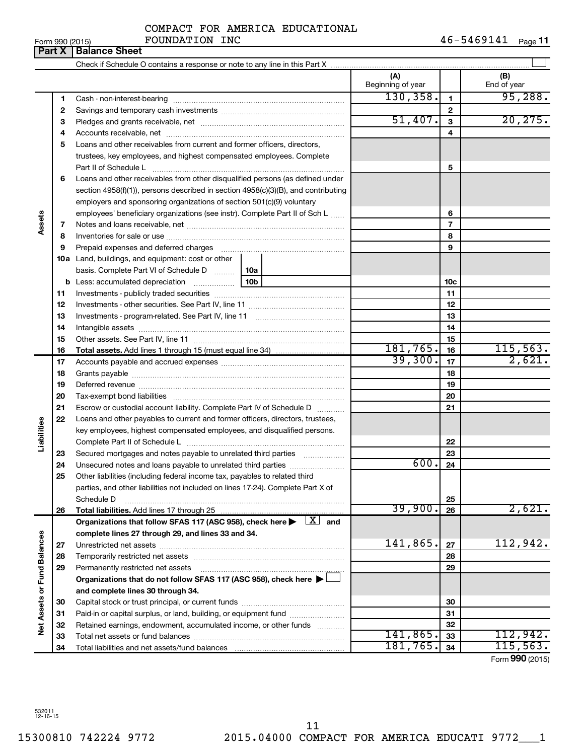Form 990 (2015) COMPACT FOR AMERICA EDUCATIONAL FOUNDATION INC 46-5469141 Page **11**

## Part X | Balance Sheet

Check if Schedule O contains a response or note to any line in this Part X ☐

| | | | (A) Beginning of year | | (B) End of year |
|---|---|---|---|---|---|
| Assets | 1 | Cash - non-interest-bearing | 130,358. | 1 | 95,288. |
| | 2 | Savings and temporary cash investments | | 2 | |
| | 3 | Pledges and grants receivable, net | 51,407. | 3 | 20,275. |
| | 4 | Accounts receivable, net | | 4 | |
| | 5 | Loans and other receivables from current and former officers, directors, trustees, key employees, and highest compensated employees. Complete Part II of Schedule L | | 5 | |
| | 6 | Loans and other receivables from other disqualified persons (as defined under section 4958(f)(1)), persons described in section 4958(c)(3)(B), and contributing employers and sponsoring organizations of section 501(c)(9) voluntary employees' beneficiary organizations (see instr). Complete Part II of Sch L | | 6 | |
| | 7 | Notes and loans receivable, net | | 7 | |
| | 8 | Inventories for sale or use | | 8 | |
| | 9 | Prepaid expenses and deferred charges | | 9 | |
| | 10a | Land, buildings, and equipment: cost or other basis. Complete Part VI of Schedule D — 10a | | | |
| | b | Less: accumulated depreciation — 10b | | 10c | |
| | 11 | Investments - publicly traded securities | | 11 | |
| | 12 | Investments - other securities. See Part IV, line 11 | | 12 | |
| | 13 | Investments - program-related. See Part IV, line 11 | | 13 | |
| | 14 | Intangible assets | | 14 | |
| | 15 | Other assets. See Part IV, line 11 | | 15 | |
| | 16 | **Total assets.** Add lines 1 through 15 (must equal line 34) | 181,765. | 16 | 115,563. |
| Liabilities | 17 | Accounts payable and accrued expenses | 39,300. | 17 | 2,621. |
| | 18 | Grants payable | | 18 | |
| | 19 | Deferred revenue | | 19 | |
| | 20 | Tax-exempt bond liabilities | | 20 | |
| | 21 | Escrow or custodial account liability. Complete Part IV of Schedule D | | 21 | |
| | 22 | Loans and other payables to current and former officers, directors, trustees, key employees, highest compensated employees, and disqualified persons. Complete Part II of Schedule L | | 22 | |
| | 23 | Secured mortgages and notes payable to unrelated third parties | | 23 | |
| | 24 | Unsecured notes and loans payable to unrelated third parties | 600. | 24 | |
| | 25 | Other liabilities (including federal income tax, payables to related third parties, and other liabilities not included on lines 17-24). Complete Part X of Schedule D | | 25 | |
| | 26 | **Total liabilities.** Add lines 17 through 25 | 39,900. | 26 | 2,621. |
| Net Assets or Fund Balances | | **Organizations that follow SFAS 117 (ASC 958), check here ▶ ☒ and complete lines 27 through 29, and lines 33 and 34.** | | | |
| | 27 | Unrestricted net assets | 141,865. | 27 | 112,942. |
| | 28 | Temporarily restricted net assets | | 28 | |
| | 29 | Permanently restricted net assets | | 29 | |
| | | **Organizations that do not follow SFAS 117 (ASC 958), check here ▶ ☐ and complete lines 30 through 34.** | | | |
| | 30 | Capital stock or trust principal, or current funds | | 30 | |
| | 31 | Paid-in or capital surplus, or land, building, or equipment fund | | 31 | |
| | 32 | Retained earnings, endowment, accumulated income, or other funds | | 32 | |
| | 33 | Total net assets or fund balances | 141,865. | 33 | 112,942. |
| | 34 | Total liabilities and net assets/fund balances | 181,765. | 34 | 115,563. |

Form **990** (2015)

532011 12-16-15

15300810 742224 9772 2015.04000 COMPACT FOR AMERICA EDUCATI 9772___1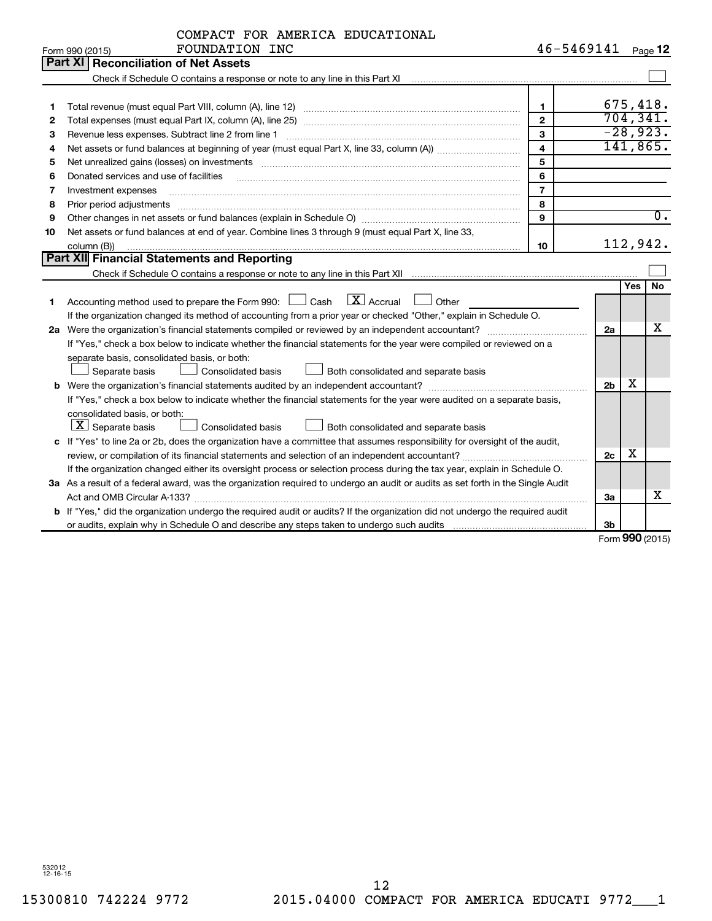Form 990 (2015) COMPACT FOR AMERICA EDUCATIONAL FOUNDATION INC 46-5469141 Page 12

## Part XI Reconciliation of Net Assets

Check if Schedule O contains a response or note to any line in this Part XI ☐

| | | | |
|---|---|---|---|
| 1 | Total revenue (must equal Part VIII, column (A), line 12) | 1 | 675,418. |
| 2 | Total expenses (must equal Part IX, column (A), line 25) | 2 | 704,341. |
| 3 | Revenue less expenses. Subtract line 2 from line 1 | 3 | -28,923. |
| 4 | Net assets or fund balances at beginning of year (must equal Part X, line 33, column (A)) | 4 | 141,865. |
| 5 | Net unrealized gains (losses) on investments | 5 | |
| 6 | Donated services and use of facilities | 6 | |
| 7 | Investment expenses | 7 | |
| 8 | Prior period adjustments | 8 | |
| 9 | Other changes in net assets or fund balances (explain in Schedule O) | 9 | 0. |
| 10 | Net assets or fund balances at end of year. Combine lines 3 through 9 (must equal Part X, line 33, column (B)) | 10 | 112,942. |

## Part XII Financial Statements and Reporting

Check if Schedule O contains a response or note to any line in this Part XII ☐

| | | | Yes | No |
|---|---|---|---|---|
| 1 | Accounting method used to prepare the Form 990: ☐ Cash ☒ Accrual ☐ Other<br>If the organization changed its method of accounting from a prior year or checked "Other," explain in Schedule O. | | | |
| 2a | Were the organization's financial statements compiled or reviewed by an independent accountant?<br>If "Yes," check a box below to indicate whether the financial statements for the year were compiled or reviewed on a separate basis, consolidated basis, or both:<br>☐ Separate basis ☐ Consolidated basis ☐ Both consolidated and separate basis | 2a | | X |
| b | Were the organization's financial statements audited by an independent accountant?<br>If "Yes," check a box below to indicate whether the financial statements for the year were audited on a separate basis, consolidated basis, or both:<br>☒ Separate basis ☐ Consolidated basis ☐ Both consolidated and separate basis | 2b | X | |
| c | If "Yes" to line 2a or 2b, does the organization have a committee that assumes responsibility for oversight of the audit, review, or compilation of its financial statements and selection of an independent accountant?<br>If the organization changed either its oversight process or selection process during the tax year, explain in Schedule O. | 2c | X | |
| 3a | As a result of a federal award, was the organization required to undergo an audit or audits as set forth in the Single Audit Act and OMB Circular A-133? | 3a | | X |
| b | If "Yes," did the organization undergo the required audit or audits? If the organization did not undergo the required audit or audits, explain why in Schedule O and describe any steps taken to undergo such audits | 3b | | |

Form 990 (2015)

532012 12-16-15

15300810 742224 9772 2015.04000 COMPACT FOR AMERICA EDUCATI 9772___1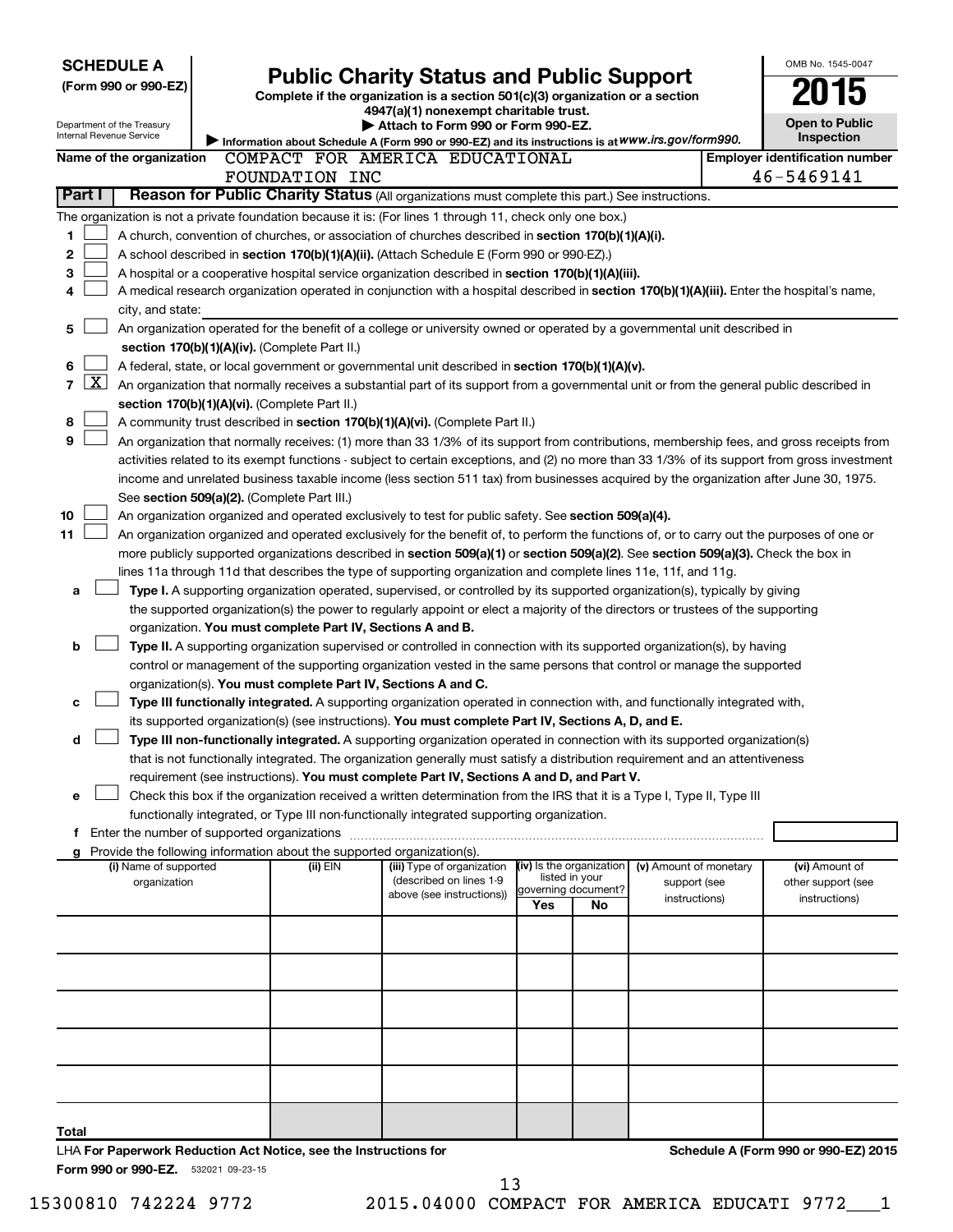**SCHEDULE A**
**(Form 990 or 990-EZ)**

Department of the Treasury
Internal Revenue Service

# Public Charity Status and Public Support

**Complete if the organization is a section 501(c)(3) organization or a section 4947(a)(1) nonexempt charitable trust.**
**▶ Attach to Form 990 or Form 990-EZ.**
▶ Information about Schedule A (Form 990 or 990-EZ) and its instructions is at *www.irs.gov/form990.*

OMB No. 1545-0047
**2015**
**Open to Public Inspection**

**Name of the organization:** COMPACT FOR AMERICA EDUCATIONAL FOUNDATION INC
**Employer identification number:** 46-5469141

## Part I  Reason for Public Charity Status (All organizations must complete this part.) See instructions.

The organization is not a private foundation because it is: (For lines 1 through 11, check only one box.)

1. ☐ A church, convention of churches, or association of churches described in **section 170(b)(1)(A)(i).**
2. ☐ A school described in **section 170(b)(1)(A)(ii).** (Attach Schedule E (Form 990 or 990-EZ).)
3. ☐ A hospital or a cooperative hospital service organization described in **section 170(b)(1)(A)(iii).**
4. ☐ A medical research organization operated in conjunction with a hospital described in **section 170(b)(1)(A)(iii).** Enter the hospital's name, city, and state:
5. ☐ An organization operated for the benefit of a college or university owned or operated by a governmental unit described in **section 170(b)(1)(A)(iv).** (Complete Part II.)
6. ☐ A federal, state, or local government or governmental unit described in **section 170(b)(1)(A)(v).**
7. ☒ An organization that normally receives a substantial part of its support from a governmental unit or from the general public described in **section 170(b)(1)(A)(vi).** (Complete Part II.)
8. ☐ A community trust described in **section 170(b)(1)(A)(vi).** (Complete Part II.)
9. ☐ An organization that normally receives: (1) more than 33 1/3% of its support from contributions, membership fees, and gross receipts from activities related to its exempt functions - subject to certain exceptions, and (2) no more than 33 1/3% of its support from gross investment income and unrelated business taxable income (less section 511 tax) from businesses acquired by the organization after June 30, 1975. See **section 509(a)(2).** (Complete Part III.)
10. ☐ An organization organized and operated exclusively to test for public safety. See **section 509(a)(4).**
11. ☐ An organization organized and operated exclusively for the benefit of, to perform the functions of, or to carry out the purposes of one or more publicly supported organizations described in **section 509(a)(1)** or **section 509(a)(2).** See **section 509(a)(3).** Check the box in lines 11a through 11d that describes the type of supporting organization and complete lines 11e, 11f, and 11g.
   - **a** ☐ **Type I.** A supporting organization operated, supervised, or controlled by its supported organization(s), typically by giving the supported organization(s) the power to regularly appoint or elect a majority of the directors or trustees of the supporting organization. **You must complete Part IV, Sections A and B.**
   - **b** ☐ **Type II.** A supporting organization supervised or controlled in connection with its supported organization(s), by having control or management of the supporting organization vested in the same persons that control or manage the supported organization(s). **You must complete Part IV, Sections A and C.**
   - **c** ☐ **Type III functionally integrated.** A supporting organization operated in connection with, and functionally integrated with, its supported organization(s) (see instructions). **You must complete Part IV, Sections A, D, and E.**
   - **d** ☐ **Type III non-functionally integrated.** A supporting organization operated in connection with its supported organization(s) that is not functionally integrated. The organization generally must satisfy a distribution requirement and an attentiveness requirement (see instructions). **You must complete Part IV, Sections A and D, and Part V.**
   - **e** ☐ Check this box if the organization received a written determination from the IRS that it is a Type I, Type II, Type III functionally integrated, or Type III non-functionally integrated supporting organization.
   - **f** Enter the number of supported organizations
   - **g** Provide the following information about the supported organization(s).

| (i) Name of supported organization | (ii) EIN | (iii) Type of organization (described on lines 1-9 above (see instructions)) | (iv) Is the organization listed in your governing document? Yes | No | (v) Amount of monetary support (see instructions) | (vi) Amount of other support (see instructions) |
|---|---|---|---|---|---|---|
| | | | | | | |
| | | | | | | |
| | | | | | | |
| | | | | | | |
| | | | | | | |
| Total | | | | | | |

LHA **For Paperwork Reduction Act Notice, see the Instructions for Form 990 or 990-EZ.** 532021 09-23-15

**Schedule A (Form 990 or 990-EZ) 2015**

15300810 742224 9772    2015.04000 COMPACT FOR AMERICA EDUCATI 9772___1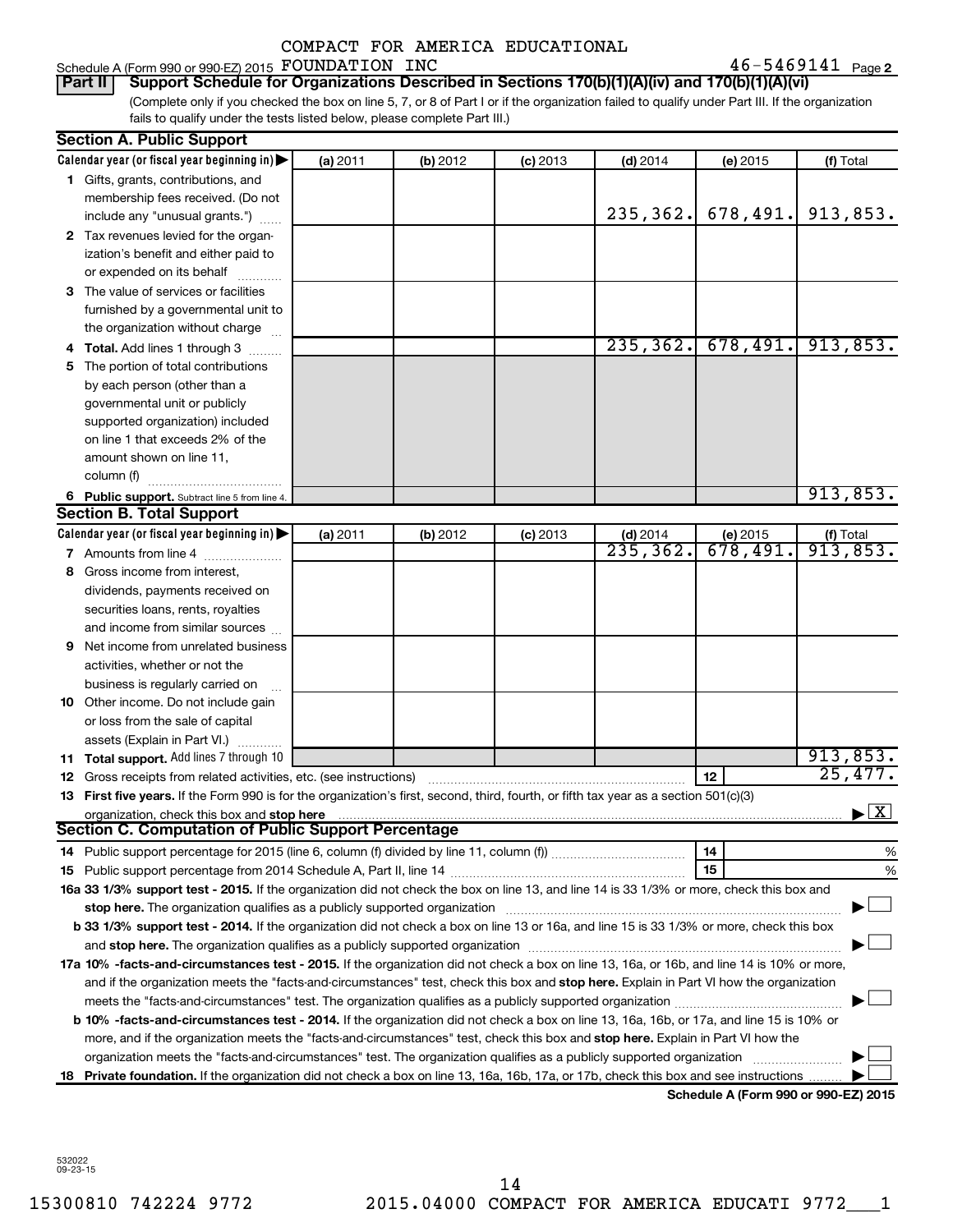Schedule A (Form 990 or 990-EZ) 2015 COMPACT FOR AMERICA EDUCATIONAL FOUNDATION INC 46-5469141 Page 2

**Part II Support Schedule for Organizations Described in Sections 170(b)(1)(A)(iv) and 170(b)(1)(A)(vi)**

(Complete only if you checked the box on line 5, 7, or 8 of Part I or if the organization failed to qualify under Part III. If the organization fails to qualify under the tests listed below, please complete Part III.)

### Section A. Public Support

| Calendar year (or fiscal year beginning in) ▶ | (a) 2011 | (b) 2012 | (c) 2013 | (d) 2014 | (e) 2015 | (f) Total |
|---|---|---|---|---|---|---|
| **1** Gifts, grants, contributions, and membership fees received. (Do not include any "unusual grants.") | | | | 235,362. | 678,491. | 913,853. |
| **2** Tax revenues levied for the organization's benefit and either paid to or expended on its behalf | | | | | | |
| **3** The value of services or facilities furnished by a governmental unit to the organization without charge | | | | | | |
| **4 Total.** Add lines 1 through 3 | | | | 235,362. | 678,491. | 913,853. |
| **5** The portion of total contributions by each person (other than a governmental unit or publicly supported organization) included on line 1 that exceeds 2% of the amount shown on line 11, column (f) | | | | | | |
| **6 Public support.** Subtract line 5 from line 4. | | | | | | 913,853. |

### Section B. Total Support

| Calendar year (or fiscal year beginning in) ▶ | (a) 2011 | (b) 2012 | (c) 2013 | (d) 2014 | (e) 2015 | (f) Total |
|---|---|---|---|---|---|---|
| **7** Amounts from line 4 | | | | 235,362. | 678,491. | 913,853. |
| **8** Gross income from interest, dividends, payments received on securities loans, rents, royalties and income from similar sources | | | | | | |
| **9** Net income from unrelated business activities, whether or not the business is regularly carried on | | | | | | |
| **10** Other income. Do not include gain or loss from the sale of capital assets (Explain in Part VI.) | | | | | | |
| **11 Total support.** Add lines 7 through 10 | | | | | | 913,853. |

**12** Gross receipts from related activities, etc. (see instructions) **12** 25,477.

**13 First five years.** If the Form 990 is for the organization's first, second, third, fourth, or fifth tax year as a section 501(c)(3) organization, check this box and **stop here** ▶ [X]

### Section C. Computation of Public Support Percentage

**14** Public support percentage for 2015 (line 6, column (f) divided by line 11, column (f)) **14** %

**15** Public support percentage from 2014 Schedule A, Part II, line 14 **15** %

**16a 33 1/3% support test - 2015.** If the organization did not check the box on line 13, and line 14 is 33 1/3% or more, check this box and **stop here.** The organization qualifies as a publicly supported organization ▶ [ ]

**b 33 1/3% support test - 2014.** If the organization did not check a box on line 13 or 16a, and line 15 is 33 1/3% or more, check this box and **stop here.** The organization qualifies as a publicly supported organization ▶ [ ]

**17a 10% -facts-and-circumstances test - 2015.** If the organization did not check a box on line 13, 16a, or 16b, and line 14 is 10% or more, and if the organization meets the "facts-and-circumstances" test, check this box and **stop here.** Explain in Part VI how the organization meets the "facts-and-circumstances" test. The organization qualifies as a publicly supported organization ▶ [ ]

**b 10% -facts-and-circumstances test - 2014.** If the organization did not check a box on line 13, 16a, 16b, or 17a, and line 15 is 10% or more, and if the organization meets the "facts-and-circumstances" test, check this box and **stop here.** Explain in Part VI how the organization meets the "facts-and-circumstances" test. The organization qualifies as a publicly supported organization ▶ [ ]

**18 Private foundation.** If the organization did not check a box on line 13, 16a, 16b, 17a, or 17b, check this box and see instructions ▶ [ ]

**Schedule A (Form 990 or 990-EZ) 2015**

532022 09-23-15

15300810 742224 9772 2015.04000 COMPACT FOR AMERICA EDUCATI 9772___1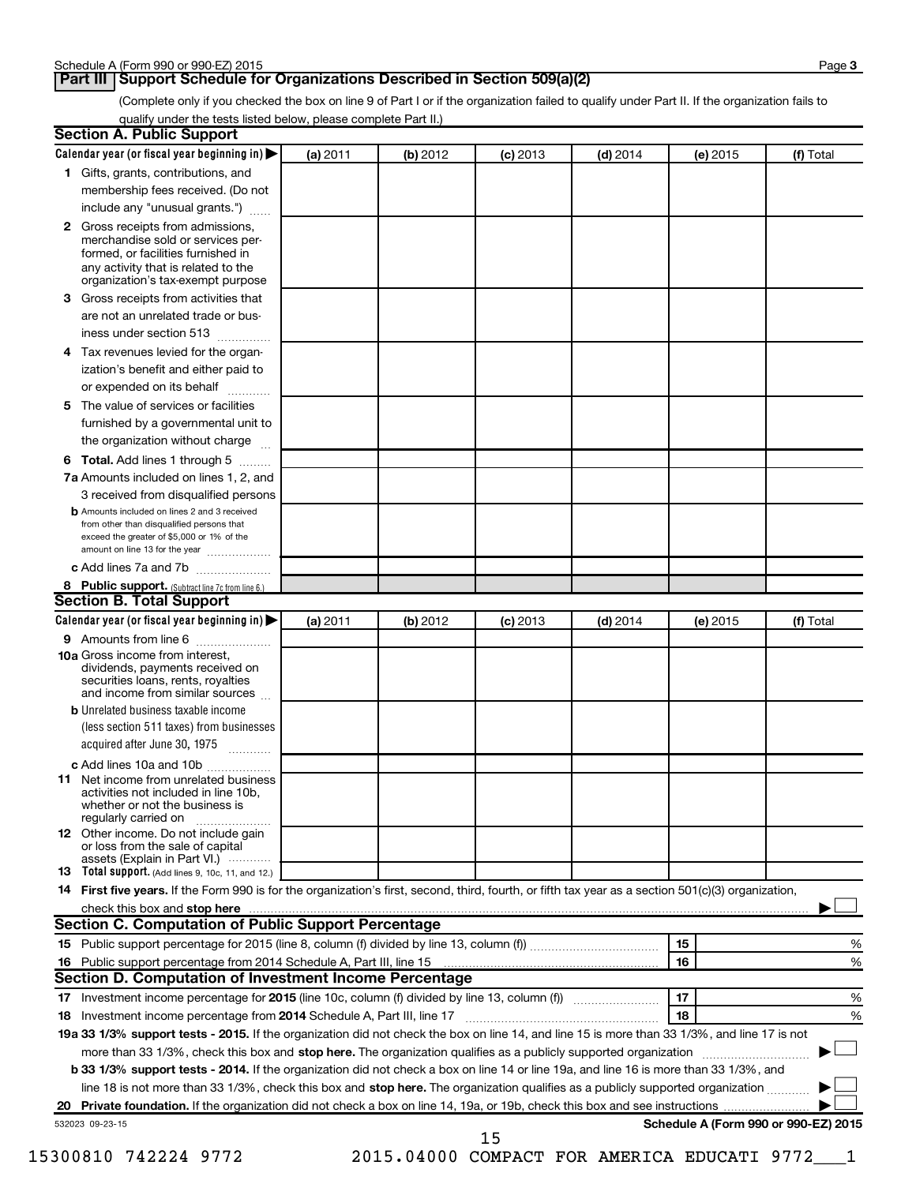## Part III Support Schedule for Organizations Described in Section 509(a)(2)

(Complete only if you checked the box on line 9 of Part I or if the organization failed to qualify under Part II. If the organization fails to qualify under the tests listed below, please complete Part II.)

### Section A. Public Support

| Calendar year (or fiscal year beginning in) ▶ | (a) 2011 | (b) 2012 | (c) 2013 | (d) 2014 | (e) 2015 | (f) Total |
|---|---|---|---|---|---|---|
| **1** Gifts, grants, contributions, and membership fees received. (Do not include any "unusual grants.") | | | | | | |
| **2** Gross receipts from admissions, merchandise sold or services performed, or facilities furnished in any activity that is related to the organization's tax-exempt purpose | | | | | | |
| **3** Gross receipts from activities that are not an unrelated trade or business under section 513 | | | | | | |
| **4** Tax revenues levied for the organization's benefit and either paid to or expended on its behalf | | | | | | |
| **5** The value of services or facilities furnished by a governmental unit to the organization without charge | | | | | | |
| **6 Total.** Add lines 1 through 5 | | | | | | |
| **7a** Amounts included on lines 1, 2, and 3 received from disqualified persons | | | | | | |
| **b** Amounts included on lines 2 and 3 received from other than disqualified persons that exceed the greater of $5,000 or 1% of the amount on line 13 for the year | | | | | | |
| **c** Add lines 7a and 7b | | | | | | |
| **8 Public support.** (Subtract line 7c from line 6.) | | | | | | |

### Section B. Total Support

| Calendar year (or fiscal year beginning in) ▶ | (a) 2011 | (b) 2012 | (c) 2013 | (d) 2014 | (e) 2015 | (f) Total |
|---|---|---|---|---|---|---|
| **9** Amounts from line 6 | | | | | | |
| **10a** Gross income from interest, dividends, payments received on securities loans, rents, royalties and income from similar sources | | | | | | |
| **b** Unrelated business taxable income (less section 511 taxes) from businesses acquired after June 30, 1975 | | | | | | |
| **c** Add lines 10a and 10b | | | | | | |
| **11** Net income from unrelated business activities not included in line 10b, whether or not the business is regularly carried on | | | | | | |
| **12** Other income. Do not include gain or loss from the sale of capital assets (Explain in Part VI.) | | | | | | |
| **13 Total support.** (Add lines 9, 10c, 11, and 12.) | | | | | | |

**14 First five years.** If the Form 990 is for the organization's first, second, third, fourth, or fifth tax year as a section 501(c)(3) organization, check this box and **stop here** ▶ ☐

### Section C. Computation of Public Support Percentage

| | | | |
|---|---|---|---|
| **15** | Public support percentage for 2015 (line 8, column (f) divided by line 13, column (f)) | 15 | % |
| **16** | Public support percentage from 2014 Schedule A, Part III, line 15 | 16 | % |

### Section D. Computation of Investment Income Percentage

| | | | |
|---|---|---|---|
| **17** | Investment income percentage for **2015** (line 10c, column (f) divided by line 13, column (f)) | 17 | % |
| **18** | Investment income percentage from **2014** Schedule A, Part III, line 17 | 18 | % |

**19a 33 1/3% support tests - 2015.** If the organization did not check the box on line 14, and line 15 is more than 33 1/3%, and line 17 is not more than 33 1/3%, check this box and **stop here.** The organization qualifies as a publicly supported organization ▶ ☐

**b 33 1/3% support tests - 2014.** If the organization did not check a box on line 14 or line 19a, and line 16 is more than 33 1/3%, and line 18 is not more than 33 1/3%, check this box and **stop here.** The organization qualifies as a publicly supported organization ▶ ☐

**20 Private foundation.** If the organization did not check a box on line 14, 19a, or 19b, check this box and see instructions ▶ ☐

532023 09-23-15

**Schedule A (Form 990 or 990-EZ) 2015**

15300810 742224 9772 2015.04000 COMPACT FOR AMERICA EDUCATI 9772___1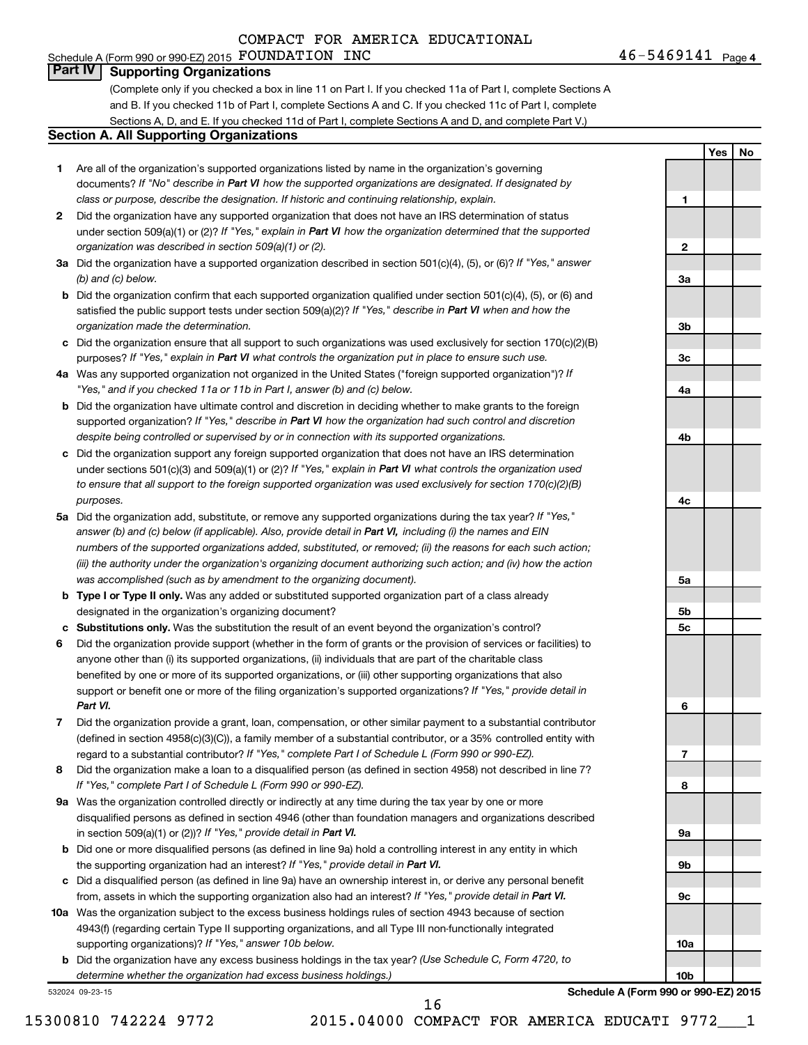COMPACT FOR AMERICA EDUCATIONAL

Schedule A (Form 990 or 990-EZ) 2015 FOUNDATION INC 46-5469141 Page 4

## Part IV Supporting Organizations

(Complete only if you checked a box in line 11 on Part I. If you checked 11a of Part I, complete Sections A and B. If you checked 11b of Part I, complete Sections A and C. If you checked 11c of Part I, complete Sections A, D, and E. If you checked 11d of Part I, complete Sections A and D, and complete Part V.)

### Section A. All Supporting Organizations

| | | | Yes | No |
|---|---|---|---|---|
| 1 | Are all of the organization's supported organizations listed by name in the organization's governing documents? *If "No" describe in **Part VI** how the supported organizations are designated. If designated by class or purpose, describe the designation. If historic and continuing relationship, explain.* | 1 | | |
| 2 | Did the organization have any supported organization that does not have an IRS determination of status under section 509(a)(1) or (2)? *If "Yes," explain in **Part VI** how the organization determined that the supported organization was described in section 509(a)(1) or (2).* | 2 | | |
| 3a | Did the organization have a supported organization described in section 501(c)(4), (5), or (6)? *If "Yes," answer (b) and (c) below.* | 3a | | |
| b | Did the organization confirm that each supported organization qualified under section 501(c)(4), (5), or (6) and satisfied the public support tests under section 509(a)(2)? *If "Yes," describe in **Part VI** when and how the organization made the determination.* | 3b | | |
| c | Did the organization ensure that all support to such organizations was used exclusively for section 170(c)(2)(B) purposes? *If "Yes," explain in **Part VI** what controls the organization put in place to ensure such use.* | 3c | | |
| 4a | Was any supported organization not organized in the United States ("foreign supported organization")? *If "Yes," and if you checked 11a or 11b in Part I, answer (b) and (c) below.* | 4a | | |
| b | Did the organization have ultimate control and discretion in deciding whether to make grants to the foreign supported organization? *If "Yes," describe in **Part VI** how the organization had such control and discretion despite being controlled or supervised by or in connection with its supported organizations.* | 4b | | |
| c | Did the organization support any foreign supported organization that does not have an IRS determination under sections 501(c)(3) and 509(a)(1) or (2)? *If "Yes," explain in **Part VI** what controls the organization used to ensure that all support to the foreign supported organization was used exclusively for section 170(c)(2)(B) purposes.* | 4c | | |
| 5a | Did the organization add, substitute, or remove any supported organizations during the tax year? *If "Yes," answer (b) and (c) below (if applicable). Also, provide detail in **Part VI,** including (i) the names and EIN numbers of the supported organizations added, substituted, or removed; (ii) the reasons for each such action; (iii) the authority under the organization's organizing document authorizing such action; and (iv) how the action was accomplished (such as by amendment to the organizing document).* | 5a | | |
| b | **Type I or Type II only.** Was any added or substituted supported organization part of a class already designated in the organization's organizing document? | 5b | | |
| c | **Substitutions only.** Was the substitution the result of an event beyond the organization's control? | 5c | | |
| 6 | Did the organization provide support (whether in the form of grants or the provision of services or facilities) to anyone other than (i) its supported organizations, (ii) individuals that are part of the charitable class benefited by one or more of its supported organizations, or (iii) other supporting organizations that also support or benefit one or more of the filing organization's supported organizations? *If "Yes," provide detail in **Part VI.*** | 6 | | |
| 7 | Did the organization provide a grant, loan, compensation, or other similar payment to a substantial contributor (defined in section 4958(c)(3)(C)), a family member of a substantial contributor, or a 35% controlled entity with regard to a substantial contributor? *If "Yes," complete Part I of Schedule L (Form 990 or 990-EZ).* | 7 | | |
| 8 | Did the organization make a loan to a disqualified person (as defined in section 4958) not described in line 7? *If "Yes," complete Part I of Schedule L (Form 990 or 990-EZ).* | 8 | | |
| 9a | Was the organization controlled directly or indirectly at any time during the tax year by one or more disqualified persons as defined in section 4946 (other than foundation managers and organizations described in section 509(a)(1) or (2))? *If "Yes," provide detail in **Part VI.*** | 9a | | |
| b | Did one or more disqualified persons (as defined in line 9a) hold a controlling interest in any entity in which the supporting organization had an interest? *If "Yes," provide detail in **Part VI.*** | 9b | | |
| c | Did a disqualified person (as defined in line 9a) have an ownership interest in, or derive any personal benefit from, assets in which the supporting organization also had an interest? *If "Yes," provide detail in **Part VI.*** | 9c | | |
| 10a | Was the organization subject to the excess business holdings rules of section 4943 because of section 4943(f) (regarding certain Type II supporting organizations, and all Type III non-functionally integrated supporting organizations)? *If "Yes," answer 10b below.* | 10a | | |
| b | Did the organization have any excess business holdings in the tax year? *(Use Schedule C, Form 4720, to determine whether the organization had excess business holdings.)* | 10b | | |

532024 09-23-15 **Schedule A (Form 990 or 990-EZ) 2015**

15300810 742224 9772 2015.04000 COMPACT FOR AMERICA EDUCATI 9772___1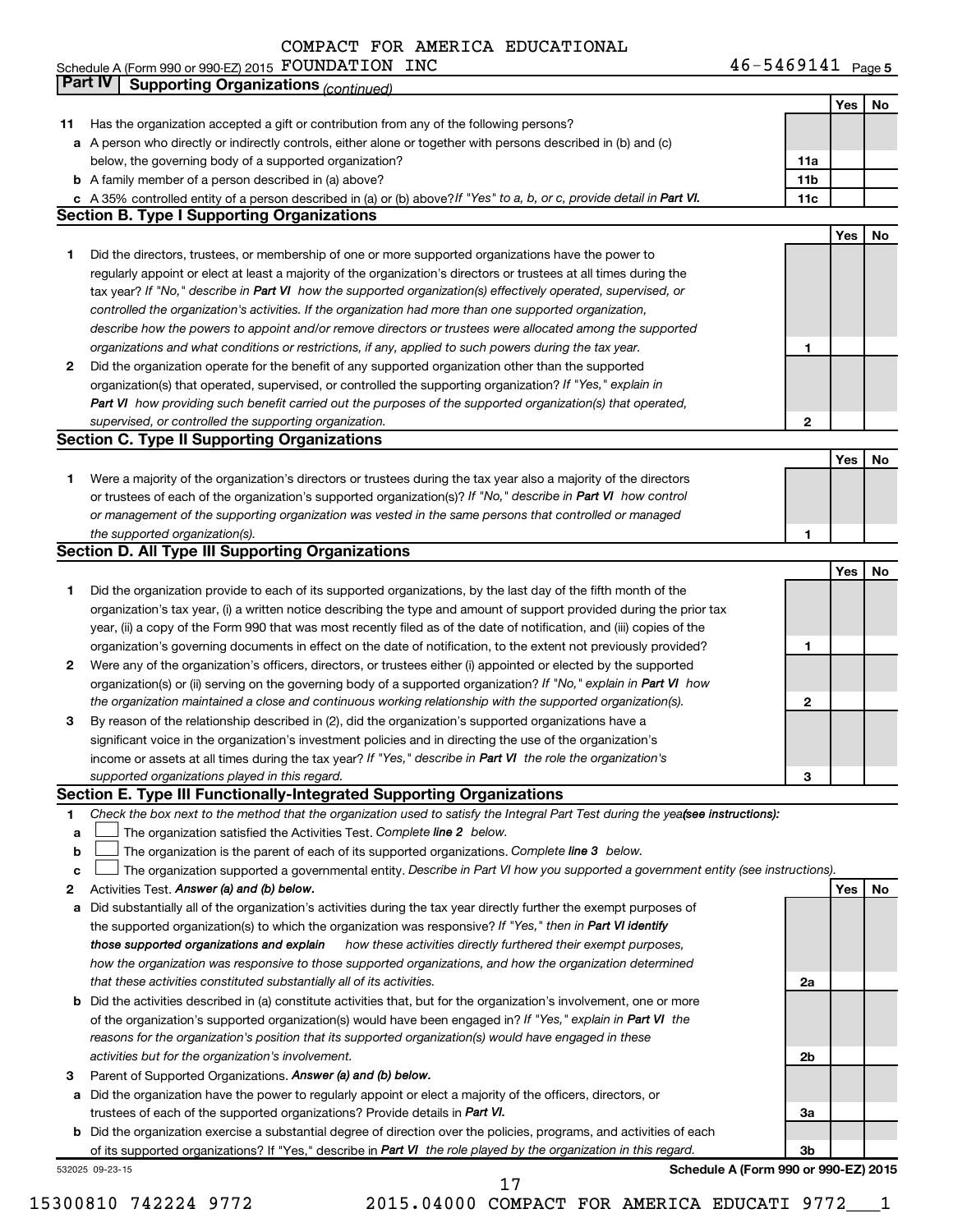COMPACT FOR AMERICA EDUCATIONAL

Schedule A (Form 990 or 990-EZ) 2015 FOUNDATION INC 46-5469141 Page 5

## Part IV Supporting Organizations *(continued)*

| | | | Yes | No |
|---|---|---|---|---|
| 11 | Has the organization accepted a gift or contribution from any of the following persons? | | | |
| a | A person who directly or indirectly controls, either alone or together with persons described in (b) and (c) below, the governing body of a supported organization? | 11a | | |
| b | A family member of a person described in (a) above? | 11b | | |
| c | A 35% controlled entity of a person described in (a) or (b) above? *If "Yes" to a, b, or c, provide detail in* ***Part VI.*** | 11c | | |

### Section B. Type I Supporting Organizations

| | | | Yes | No |
|---|---|---|---|---|
| 1 | Did the directors, trustees, or membership of one or more supported organizations have the power to regularly appoint or elect at least a majority of the organization's directors or trustees at all times during the tax year? *If "No," describe in* ***Part VI*** *how the supported organization(s) effectively operated, supervised, or controlled the organization's activities. If the organization had more than one supported organization, describe how the powers to appoint and/or remove directors or trustees were allocated among the supported organizations and what conditions or restrictions, if any, applied to such powers during the tax year.* | 1 | | |
| 2 | Did the organization operate for the benefit of any supported organization other than the supported organization(s) that operated, supervised, or controlled the supporting organization? *If "Yes," explain in* ***Part VI*** *how providing such benefit carried out the purposes of the supported organization(s) that operated, supervised, or controlled the supporting organization.* | 2 | | |

### Section C. Type II Supporting Organizations

| | | | Yes | No |
|---|---|---|---|---|
| 1 | Were a majority of the organization's directors or trustees during the tax year also a majority of the directors or trustees of each of the organization's supported organization(s)? *If "No," describe in* ***Part VI*** *how control or management of the supporting organization was vested in the same persons that controlled or managed the supported organization(s).* | 1 | | |

### Section D. All Type III Supporting Organizations

| | | | Yes | No |
|---|---|---|---|---|
| 1 | Did the organization provide to each of its supported organizations, by the last day of the fifth month of the organization's tax year, (i) a written notice describing the type and amount of support provided during the prior tax year, (ii) a copy of the Form 990 that was most recently filed as of the date of notification, and (iii) copies of the organization's governing documents in effect on the date of notification, to the extent not previously provided? | 1 | | |
| 2 | Were any of the organization's officers, directors, or trustees either (i) appointed or elected by the supported organization(s) or (ii) serving on the governing body of a supported organization? *If "No," explain in* ***Part VI*** *how the organization maintained a close and continuous working relationship with the supported organization(s).* | 2 | | |
| 3 | By reason of the relationship described in (2), did the organization's supported organizations have a significant voice in the organization's investment policies and in directing the use of the organization's income or assets at all times during the tax year? *If "Yes," describe in* ***Part VI*** *the role the organization's supported organizations played in this regard.* | 3 | | |

### Section E. Type III Functionally-Integrated Supporting Organizations

1 *Check the box next to the method that the organization used to satisfy the Integral Part Test during the year* ***(see instructions):***

- a ☐ The organization satisfied the Activities Test. *Complete* ***line 2*** *below.*
- b ☐ The organization is the parent of each of its supported organizations. *Complete* ***line 3*** *below.*
- c ☐ The organization supported a governmental entity. *Describe in Part VI how you supported a government entity (see instructions).*

| | | | Yes | No |
|---|---|---|---|---|
| 2 | Activities Test. ***Answer (a) and (b) below.*** | | | |
| a | Did substantially all of the organization's activities during the tax year directly further the exempt purposes of the supported organization(s) to which the organization was responsive? *If "Yes," then in* ***Part VI identify those supported organizations and explain*** *how these activities directly furthered their exempt purposes, how the organization was responsive to those supported organizations, and how the organization determined that these activities constituted substantially all of its activities.* | 2a | | |
| b | Did the activities described in (a) constitute activities that, but for the organization's involvement, one or more of the organization's supported organization(s) would have been engaged in? *If "Yes," explain in* ***Part VI*** *the reasons for the organization's position that its supported organization(s) would have engaged in these activities but for the organization's involvement.* | 2b | | |
| 3 | Parent of Supported Organizations. ***Answer (a) and (b) below.*** | | | |
| a | Did the organization have the power to regularly appoint or elect a majority of the officers, directors, or trustees of each of the supported organizations? Provide details in ***Part VI.*** | 3a | | |
| b | Did the organization exercise a substantial degree of direction over the policies, programs, and activities of each of its supported organizations? If "Yes," describe in ***Part VI*** *the role played by the organization in this regard.* | 3b | | |

532025 09-23-15 **Schedule A (Form 990 or 990-EZ) 2015**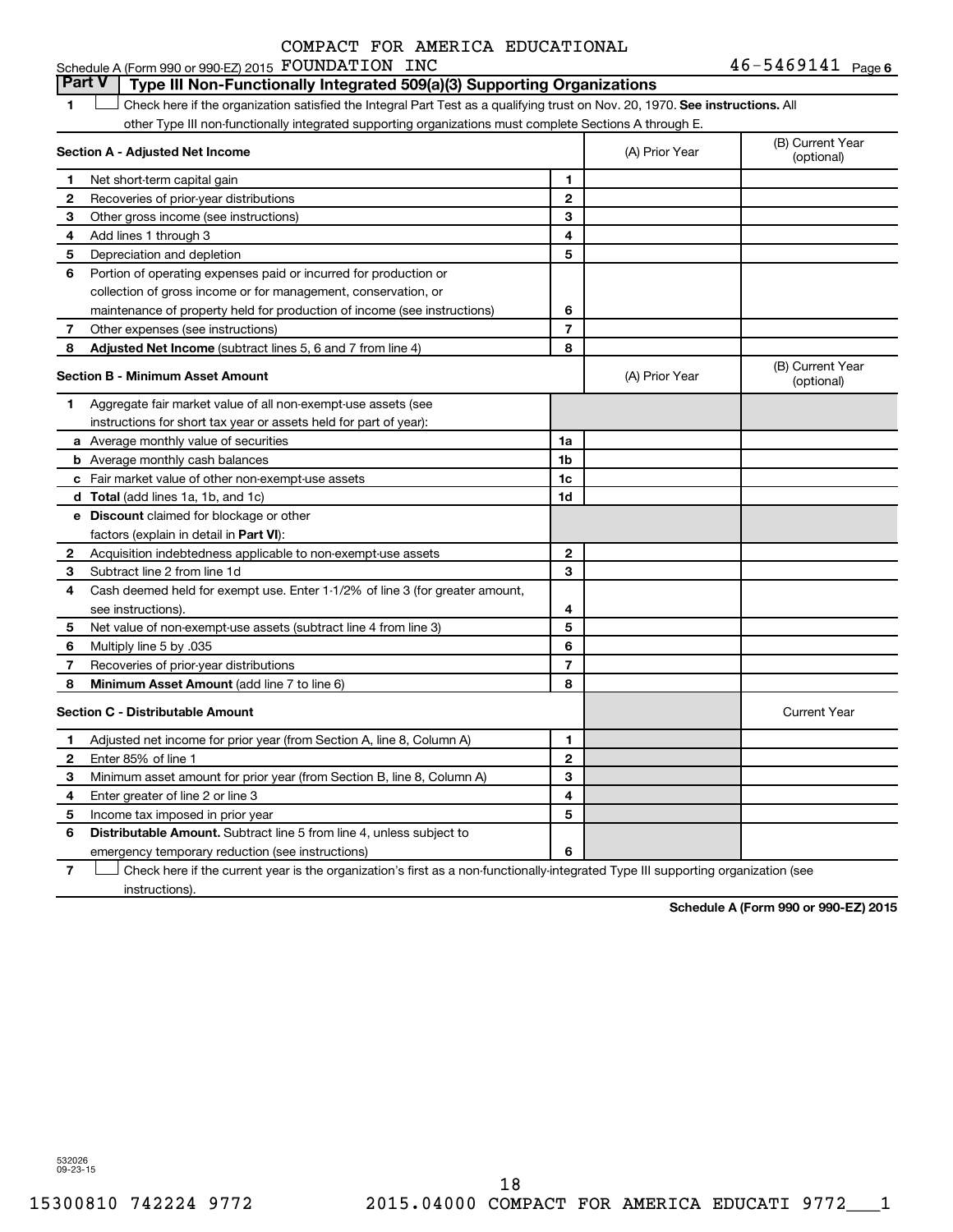COMPACT FOR AMERICA EDUCATIONAL

Schedule A (Form 990 or 990-EZ) 2015 FOUNDATION INC 46-5469141 Page 6

## Part V Type III Non-Functionally Integrated 509(a)(3) Supporting Organizations

1 ☐ Check here if the organization satisfied the Integral Part Test as a qualifying trust on Nov. 20, 1970. **See instructions.** All other Type III non-functionally integrated supporting organizations must complete Sections A through E.

| **Section A - Adjusted Net Income** | | (A) Prior Year | (B) Current Year (optional) |
|---|---|---|---|
| 1 Net short-term capital gain | 1 | | |
| 2 Recoveries of prior-year distributions | 2 | | |
| 3 Other gross income (see instructions) | 3 | | |
| 4 Add lines 1 through 3 | 4 | | |
| 5 Depreciation and depletion | 5 | | |
| 6 Portion of operating expenses paid or incurred for production or collection of gross income or for management, conservation, or maintenance of property held for production of income (see instructions) | 6 | | |
| 7 Other expenses (see instructions) | 7 | | |
| 8 **Adjusted Net Income** (subtract lines 5, 6 and 7 from line 4) | 8 | | |

| **Section B - Minimum Asset Amount** | | (A) Prior Year | (B) Current Year (optional) |
|---|---|---|---|
| 1 Aggregate fair market value of all non-exempt-use assets (see instructions for short tax year or assets held for part of year): | | | |
| a Average monthly value of securities | 1a | | |
| b Average monthly cash balances | 1b | | |
| c Fair market value of other non-exempt-use assets | 1c | | |
| d **Total** (add lines 1a, 1b, and 1c) | 1d | | |
| e **Discount** claimed for blockage or other factors (explain in detail in **Part VI**): | | | |
| 2 Acquisition indebtedness applicable to non-exempt-use assets | 2 | | |
| 3 Subtract line 2 from line 1d | 3 | | |
| 4 Cash deemed held for exempt use. Enter 1-1/2% of line 3 (for greater amount, see instructions). | 4 | | |
| 5 Net value of non-exempt-use assets (subtract line 4 from line 3) | 5 | | |
| 6 Multiply line 5 by .035 | 6 | | |
| 7 Recoveries of prior-year distributions | 7 | | |
| 8 **Minimum Asset Amount** (add line 7 to line 6) | 8 | | |

| **Section C - Distributable Amount** | | | Current Year |
|---|---|---|---|
| 1 Adjusted net income for prior year (from Section A, line 8, Column A) | 1 | | |
| 2 Enter 85% of line 1 | 2 | | |
| 3 Minimum asset amount for prior year (from Section B, line 8, Column A) | 3 | | |
| 4 Enter greater of line 2 or line 3 | 4 | | |
| 5 Income tax imposed in prior year | 5 | | |
| 6 **Distributable Amount.** Subtract line 5 from line 4, unless subject to emergency temporary reduction (see instructions) | 6 | | |

7 ☐ Check here if the current year is the organization's first as a non-functionally-integrated Type III supporting organization (see instructions).

**Schedule A (Form 990 or 990-EZ) 2015**

532026 09-23-15

15300810 742224 9772 2015.04000 COMPACT FOR AMERICA EDUCATI 9772___1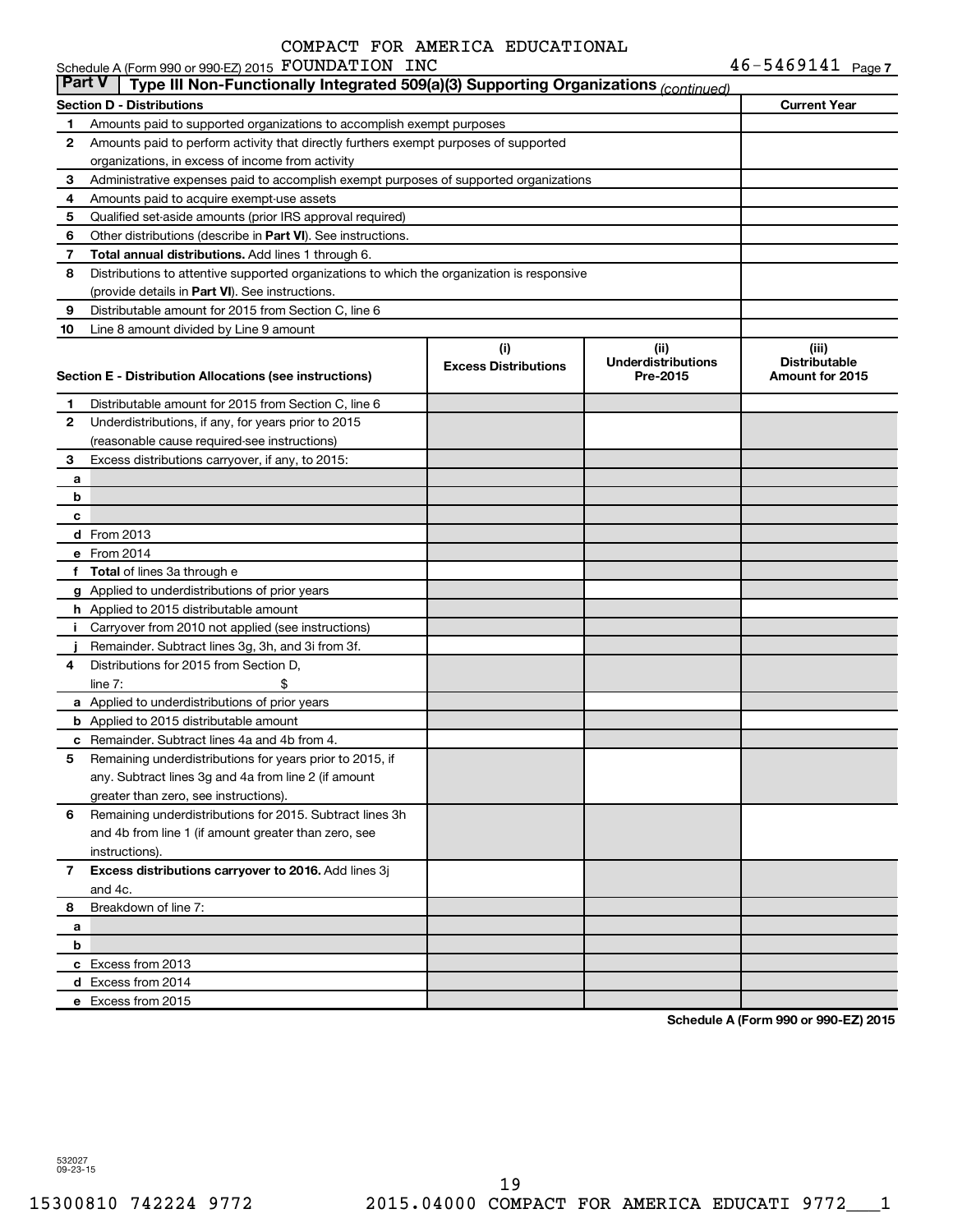Schedule A (Form 990 or 990-EZ) 2015 COMPACT FOR AMERICA EDUCATIONAL FOUNDATION INC 46-5469141 Page 7

**Part V | Type III Non-Functionally Integrated 509(a)(3) Supporting Organizations** *(continued)*

| Section D - Distributions | | Current Year |
|---|---|---|
| 1 | Amounts paid to supported organizations to accomplish exempt purposes | |
| 2 | Amounts paid to perform activity that directly furthers exempt purposes of supported organizations, in excess of income from activity | |
| 3 | Administrative expenses paid to accomplish exempt purposes of supported organizations | |
| 4 | Amounts paid to acquire exempt-use assets | |
| 5 | Qualified set-aside amounts (prior IRS approval required) | |
| 6 | Other distributions (describe in **Part VI**). See instructions. | |
| 7 | **Total annual distributions.** Add lines 1 through 6. | |
| 8 | Distributions to attentive supported organizations to which the organization is responsive (provide details in **Part VI**). See instructions. | |
| 9 | Distributable amount for 2015 from Section C, line 6 | |
| 10 | Line 8 amount divided by Line 9 amount | |

| Section E - Distribution Allocations (see instructions) | | (i) Excess Distributions | (ii) Underdistributions Pre-2015 | (iii) Distributable Amount for 2015 |
|---|---|---|---|---|
| 1 | Distributable amount for 2015 from Section C, line 6 | | | |
| 2 | Underdistributions, if any, for years prior to 2015 (reasonable cause required-see instructions) | | | |
| 3 | Excess distributions carryover, if any, to 2015: | | | |
| a | | | | |
| b | | | | |
| c | | | | |
| d | From 2013 | | | |
| e | From 2014 | | | |
| f | **Total** of lines 3a through e | | | |
| g | Applied to underdistributions of prior years | | | |
| h | Applied to 2015 distributable amount | | | |
| i | Carryover from 2010 not applied (see instructions) | | | |
| j | Remainder. Subtract lines 3g, 3h, and 3i from 3f. | | | |
| 4 | Distributions for 2015 from Section D, line 7: $ | | | |
| a | Applied to underdistributions of prior years | | | |
| b | Applied to 2015 distributable amount | | | |
| c | Remainder. Subtract lines 4a and 4b from 4. | | | |
| 5 | Remaining underdistributions for years prior to 2015, if any. Subtract lines 3g and 4a from line 2 (if amount greater than zero, see instructions). | | | |
| 6 | Remaining underdistributions for 2015. Subtract lines 3h and 4b from line 1 (if amount greater than zero, see instructions). | | | |
| 7 | **Excess distributions carryover to 2016.** Add lines 3j and 4c. | | | |
| 8 | Breakdown of line 7: | | | |
| a | | | | |
| b | | | | |
| c | Excess from 2013 | | | |
| d | Excess from 2014 | | | |
| e | Excess from 2015 | | | |

**Schedule A (Form 990 or 990-EZ) 2015**

532027 09-23-15

15300810 742224 9772 2015.04000 COMPACT FOR AMERICA EDUCATI 9772___1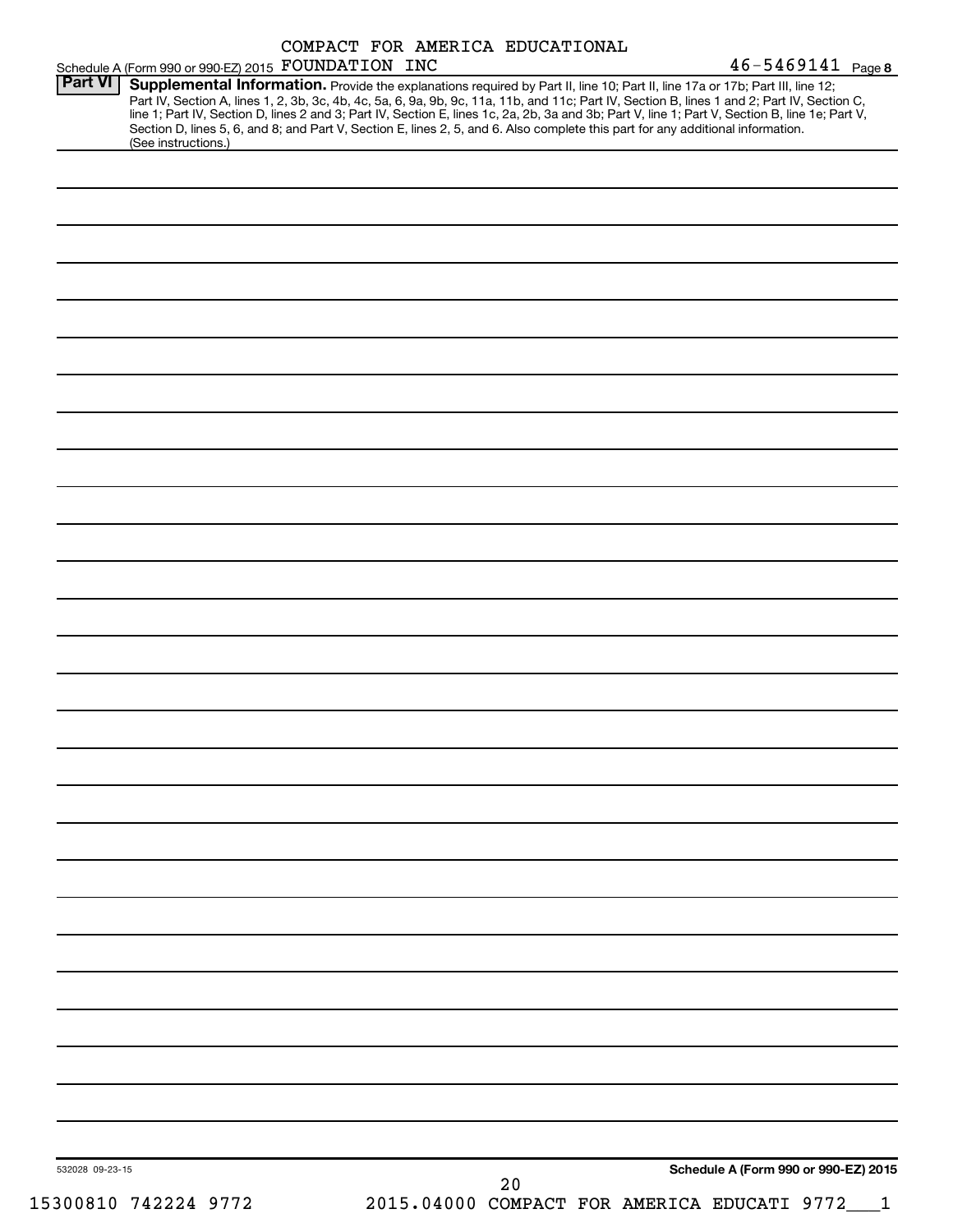COMPACT FOR AMERICA EDUCATIONAL

Schedule A (Form 990 or 990-EZ) 2015 FOUNDATION INC 46-5469141 Page 8

**Part VI** **Supplemental Information.** Provide the explanations required by Part II, line 10; Part II, line 17a or 17b; Part III, line 12; Part IV, Section A, lines 1, 2, 3b, 3c, 4b, 4c, 5a, 6, 9a, 9b, 9c, 11a, 11b, and 11c; Part IV, Section B, lines 1 and 2; Part IV, Section C, line 1; Part IV, Section D, lines 2 and 3; Part IV, Section E, lines 1c, 2a, 2b, 3a and 3b; Part V, line 1; Part V, Section B, line 1e; Part V, Section D, lines 5, 6, and 8; and Part V, Section E, lines 2, 5, and 6. Also complete this part for any additional information. (See instructions.)

532028 09-23-15

**Schedule A (Form 990 or 990-EZ) 2015**

15300810 742224 9772 2015.04000 COMPACT FOR AMERICA EDUCATI 9772___1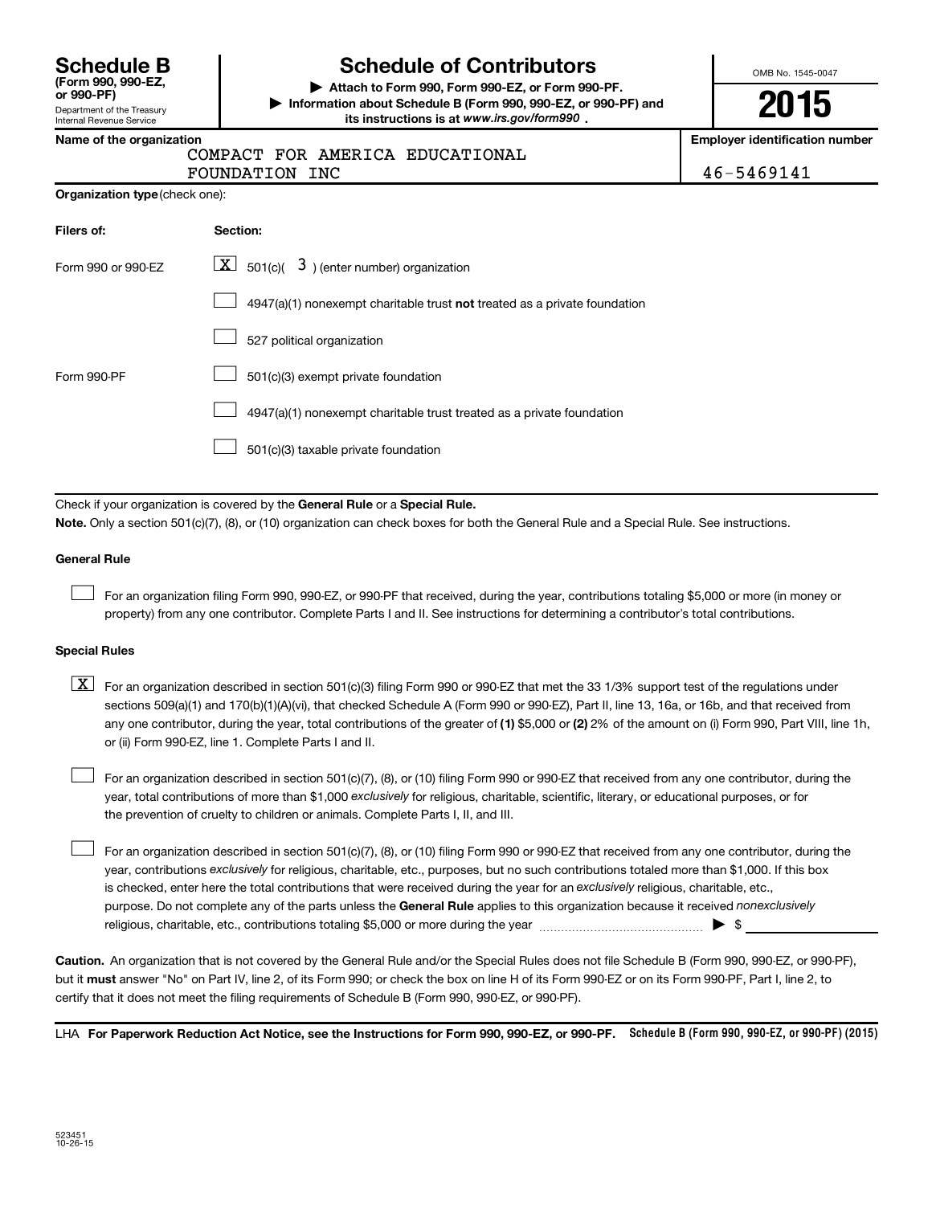# Schedule B

**(Form 990, 990-EZ, or 990-PF)**

Department of the Treasury
Internal Revenue Service

# Schedule of Contributors

▶ **Attach to Form 990, Form 990-EZ, or Form 990-PF.**

▶ **Information about Schedule B (Form 990, 990-EZ, or 990-PF) and its instructions is at *www.irs.gov/form990*.**

OMB No. 1545-0047

**2015**

**Name of the organization**
COMPACT FOR AMERICA EDUCATIONAL FOUNDATION INC

**Employer identification number**
46-5469141

**Organization type** (check one):

| Filers of: | Section: |
|---|---|
| Form 990 or 990-EZ | [X] 501(c)( 3 ) (enter number) organization |
| | [ ] 4947(a)(1) nonexempt charitable trust **not** treated as a private foundation |
| | [ ] 527 political organization |
| Form 990-PF | [ ] 501(c)(3) exempt private foundation |
| | [ ] 4947(a)(1) nonexempt charitable trust treated as a private foundation |
| | [ ] 501(c)(3) taxable private foundation |

Check if your organization is covered by the **General Rule** or a **Special Rule.**

**Note.** Only a section 501(c)(7), (8), or (10) organization can check boxes for both the General Rule and a Special Rule. See instructions.

**General Rule**

[ ] For an organization filing Form 990, 990-EZ, or 990-PF that received, during the year, contributions totaling $5,000 or more (in money or property) from any one contributor. Complete Parts I and II. See instructions for determining a contributor's total contributions.

**Special Rules**

[X] For an organization described in section 501(c)(3) filing Form 990 or 990-EZ that met the 33 1/3% support test of the regulations under sections 509(a)(1) and 170(b)(1)(A)(vi), that checked Schedule A (Form 990 or 990-EZ), Part II, line 13, 16a, or 16b, and that received from any one contributor, during the year, total contributions of the greater of **(1)** $5,000 or **(2)** 2% of the amount on (i) Form 990, Part VIII, line 1h, or (ii) Form 990-EZ, line 1. Complete Parts I and II.

[ ] For an organization described in section 501(c)(7), (8), or (10) filing Form 990 or 990-EZ that received from any one contributor, during the year, total contributions of more than $1,000 *exclusively* for religious, charitable, scientific, literary, or educational purposes, or for the prevention of cruelty to children or animals. Complete Parts I, II, and III.

[ ] For an organization described in section 501(c)(7), (8), or (10) filing Form 990 or 990-EZ that received from any one contributor, during the year, contributions *exclusively* for religious, charitable, etc., purposes, but no such contributions totaled more than $1,000. If this box is checked, enter here the total contributions that were received during the year for an *exclusively* religious, charitable, etc., purpose. Do not complete any of the parts unless the **General Rule** applies to this organization because it received *nonexclusively* religious, charitable, etc., contributions totaling $5,000 or more during the year ▶ $ ____________

**Caution.** An organization that is not covered by the General Rule and/or the Special Rules does not file Schedule B (Form 990, 990-EZ, or 990-PF), but it **must** answer "No" on Part IV, line 2, of its Form 990; or check the box on line H of its Form 990-EZ or on its Form 990-PF, Part I, line 2, to certify that it does not meet the filing requirements of Schedule B (Form 990, 990-EZ, or 990-PF).

LHA **For Paperwork Reduction Act Notice, see the Instructions for Form 990, 990-EZ, or 990-PF.** **Schedule B (Form 990, 990-EZ, or 990-PF) (2015)**

523451
10-26-15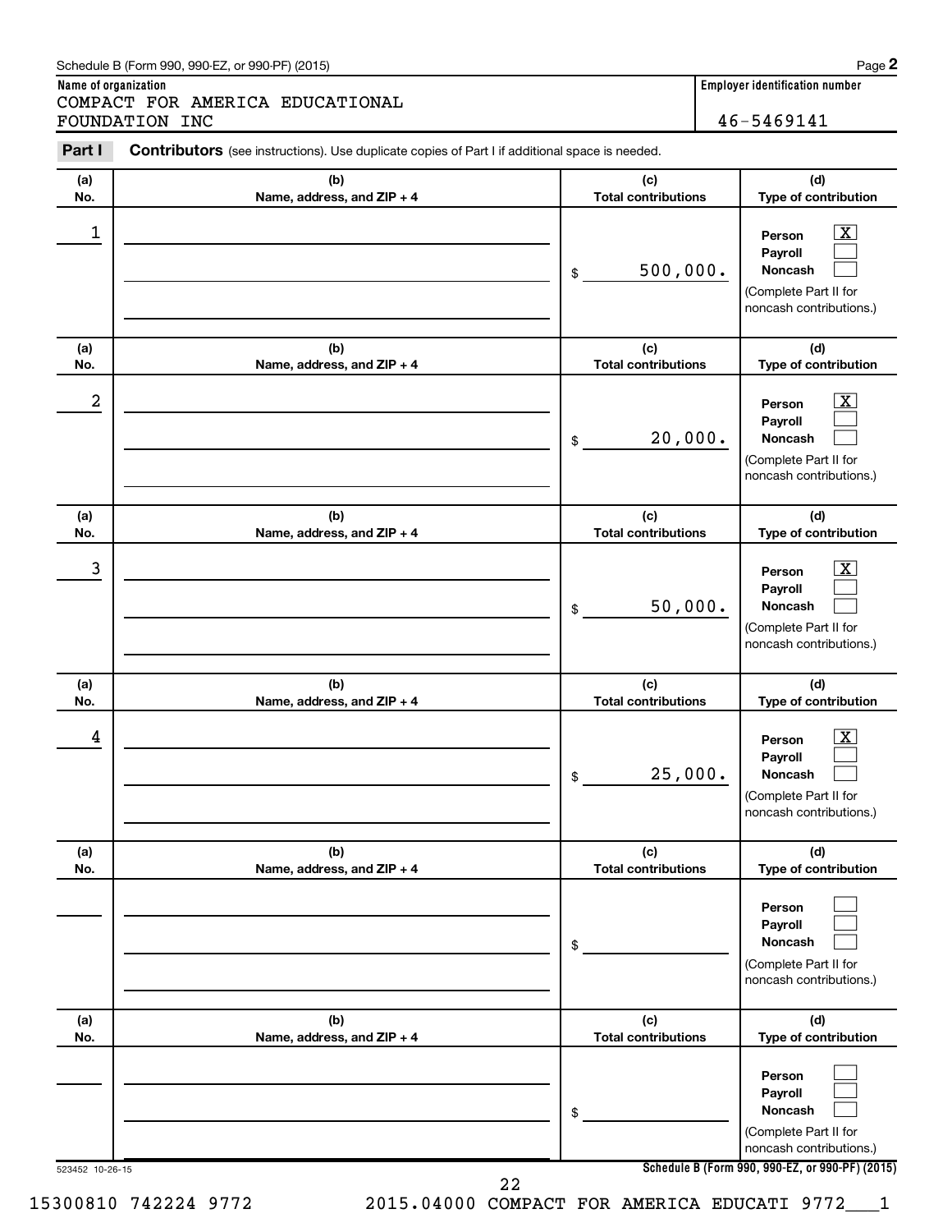Schedule B (Form 990, 990-EZ, or 990-PF) (2015)

**Name of organization**
COMPACT FOR AMERICA EDUCATIONAL FOUNDATION INC

**Employer identification number**
46-5469141

**Part I** **Contributors** (see instructions). Use duplicate copies of Part I if additional space is needed.

| (a) No. | (b) Name, address, and ZIP + 4 | (c) Total contributions | (d) Type of contribution |
|---|---|---|---|
| 1 | | $ 500,000. | Person [X] Payroll [ ] Noncash [ ] (Complete Part II for noncash contributions.) |
| 2 | | $ 20,000. | Person [X] Payroll [ ] Noncash [ ] (Complete Part II for noncash contributions.) |
| 3 | | $ 50,000. | Person [X] Payroll [ ] Noncash [ ] (Complete Part II for noncash contributions.) |
| 4 | | $ 25,000. | Person [X] Payroll [ ] Noncash [ ] (Complete Part II for noncash contributions.) |
| | | $ | Person [ ] Payroll [ ] Noncash [ ] (Complete Part II for noncash contributions.) |
| | | $ | Person [ ] Payroll [ ] Noncash [ ] (Complete Part II for noncash contributions.) |

523452 10-26-15

Schedule B (Form 990, 990-EZ, or 990-PF) (2015)

15300810 742224 9772 2015.04000 COMPACT FOR AMERICA EDUCATI 9772___1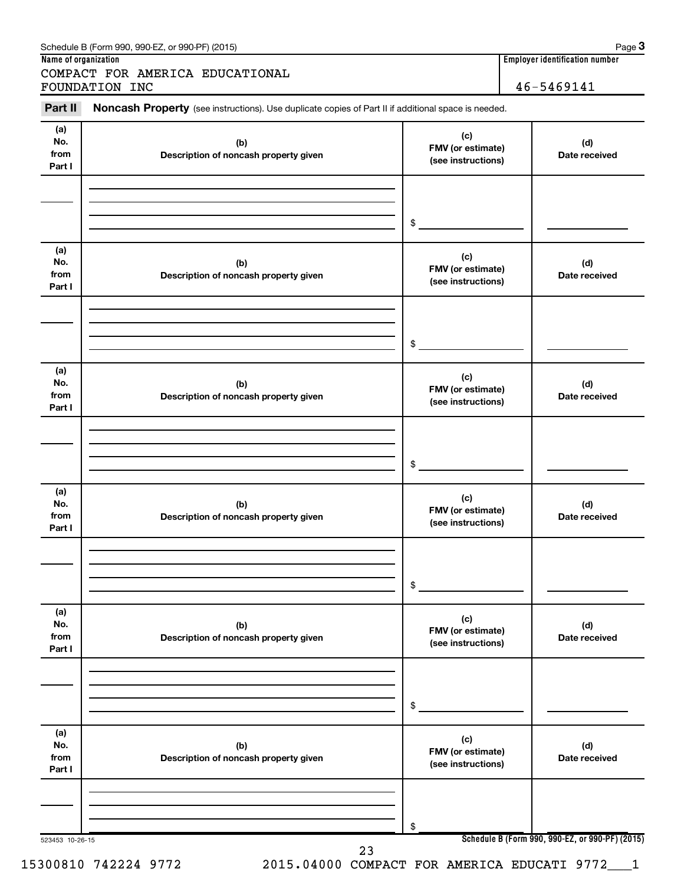Schedule B (Form 990, 990-EZ, or 990-PF) (2015) Page **3**

**Name of organization**

COMPACT FOR AMERICA EDUCATIONAL FOUNDATION INC

**Employer identification number**

46-5469141

**Part II** **Noncash Property** (see instructions). Use duplicate copies of Part II if additional space is needed.

| (a) No. from Part I | (b) Description of noncash property given | (c) FMV (or estimate) (see instructions) | (d) Date received |
|---|---|---|---|
| | | $ | |

| (a) No. from Part I | (b) Description of noncash property given | (c) FMV (or estimate) (see instructions) | (d) Date received |
|---|---|---|---|
| | | $ | |

| (a) No. from Part I | (b) Description of noncash property given | (c) FMV (or estimate) (see instructions) | (d) Date received |
|---|---|---|---|
| | | $ | |

| (a) No. from Part I | (b) Description of noncash property given | (c) FMV (or estimate) (see instructions) | (d) Date received |
|---|---|---|---|
| | | $ | |

| (a) No. from Part I | (b) Description of noncash property given | (c) FMV (or estimate) (see instructions) | (d) Date received |
|---|---|---|---|
| | | $ | |

| (a) No. from Part I | (b) Description of noncash property given | (c) FMV (or estimate) (see instructions) | (d) Date received |
|---|---|---|---|
| | | $ | |

523453 10-26-15

**Schedule B (Form 990, 990-EZ, or 990-PF) (2015)**

15300810 742224 9772 2015.04000 COMPACT FOR AMERICA EDUCATI 9772___1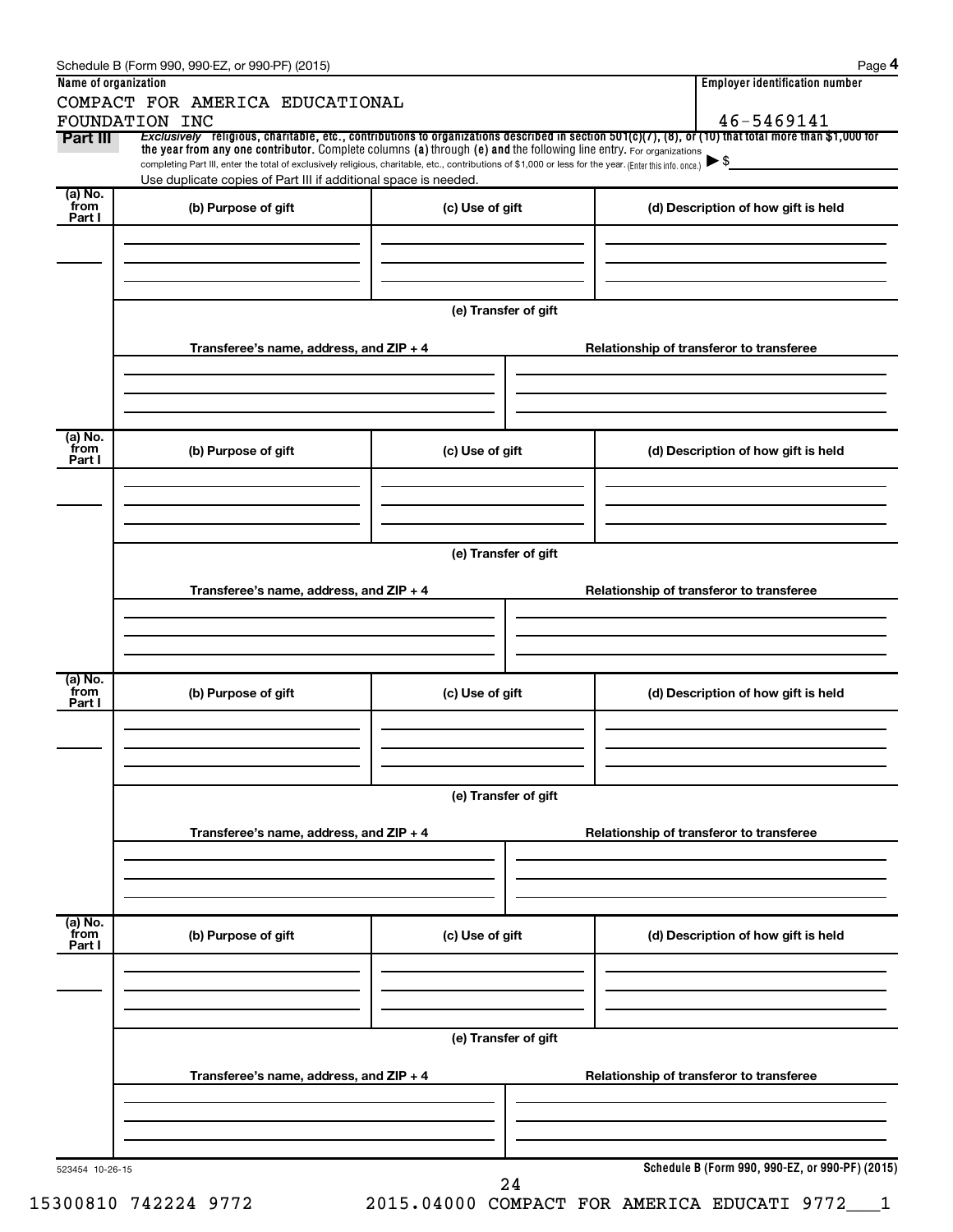Schedule B (Form 990, 990-EZ, or 990-PF) (2015)

**Name of organization**

COMPACT FOR AMERICA EDUCATIONAL FOUNDATION INC

**Employer identification number**

46-5469141

**Part III** *Exclusively* religious, charitable, etc., contributions to organizations described in section 501(c)(7), (8), or (10) that total more than $1,000 for the year from any one contributor. Complete columns (a) through (e) and the following line entry. For organizations completing Part III, enter the total of exclusively religious, charitable, etc., contributions of $1,000 or less for the year. (Enter this info. once.) ▶ $

Use duplicate copies of Part III if additional space is needed.

| (a) No. from Part I | (b) Purpose of gift | (c) Use of gift | (d) Description of how gift is held |
|---|---|---|---|
| | | | |

(e) Transfer of gift

| Transferee's name, address, and ZIP + 4 | Relationship of transferor to transferee |
|---|---|
| | |

| (a) No. from Part I | (b) Purpose of gift | (c) Use of gift | (d) Description of how gift is held |
|---|---|---|---|
| | | | |

(e) Transfer of gift

| Transferee's name, address, and ZIP + 4 | Relationship of transferor to transferee |
|---|---|
| | |

| (a) No. from Part I | (b) Purpose of gift | (c) Use of gift | (d) Description of how gift is held |
|---|---|---|---|
| | | | |

(e) Transfer of gift

| Transferee's name, address, and ZIP + 4 | Relationship of transferor to transferee |
|---|---|
| | |

| (a) No. from Part I | (b) Purpose of gift | (c) Use of gift | (d) Description of how gift is held |
|---|---|---|---|
| | | | |

(e) Transfer of gift

| Transferee's name, address, and ZIP + 4 | Relationship of transferor to transferee |
|---|---|
| | |

523454 10-26-15

**Schedule B (Form 990, 990-EZ, or 990-PF) (2015)**

15300810 742224 9772 2015.04000 COMPACT FOR AMERICA EDUCATI 9772___1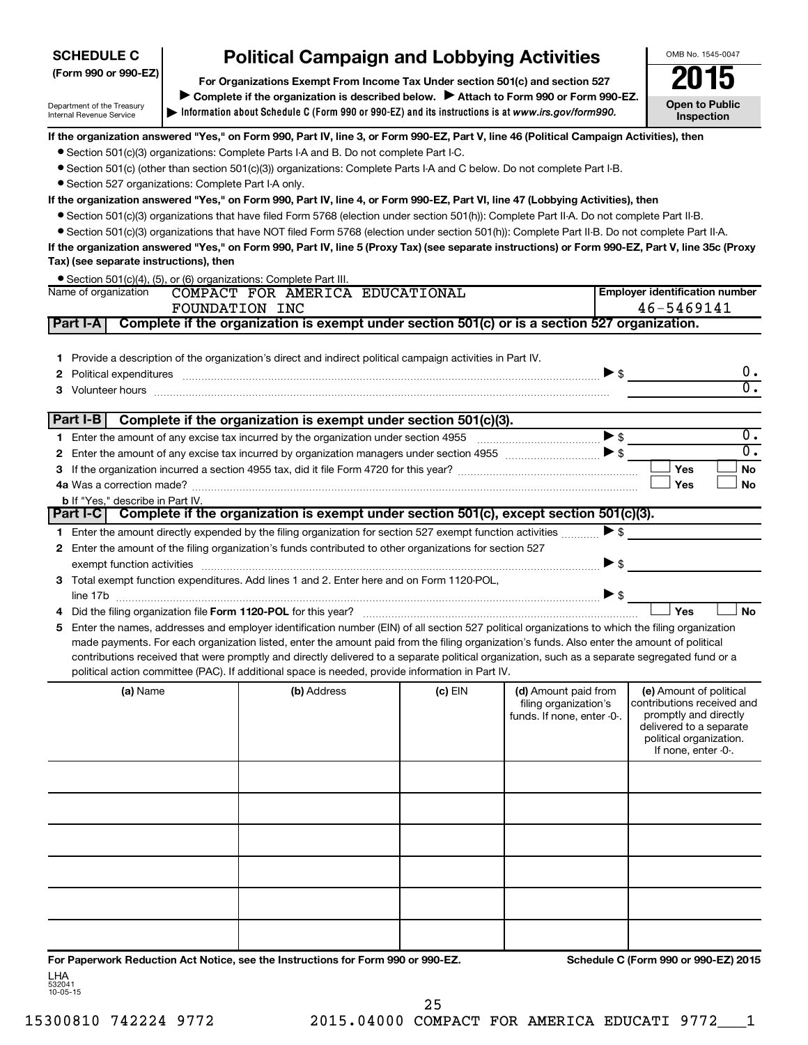**SCHEDULE C (Form 990 or 990-EZ)**

Department of the Treasury
Internal Revenue Service

# Political Campaign and Lobbying Activities

**For Organizations Exempt From Income Tax Under section 501(c) and section 527**

▶ **Complete if the organization is described below.** ▶ **Attach to Form 990 or Form 990-EZ.**

▶ **Information about Schedule C (Form 990 or 990-EZ) and its instructions is at *www.irs.gov/form990*.**

OMB No. 1545-0047

**2015**

**Open to Public Inspection**

**If the organization answered "Yes," on Form 990, Part IV, line 3, or Form 990-EZ, Part V, line 46 (Political Campaign Activities), then**

- Section 501(c)(3) organizations: Complete Parts I-A and B. Do not complete Part I-C.
- Section 501(c) (other than section 501(c)(3)) organizations: Complete Parts I-A and C below. Do not complete Part I-B.
- Section 527 organizations: Complete Part I-A only.

**If the organization answered "Yes," on Form 990, Part IV, line 4, or Form 990-EZ, Part VI, line 47 (Lobbying Activities), then**

- Section 501(c)(3) organizations that have filed Form 5768 (election under section 501(h)): Complete Part II-A. Do not complete Part II-B.
- Section 501(c)(3) organizations that have NOT filed Form 5768 (election under section 501(h)): Complete Part II-B. Do not complete Part II-A.

**If the organization answered "Yes," on Form 990, Part IV, line 5 (Proxy Tax) (see separate instructions) or Form 990-EZ, Part V, line 35c (Proxy Tax) (see separate instructions), then**

- Section 501(c)(4), (5), or (6) organizations: Complete Part III.

| Name of organization | Employer identification number |
|---|---|
| COMPACT FOR AMERICA EDUCATIONAL FOUNDATION INC | 46-5469141 |

## Part I-A — Complete if the organization is exempt under section 501(c) or is a section 527 organization.

1. Provide a description of the organization's direct and indirect political campaign activities in Part IV.
2. Political expenditures ▶ $ 0.
3. Volunteer hours 0.

## Part I-B — Complete if the organization is exempt under section 501(c)(3).

1. Enter the amount of any excise tax incurred by the organization under section 4955 ▶ $ 0.
2. Enter the amount of any excise tax incurred by organization managers under section 4955 ▶ $ 0.
3. If the organization incurred a section 4955 tax, did it file Form 4720 for this year? ☐ Yes ☐ No

4a. Was a correction made? ☐ Yes ☐ No

b. If "Yes," describe in Part IV.

## Part I-C — Complete if the organization is exempt under section 501(c), except section 501(c)(3).

1. Enter the amount directly expended by the filing organization for section 527 exempt function activities ▶ $
2. Enter the amount of the filing organization's funds contributed to other organizations for section 527 exempt function activities ▶ $
3. Total exempt function expenditures. Add lines 1 and 2. Enter here and on Form 1120-POL, line 17b ▶ $
4. Did the filing organization file **Form 1120-POL** for this year? ☐ Yes ☐ No
5. Enter the names, addresses and employer identification number (EIN) of all section 527 political organizations to which the filing organization made payments. For each organization listed, enter the amount paid from the filing organization's funds. Also enter the amount of political contributions received that were promptly and directly delivered to a separate political organization, such as a separate segregated fund or a political action committee (PAC). If additional space is needed, provide information in Part IV.

| (a) Name | (b) Address | (c) EIN | (d) Amount paid from filing organization's funds. If none, enter -0-. | (e) Amount of political contributions received and promptly and directly delivered to a separate political organization. If none, enter -0-. |
|---|---|---|---|---|
| | | | | |
| | | | | |
| | | | | |
| | | | | |
| | | | | |
| | | | | |

**For Paperwork Reduction Act Notice, see the Instructions for Form 990 or 990-EZ.**

**Schedule C (Form 990 or 990-EZ) 2015**

LHA
532041
10-05-15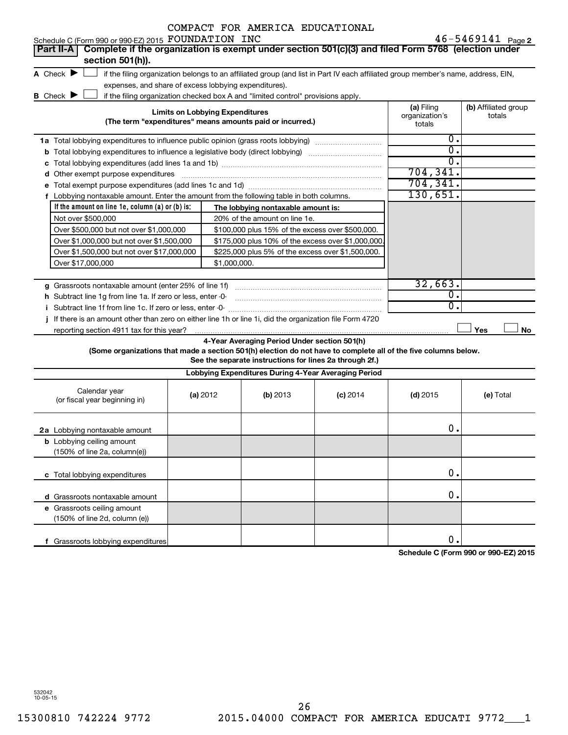Schedule C (Form 990 or 990-EZ) 2015 COMPACT FOR AMERICA EDUCATIONAL FOUNDATION INC 46-5469141 Page 2

**Part II-A** **Complete if the organization is exempt under section 501(c)(3) and filed Form 5768 (election under section 501(h)).**

A Check ▶ ☐ if the filing organization belongs to an affiliated group (and list in Part IV each affiliated group member's name, address, EIN, expenses, and share of excess lobbying expenditures).

B Check ▶ ☐ if the filing organization checked box A and "limited control" provisions apply.

| Limits on Lobbying Expenditures (The term "expenditures" means amounts paid or incurred.) | (a) Filing organization's totals | (b) Affiliated group totals |
|---|---|---|
| 1a Total lobbying expenditures to influence public opinion (grass roots lobbying) | 0. | |
| b Total lobbying expenditures to influence a legislative body (direct lobbying) | 0. | |
| c Total lobbying expenditures (add lines 1a and 1b) | 0. | |
| d Other exempt purpose expenditures | 704,341. | |
| e Total exempt purpose expenditures (add lines 1c and 1d) | 704,341. | |
| f Lobbying nontaxable amount. Enter the amount from the following table in both columns. | 130,651. | |

| If the amount on line 1e, column (a) or (b) is: | The lobbying nontaxable amount is: |
|---|---|
| Not over $500,000 | 20% of the amount on line 1e. |
| Over $500,000 but not over $1,000,000 | $100,000 plus 15% of the excess over $500,000. |
| Over $1,000,000 but not over $1,500,000 | $175,000 plus 10% of the excess over $1,000,000. |
| Over $1,500,000 but not over $17,000,000 | $225,000 plus 5% of the excess over $1,500,000. |
| Over $17,000,000 | $1,000,000. |

| | (a) Filing organization's totals | (b) Affiliated group totals |
|---|---|---|
| g Grassroots nontaxable amount (enter 25% of line 1f) | 32,663. | |
| h Subtract line 1g from line 1a. If zero or less, enter -0- | 0. | |
| i Subtract line 1f from line 1c. If zero or less, enter -0- | 0. | |

j If there is an amount other than zero on either line 1h or line 1i, did the organization file Form 4720 reporting section 4911 tax for this year? ☐ Yes ☐ No

**4-Year Averaging Period Under section 501(h)**

**(Some organizations that made a section 501(h) election do not have to complete all of the five columns below. See the separate instructions for lines 2a through 2f.)**

**Lobbying Expenditures During 4-Year Averaging Period**

| Calendar year (or fiscal year beginning in) | (a) 2012 | (b) 2013 | (c) 2014 | (d) 2015 | (e) Total |
|---|---|---|---|---|---|
| 2a Lobbying nontaxable amount | | | | 0. | |
| b Lobbying ceiling amount (150% of line 2a, column(e)) | | | | | |
| c Total lobbying expenditures | | | | 0. | |
| d Grassroots nontaxable amount | | | | 0. | |
| e Grassroots ceiling amount (150% of line 2d, column (e)) | | | | | |
| f Grassroots lobbying expenditures | | | | 0. | |

**Schedule C (Form 990 or 990-EZ) 2015**

532042 10-05-15

15300810 742224 9772 2015.04000 COMPACT FOR AMERICA EDUCATI 9772___1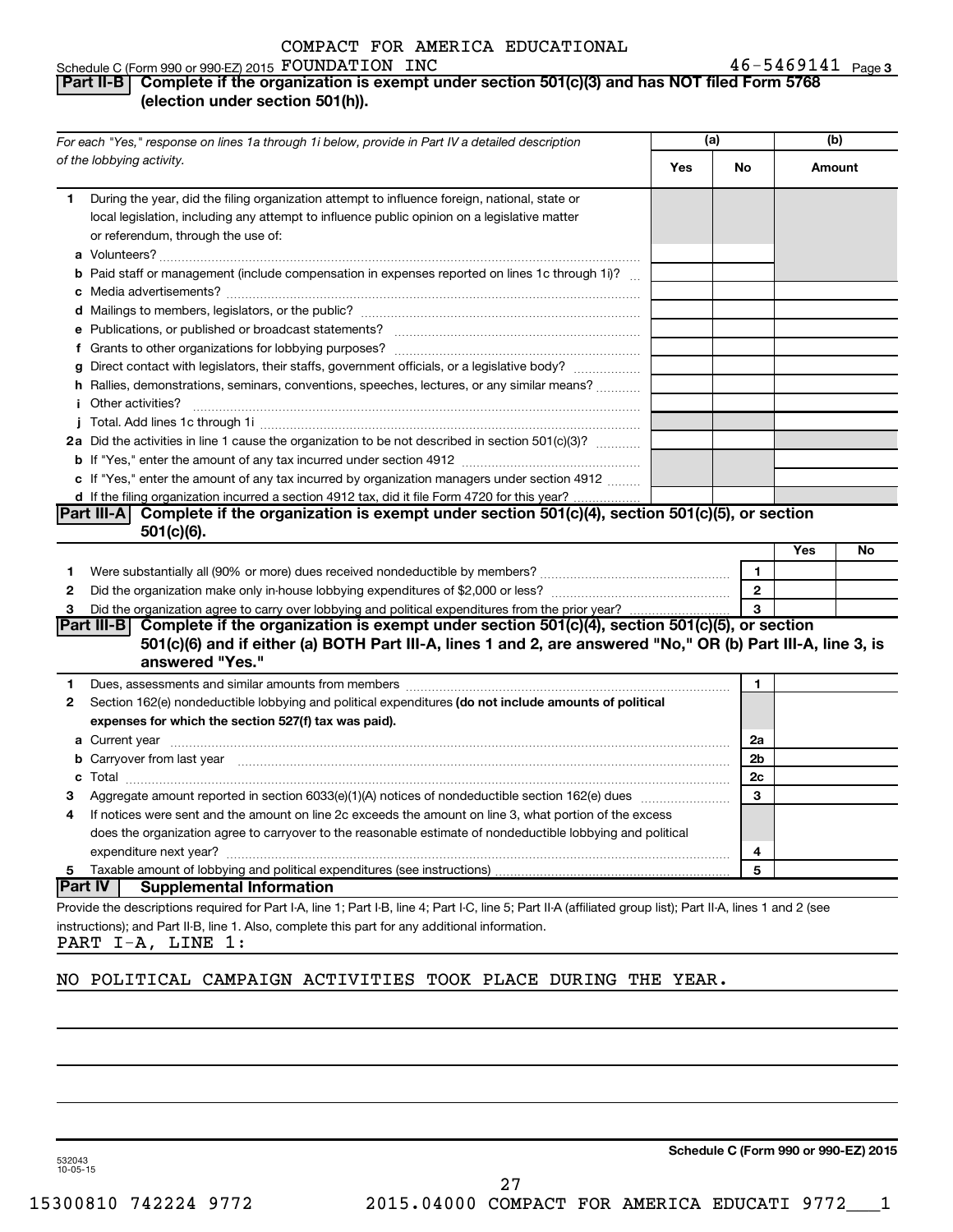COMPACT FOR AMERICA EDUCATIONAL

Schedule C (Form 990 or 990-EZ) 2015 FOUNDATION INC 46-5469141 Page 3

**Part II-B** **Complete if the organization is exempt under section 501(c)(3) and has NOT filed Form 5768 (election under section 501(h)).**

| For each "Yes," response on lines 1a through 1i below, provide in Part IV a detailed description of the lobbying activity. | (a) Yes | (a) No | (b) Amount |
|---|---|---|---|
| **1** During the year, did the filing organization attempt to influence foreign, national, state or local legislation, including any attempt to influence public opinion on a legislative matter or referendum, through the use of: | | | |
| **a** Volunteers? | | | |
| **b** Paid staff or management (include compensation in expenses reported on lines 1c through 1i)? | | | |
| **c** Media advertisements? | | | |
| **d** Mailings to members, legislators, or the public? | | | |
| **e** Publications, or published or broadcast statements? | | | |
| **f** Grants to other organizations for lobbying purposes? | | | |
| **g** Direct contact with legislators, their staffs, government officials, or a legislative body? | | | |
| **h** Rallies, demonstrations, seminars, conventions, speeches, lectures, or any similar means? | | | |
| **i** Other activities? | | | |
| **j** Total. Add lines 1c through 1i | | | |
| **2a** Did the activities in line 1 cause the organization to be not described in section 501(c)(3)? | | | |
| **b** If "Yes," enter the amount of any tax incurred under section 4912 | | | |
| **c** If "Yes," enter the amount of any tax incurred by organization managers under section 4912 | | | |
| **d** If the filing organization incurred a section 4912 tax, did it file Form 4720 for this year? | | | |

**Part III-A** **Complete if the organization is exempt under section 501(c)(4), section 501(c)(5), or section 501(c)(6).**

| | | | Yes | No |
|---|---|---|---|---|
| **1** | Were substantially all (90% or more) dues received nondeductible by members? | 1 | | |
| **2** | Did the organization make only in-house lobbying expenditures of $2,000 or less? | 2 | | |
| **3** | Did the organization agree to carry over lobbying and political expenditures from the prior year? | 3 | | |

**Part III-B** **Complete if the organization is exempt under section 501(c)(4), section 501(c)(5), or section 501(c)(6) and if either (a) BOTH Part III-A, lines 1 and 2, are answered "No," OR (b) Part III-A, line 3, is answered "Yes."**

| | | | |
|---|---|---|---|
| **1** | Dues, assessments and similar amounts from members | 1 | |
| **2** | Section 162(e) nondeductible lobbying and political expenditures **(do not include amounts of political expenses for which the section 527(f) tax was paid).** | | |
| **a** | Current year | 2a | |
| **b** | Carryover from last year | 2b | |
| **c** | Total | 2c | |
| **3** | Aggregate amount reported in section 6033(e)(1)(A) notices of nondeductible section 162(e) dues | 3 | |
| **4** | If notices were sent and the amount on line 2c exceeds the amount on line 3, what portion of the excess does the organization agree to carryover to the reasonable estimate of nondeductible lobbying and political expenditure next year? | 4 | |
| **5** | Taxable amount of lobbying and political expenditures (see instructions) | 5 | |

**Part IV** **Supplemental Information**

Provide the descriptions required for Part I-A, line 1; Part I-B, line 4; Part I-C, line 5; Part II-A (affiliated group list); Part II-A, lines 1 and 2 (see instructions); and Part II-B, line 1. Also, complete this part for any additional information.

PART I-A, LINE 1:

NO POLITICAL CAMPAIGN ACTIVITIES TOOK PLACE DURING THE YEAR.

532043 10-05-15

**Schedule C (Form 990 or 990-EZ) 2015**

15300810 742224 9772 2015.04000 COMPACT FOR AMERICA EDUCATI 9772___1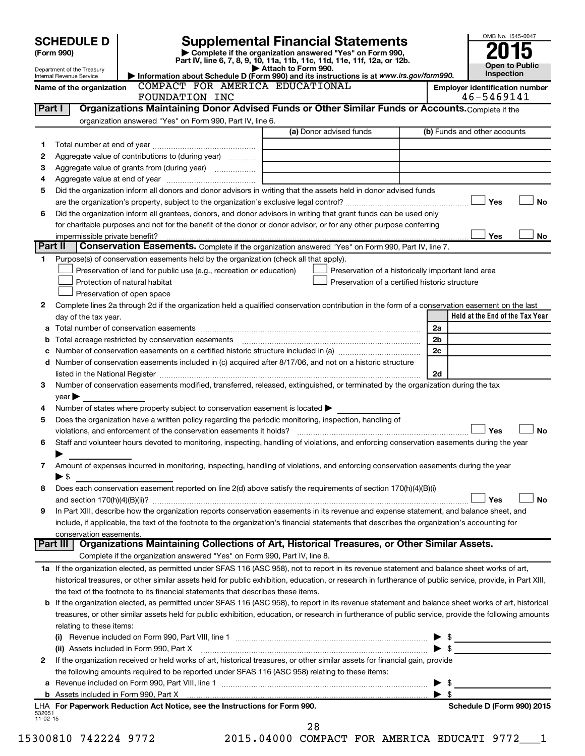# SCHEDULE D (Form 990)

Department of the Treasury
Internal Revenue Service

## Supplemental Financial Statements

▶ Complete if the organization answered "Yes" on Form 990, Part IV, line 6, 7, 8, 9, 10, 11a, 11b, 11c, 11d, 11e, 11f, 12a, or 12b.
▶ Attach to Form 990.
▶ Information about Schedule D (Form 990) and its instructions is at *www.irs.gov/form990.*

OMB No. 1545-0047
**2015**
**Open to Public Inspection**

**Name of the organization:** COMPACT FOR AMERICA EDUCATIONAL FOUNDATION INC

**Employer identification number:** 46-5469141

### Part I — Organizations Maintaining Donor Advised Funds or Other Similar Funds or Accounts.

Complete if the organization answered "Yes" on Form 990, Part IV, line 6.

| | | (a) Donor advised funds | (b) Funds and other accounts |
|---|---|---|---|
| 1 | Total number at end of year | | |
| 2 | Aggregate value of contributions to (during year) | | |
| 3 | Aggregate value of grants from (during year) | | |
| 4 | Aggregate value at end of year | | |

5 Did the organization inform all donors and donor advisors in writing that the assets held in donor advised funds are the organization's property, subject to the organization's exclusive legal control? ☐ Yes ☐ No

6 Did the organization inform all grantees, donors, and donor advisors in writing that grant funds can be used only for charitable purposes and not for the benefit of the donor or donor advisor, or for any other purpose conferring impermissible private benefit? ☐ Yes ☐ No

### Part II — Conservation Easements.

Complete if the organization answered "Yes" on Form 990, Part IV, line 7.

1 Purpose(s) of conservation easements held by the organization (check all that apply).

☐ Preservation of land for public use (e.g., recreation or education)
☐ Protection of natural habitat
☐ Preservation of open space
☐ Preservation of a historically important land area
☐ Preservation of a certified historic structure

2 Complete lines 2a through 2d if the organization held a qualified conservation contribution in the form of a conservation easement on the last day of the tax year.

| | | | Held at the End of the Tax Year |
|---|---|---|---|
| a | Total number of conservation easements | 2a | |
| b | Total acreage restricted by conservation easements | 2b | |
| c | Number of conservation easements on a certified historic structure included in (a) | 2c | |
| d | Number of conservation easements included in (c) acquired after 8/17/06, and not on a historic structure listed in the National Register | 2d | |

3 Number of conservation easements modified, transferred, released, extinguished, or terminated by the organization during the tax year ▶

4 Number of states where property subject to conservation easement is located ▶

5 Does the organization have a written policy regarding the periodic monitoring, inspection, handling of violations, and enforcement of the conservation easements it holds? ☐ Yes ☐ No

6 Staff and volunteer hours devoted to monitoring, inspecting, handling of violations, and enforcing conservation easements during the year ▶

7 Amount of expenses incurred in monitoring, inspecting, handling of violations, and enforcing conservation easements during the year ▶ $

8 Does each conservation easement reported on line 2(d) above satisfy the requirements of section 170(h)(4)(B)(i) and section 170(h)(4)(B)(ii)? ☐ Yes ☐ No

9 In Part XIII, describe how the organization reports conservation easements in its revenue and expense statement, and balance sheet, and include, if applicable, the text of the footnote to the organization's financial statements that describes the organization's accounting for conservation easements.

### Part III — Organizations Maintaining Collections of Art, Historical Treasures, or Other Similar Assets.

Complete if the organization answered "Yes" on Form 990, Part IV, line 8.

1a If the organization elected, as permitted under SFAS 116 (ASC 958), not to report in its revenue statement and balance sheet works of art, historical treasures, or other similar assets held for public exhibition, education, or research in furtherance of public service, provide, in Part XIII, the text of the footnote to its financial statements that describes these items.

b If the organization elected, as permitted under SFAS 116 (ASC 958), to report in its revenue statement and balance sheet works of art, historical treasures, or other similar assets held for public exhibition, education, or research in furtherance of public service, provide the following amounts relating to these items:

(i) Revenue included on Form 990, Part VIII, line 1 ▶ $

(ii) Assets included in Form 990, Part X ▶ $

2 If the organization received or held works of art, historical treasures, or other similar assets for financial gain, provide the following amounts required to be reported under SFAS 116 (ASC 958) relating to these items:

a Revenue included on Form 990, Part VIII, line 1 ▶ $

b Assets included in Form 990, Part X ▶ $

LHA **For Paperwork Reduction Act Notice, see the Instructions for Form 990.** **Schedule D (Form 990) 2015**

532051
11-02-15

15300810 742224 9772 2015.04000 COMPACT FOR AMERICA EDUCATI 9772___1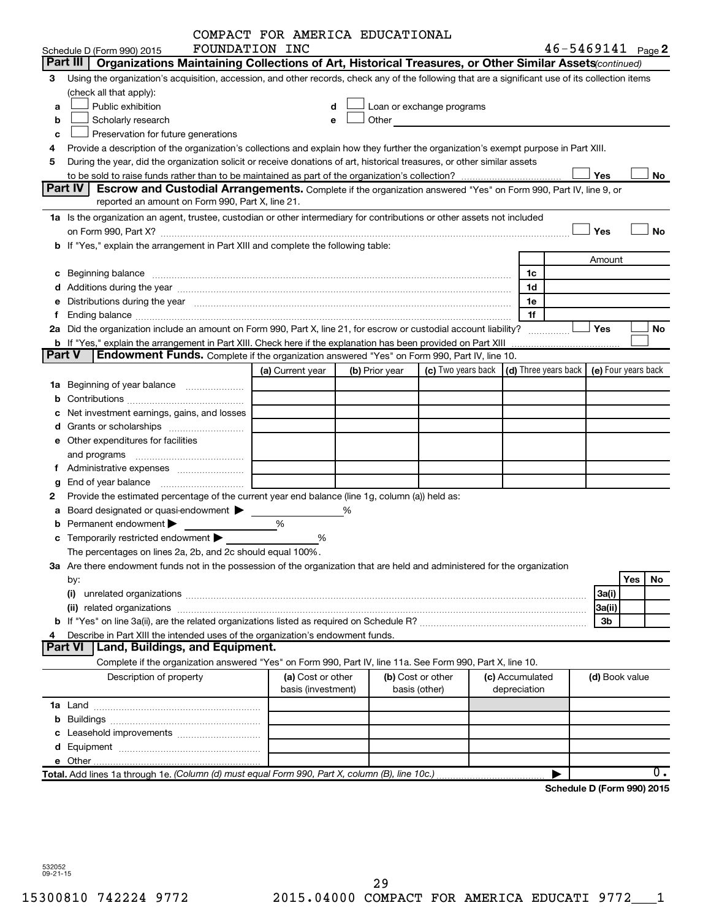COMPACT FOR AMERICA EDUCATIONAL FOUNDATION INC

Schedule D (Form 990) 2015 — 46-5469141 Page **2**

## Part III — Organizations Maintaining Collections of Art, Historical Treasures, or Other Similar Assets *(continued)*

**3** Using the organization's acquisition, accession, and other records, check any of the following that are a significant use of its collection items (check all that apply):

- **a** ☐ Public exhibition
- **b** ☐ Scholarly research
- **c** ☐ Preservation for future generations
- **d** ☐ Loan or exchange programs
- **e** ☐ Other

**4** Provide a description of the organization's collections and explain how they further the organization's exempt purpose in Part XIII.

**5** During the year, did the organization solicit or receive donations of art, historical treasures, or other similar assets to be sold to raise funds rather than to be maintained as part of the organization's collection? ☐ Yes ☐ No

## Part IV — Escrow and Custodial Arrangements.

Complete if the organization answered "Yes" on Form 990, Part IV, line 9, or reported an amount on Form 990, Part X, line 21.

**1a** Is the organization an agent, trustee, custodian or other intermediary for contributions or other assets not included on Form 990, Part X? ☐ Yes ☐ No

**b** If "Yes," explain the arrangement in Part XIII and complete the following table:

| | | Amount |
|---|---|---|
| **c** Beginning balance | 1c | |
| **d** Additions during the year | 1d | |
| **e** Distributions during the year | 1e | |
| **f** Ending balance | 1f | |

**2a** Did the organization include an amount on Form 990, Part X, line 21, for escrow or custodial account liability? ☐ Yes ☐ No

**b** If "Yes," explain the arrangement in Part XIII. Check here if the explanation has been provided on Part XIII ☐

## Part V — Endowment Funds.

Complete if the organization answered "Yes" on Form 990, Part IV, line 10.

| | (a) Current year | (b) Prior year | (c) Two years back | (d) Three years back | (e) Four years back |
|---|---|---|---|---|---|
| **1a** Beginning of year balance | | | | | |
| **b** Contributions | | | | | |
| **c** Net investment earnings, gains, and losses | | | | | |
| **d** Grants or scholarships | | | | | |
| **e** Other expenditures for facilities and programs | | | | | |
| **f** Administrative expenses | | | | | |
| **g** End of year balance | | | | | |

**2** Provide the estimated percentage of the current year end balance (line 1g, column (a)) held as:

- **a** Board designated or quasi-endowment ▶ ______ %
- **b** Permanent endowment ▶ ______ %
- **c** Temporarily restricted endowment ▶ ______ %

The percentages on lines 2a, 2b, and 2c should equal 100%.

**3a** Are there endowment funds not in the possession of the organization that are held and administered for the organization by:

| | | Yes | No |
|---|---|---|---|
| **(i)** unrelated organizations | 3a(i) | | |
| **(ii)** related organizations | 3a(ii) | | |
| **b** If "Yes" on line 3a(ii), are the related organizations listed as required on Schedule R? | 3b | | |

**4** Describe in Part XIII the intended uses of the organization's endowment funds.

## Part VI — Land, Buildings, and Equipment.

Complete if the organization answered "Yes" on Form 990, Part IV, line 11a. See Form 990, Part X, line 10.

| Description of property | (a) Cost or other basis (investment) | (b) Cost or other basis (other) | (c) Accumulated depreciation | (d) Book value |
|---|---|---|---|---|
| **1a** Land | | | | |
| **b** Buildings | | | | |
| **c** Leasehold improvements | | | | |
| **d** Equipment | | | | |
| **e** Other | | | | |
| **Total.** Add lines 1a through 1e. *(Column (d) must equal Form 990, Part X, column (B), line 10c.)* | | | ▶ | 0. |

**Schedule D (Form 990) 2015**

532052 09-21-15

15300810 742224 9772 2015.04000 COMPACT FOR AMERICA EDUCATI 9772___1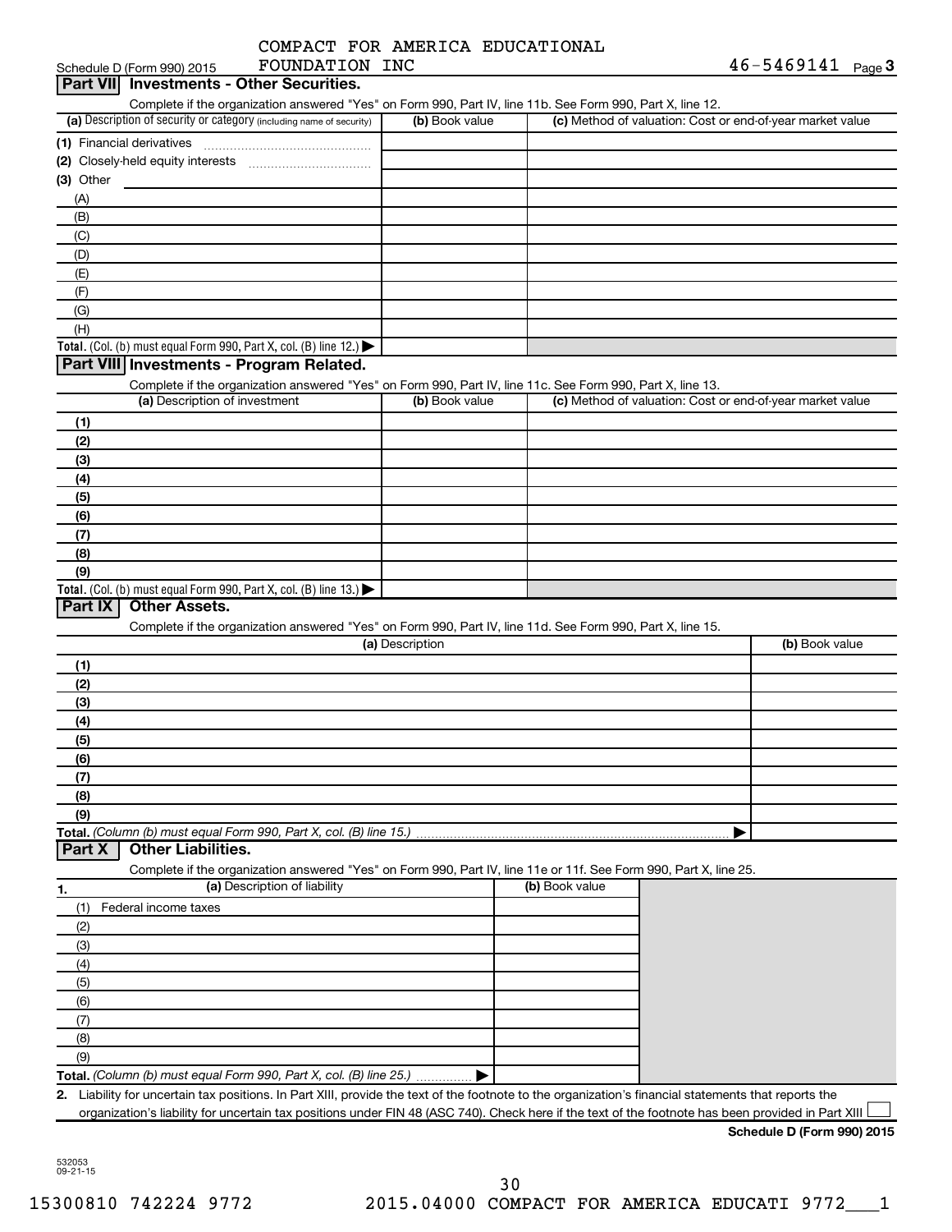COMPACT FOR AMERICA EDUCATIONAL FOUNDATION INC

46-5469141

## Part VII Investments - Other Securities.

Complete if the organization answered "Yes" on Form 990, Part IV, line 11b. See Form 990, Part X, line 12.

| (a) Description of security or category (including name of security) | (b) Book value | (c) Method of valuation: Cost or end-of-year market value |
|---|---|---|
| (1) Financial derivatives | | |
| (2) Closely-held equity interests | | |
| (3) Other | | |
| (A) | | |
| (B) | | |
| (C) | | |
| (D) | | |
| (E) | | |
| (F) | | |
| (G) | | |
| (H) | | |
| **Total.** (Col. (b) must equal Form 990, Part X, col. (B) line 12.) ▶ | | |

## Part VIII Investments - Program Related.

Complete if the organization answered "Yes" on Form 990, Part IV, line 11c. See Form 990, Part X, line 13.

| (a) Description of investment | (b) Book value | (c) Method of valuation: Cost or end-of-year market value |
|---|---|---|
| (1) | | |
| (2) | | |
| (3) | | |
| (4) | | |
| (5) | | |
| (6) | | |
| (7) | | |
| (8) | | |
| (9) | | |
| **Total.** (Col. (b) must equal Form 990, Part X, col. (B) line 13.) ▶ | | |

## Part IX Other Assets.

Complete if the organization answered "Yes" on Form 990, Part IV, line 11d. See Form 990, Part X, line 15.

| (a) Description | (b) Book value |
|---|---|
| (1) | |
| (2) | |
| (3) | |
| (4) | |
| (5) | |
| (6) | |
| (7) | |
| (8) | |
| (9) | |
| **Total.** *(Column (b) must equal Form 990, Part X, col. (B) line 15.)* ▶ | |

## Part X Other Liabilities.

Complete if the organization answered "Yes" on Form 990, Part IV, line 11e or 11f. See Form 990, Part X, line 25.

| 1. (a) Description of liability | (b) Book value |
|---|---|
| (1) Federal income taxes | |
| (2) | |
| (3) | |
| (4) | |
| (5) | |
| (6) | |
| (7) | |
| (8) | |
| (9) | |
| **Total.** *(Column (b) must equal Form 990, Part X, col. (B) line 25.)* ▶ | |

**2.** Liability for uncertain tax positions. In Part XIII, provide the text of the footnote to the organization's financial statements that reports the organization's liability for uncertain tax positions under FIN 48 (ASC 740). Check here if the text of the footnote has been provided in Part XIII ☐

**Schedule D (Form 990) 2015**

532053 09-21-15

15300810 742224 9772 2015.04000 COMPACT FOR AMERICA EDUCATI 9772___1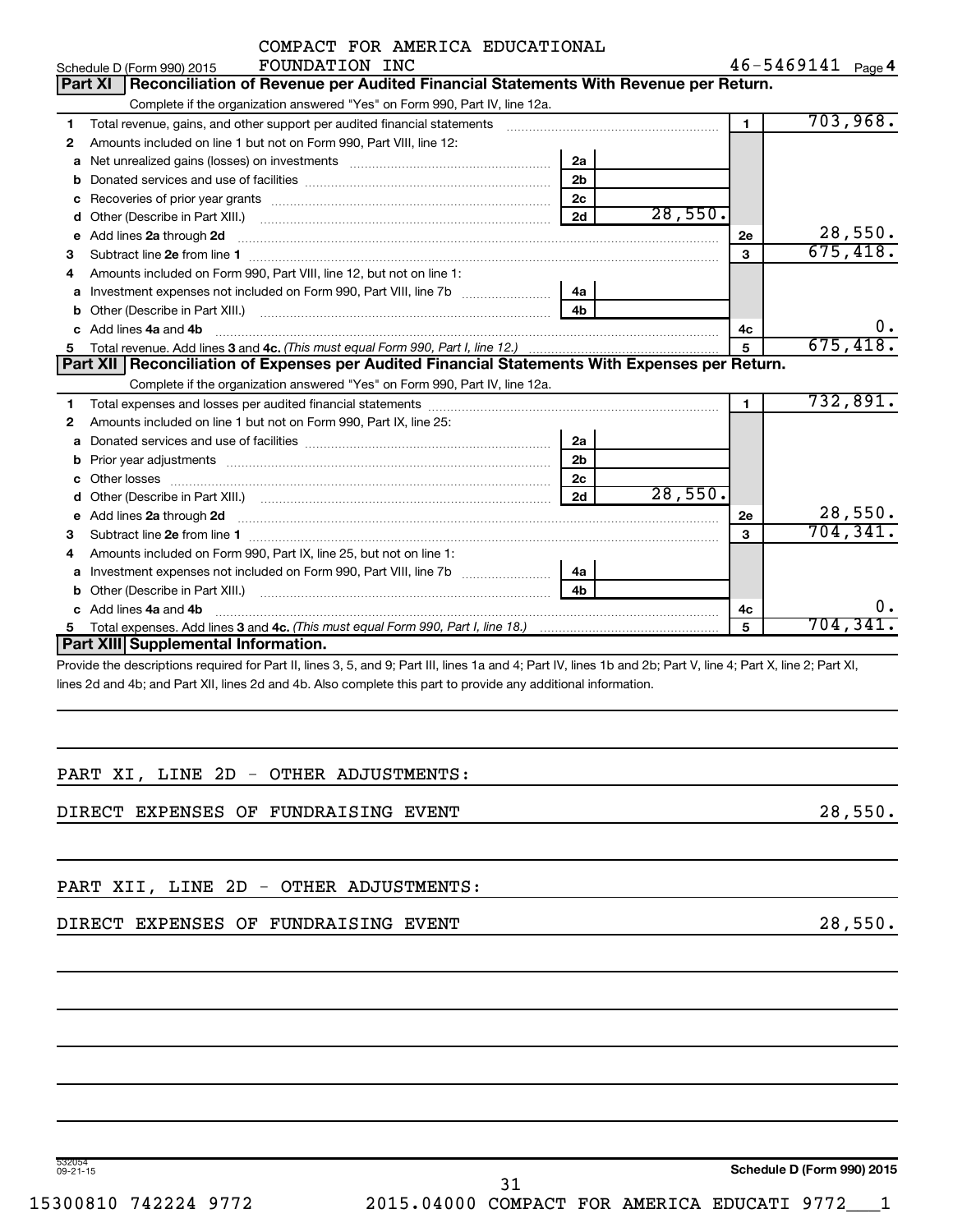Schedule D (Form 990) 2015 COMPACT FOR AMERICA EDUCATIONAL FOUNDATION INC 46-5469141 Page 4

## Part XI Reconciliation of Revenue per Audited Financial Statements With Revenue per Return.

Complete if the organization answered "Yes" on Form 990, Part IV, line 12a.

| | | | | | |
|---|---|---|---|---|---|
| 1 | Total revenue, gains, and other support per audited financial statements | | | 1 | 703,968. |
| 2 | Amounts included on line 1 but not on Form 990, Part VIII, line 12: | | | | |
| a | Net unrealized gains (losses) on investments | 2a | | | |
| b | Donated services and use of facilities | 2b | | | |
| c | Recoveries of prior year grants | 2c | | | |
| d | Other (Describe in Part XIII.) | 2d | 28,550. | | |
| e | Add lines 2a through 2d | | | 2e | 28,550. |
| 3 | Subtract line 2e from line 1 | | | 3 | 675,418. |
| 4 | Amounts included on Form 990, Part VIII, line 12, but not on line 1: | | | | |
| a | Investment expenses not included on Form 990, Part VIII, line 7b | 4a | | | |
| b | Other (Describe in Part XIII.) | 4b | | | |
| c | Add lines 4a and 4b | | | 4c | 0. |
| 5 | Total revenue. Add lines 3 and 4c. *(This must equal Form 990, Part I, line 12.)* | | | 5 | 675,418. |

## Part XII Reconciliation of Expenses per Audited Financial Statements With Expenses per Return.

Complete if the organization answered "Yes" on Form 990, Part IV, line 12a.

| | | | | | |
|---|---|---|---|---|---|
| 1 | Total expenses and losses per audited financial statements | | | 1 | 732,891. |
| 2 | Amounts included on line 1 but not on Form 990, Part IX, line 25: | | | | |
| a | Donated services and use of facilities | 2a | | | |
| b | Prior year adjustments | 2b | | | |
| c | Other losses | 2c | | | |
| d | Other (Describe in Part XIII.) | 2d | 28,550. | | |
| e | Add lines 2a through 2d | | | 2e | 28,550. |
| 3 | Subtract line 2e from line 1 | | | 3 | 704,341. |
| 4 | Amounts included on Form 990, Part IX, line 25, but not on line 1: | | | | |
| a | Investment expenses not included on Form 990, Part VIII, line 7b | 4a | | | |
| b | Other (Describe in Part XIII.) | 4b | | | |
| c | Add lines 4a and 4b | | | 4c | 0. |
| 5 | Total expenses. Add lines 3 and 4c. *(This must equal Form 990, Part I, line 18.)* | | | 5 | 704,341. |

## Part XIII Supplemental Information.

Provide the descriptions required for Part II, lines 3, 5, and 9; Part III, lines 1a and 4; Part IV, lines 1b and 2b; Part V, line 4; Part X, line 2; Part XI, lines 2d and 4b; and Part XII, lines 2d and 4b. Also complete this part to provide any additional information.

PART XI, LINE 2D - OTHER ADJUSTMENTS:

DIRECT EXPENSES OF FUNDRAISING EVENT 28,550.

PART XII, LINE 2D - OTHER ADJUSTMENTS:

DIRECT EXPENSES OF FUNDRAISING EVENT 28,550.

532054 09-21-15

Schedule D (Form 990) 2015

15300810 742224 9772 2015.04000 COMPACT FOR AMERICA EDUCATI 9772___1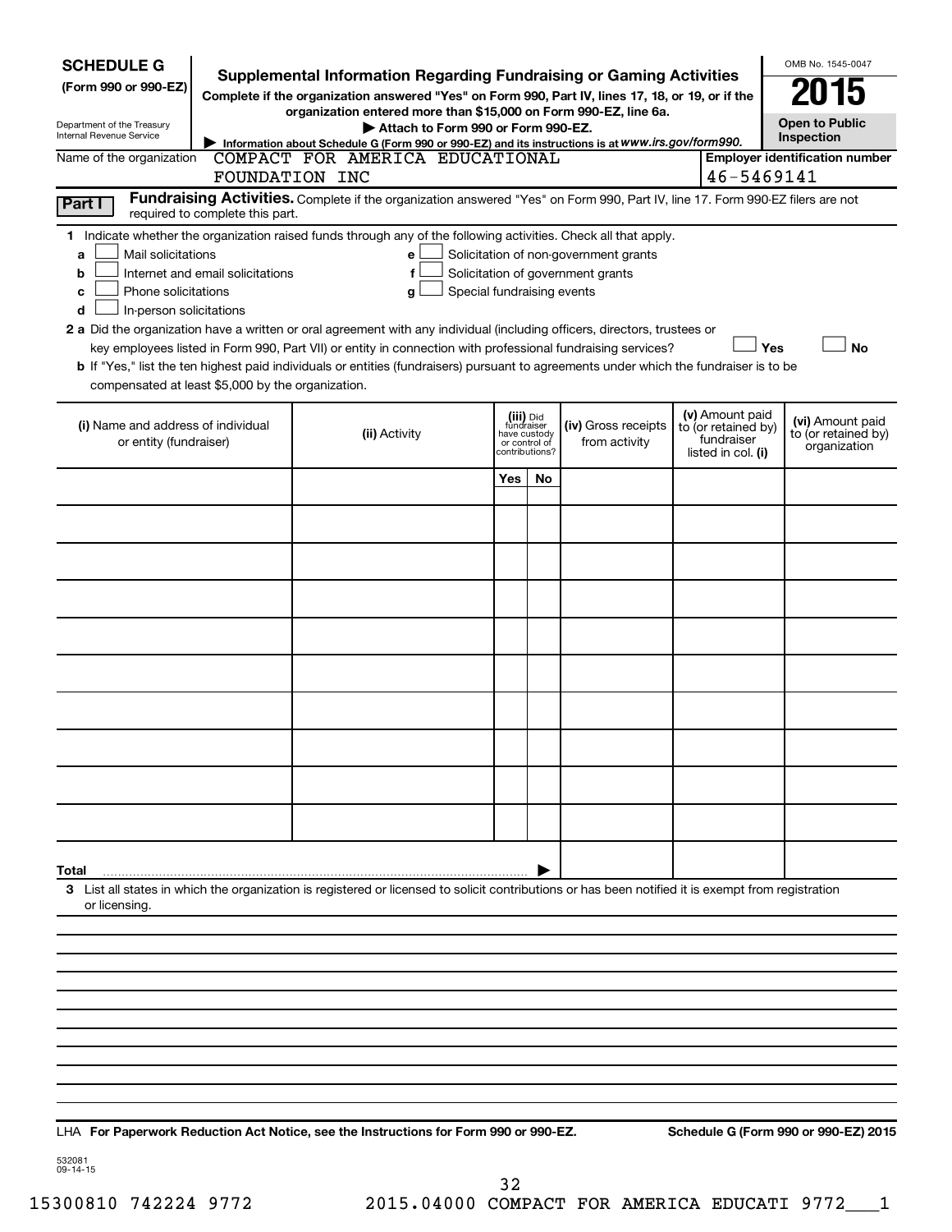**SCHEDULE G**
**(Form 990 or 990-EZ)**

Department of the Treasury
Internal Revenue Service

# Supplemental Information Regarding Fundraising or Gaming Activities

**Complete if the organization answered "Yes" on Form 990, Part IV, lines 17, 18, or 19, or if the organization entered more than $15,000 on Form 990-EZ, line 6a.**

**▶ Attach to Form 990 or Form 990-EZ.**

**▶ Information about Schedule G (Form 990 or 990-EZ) and its instructions is at www.irs.gov/form990.**

OMB No. 1545-0047

**2015**

**Open to Public Inspection**

Name of the organization: COMPACT FOR AMERICA EDUCATIONAL FOUNDATION INC

**Employer identification number:** 46-5469141

**Part I** **Fundraising Activities.** Complete if the organization answered "Yes" on Form 990, Part IV, line 17. Form 990-EZ filers are not required to complete this part.

**1** Indicate whether the organization raised funds through any of the following activities. Check all that apply.

- **a** ☐ Mail solicitations
- **b** ☐ Internet and email solicitations
- **c** ☐ Phone solicitations
- **d** ☐ In-person solicitations
- **e** ☐ Solicitation of non-government grants
- **f** ☐ Solicitation of government grants
- **g** ☐ Special fundraising events

**2 a** Did the organization have a written or oral agreement with any individual (including officers, directors, trustees or key employees listed in Form 990, Part VII) or entity in connection with professional fundraising services? ☐ **Yes** ☐ **No**

**b** If "Yes," list the ten highest paid individuals or entities (fundraisers) pursuant to agreements under which the fundraiser is to be compensated at least $5,000 by the organization.

| (i) Name and address of individual or entity (fundraiser) | (ii) Activity | (iii) Did fundraiser have custody or control of contributions? | | (iv) Gross receipts from activity | (v) Amount paid to (or retained by) fundraiser listed in col. (i) | (vi) Amount paid to (or retained by) organization |
|---|---|---|---|---|---|---|
| | | Yes | No | | | |
| | | | | | | |
| | | | | | | |
| | | | | | | |
| | | | | | | |
| | | | | | | |
| | | | | | | |
| | | | | | | |
| | | | | | | |
| | | | | | | |
| | | | | | | |
| **Total** ▶ | | | | | | |

**3** List all states in which the organization is registered or licensed to solicit contributions or has been notified it is exempt from registration or licensing.

LHA **For Paperwork Reduction Act Notice, see the Instructions for Form 990 or 990-EZ.** **Schedule G (Form 990 or 990-EZ) 2015**

532081
09-14-15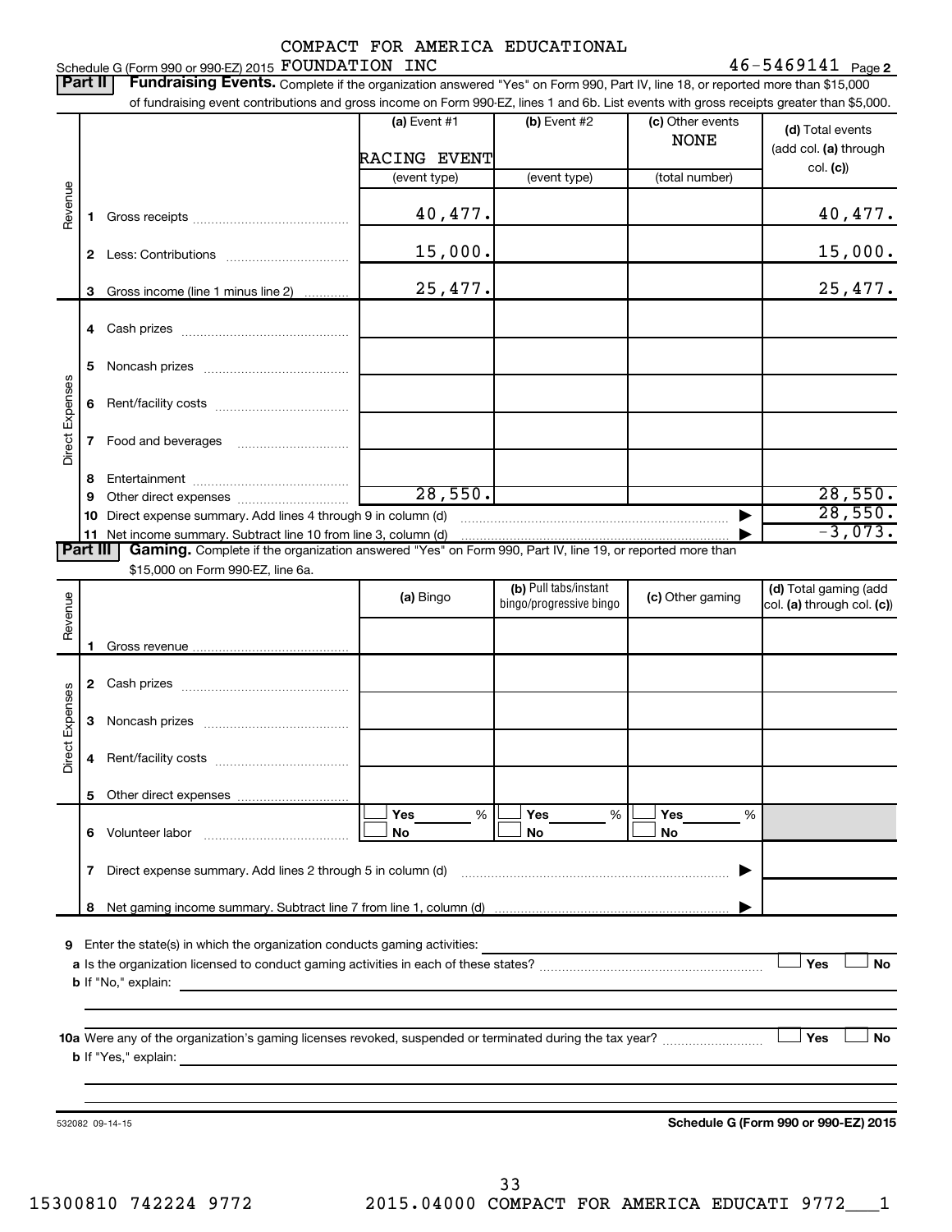COMPACT FOR AMERICA EDUCATIONAL
Schedule G (Form 990 or 990-EZ) 2015 FOUNDATION INC 46-5469141 Page 2

## Part II Fundraising Events.

Complete if the organization answered "Yes" on Form 990, Part IV, line 18, or reported more than $15,000 of fundraising event contributions and gross income on Form 990-EZ, lines 1 and 6b. List events with gross receipts greater than $5,000.

| | | (a) Event #1 | (b) Event #2 | (c) Other events | (d) Total events (add col. (a) through col. (c)) |
|---|---|---|---|---|---|
| | | RACING EVENT | | NONE | |
| | | (event type) | (event type) | (total number) | |
| Revenue | 1 Gross receipts | 40,477. | | | 40,477. |
| | 2 Less: Contributions | 15,000. | | | 15,000. |
| | 3 Gross income (line 1 minus line 2) | 25,477. | | | 25,477. |
| Direct Expenses | 4 Cash prizes | | | | |
| | 5 Noncash prizes | | | | |
| | 6 Rent/facility costs | | | | |
| | 7 Food and beverages | | | | |
| | 8 Entertainment | | | | |
| | 9 Other direct expenses | 28,550. | | | 28,550. |
| | 10 Direct expense summary. Add lines 4 through 9 in column (d) | | | ▶ | 28,550. |
| | 11 Net income summary. Subtract line 10 from line 3, column (d) | | | ▶ | -3,073. |

## Part III Gaming.

Complete if the organization answered "Yes" on Form 990, Part IV, line 19, or reported more than $15,000 on Form 990-EZ, line 6a.

| | | (a) Bingo | (b) Pull tabs/instant bingo/progressive bingo | (c) Other gaming | (d) Total gaming (add col. (a) through col. (c)) |
|---|---|---|---|---|---|
| Revenue | 1 Gross revenue | | | | |
| Direct Expenses | 2 Cash prizes | | | | |
| | 3 Noncash prizes | | | | |
| | 4 Rent/facility costs | | | | |
| | 5 Other direct expenses | | | | |
| | 6 Volunteer labor | ☐ Yes ___% ☐ No | ☐ Yes ___% ☐ No | ☐ Yes ___% ☐ No | |
| | 7 Direct expense summary. Add lines 2 through 5 in column (d) | | | ▶ | |
| | 8 Net gaming income summary. Subtract line 7 from line 1, column (d) | | | ▶ | |

9 Enter the state(s) in which the organization conducts gaming activities:

a Is the organization licensed to conduct gaming activities in each of these states? ☐ Yes ☐ No

b If "No," explain:

10a Were any of the organization's gaming licenses revoked, suspended or terminated during the tax year? ☐ Yes ☐ No

b If "Yes," explain:

532082 09-14-15 **Schedule G (Form 990 or 990-EZ) 2015**

15300810 742224 9772 2015.04000 COMPACT FOR AMERICA EDUCATI 9772___1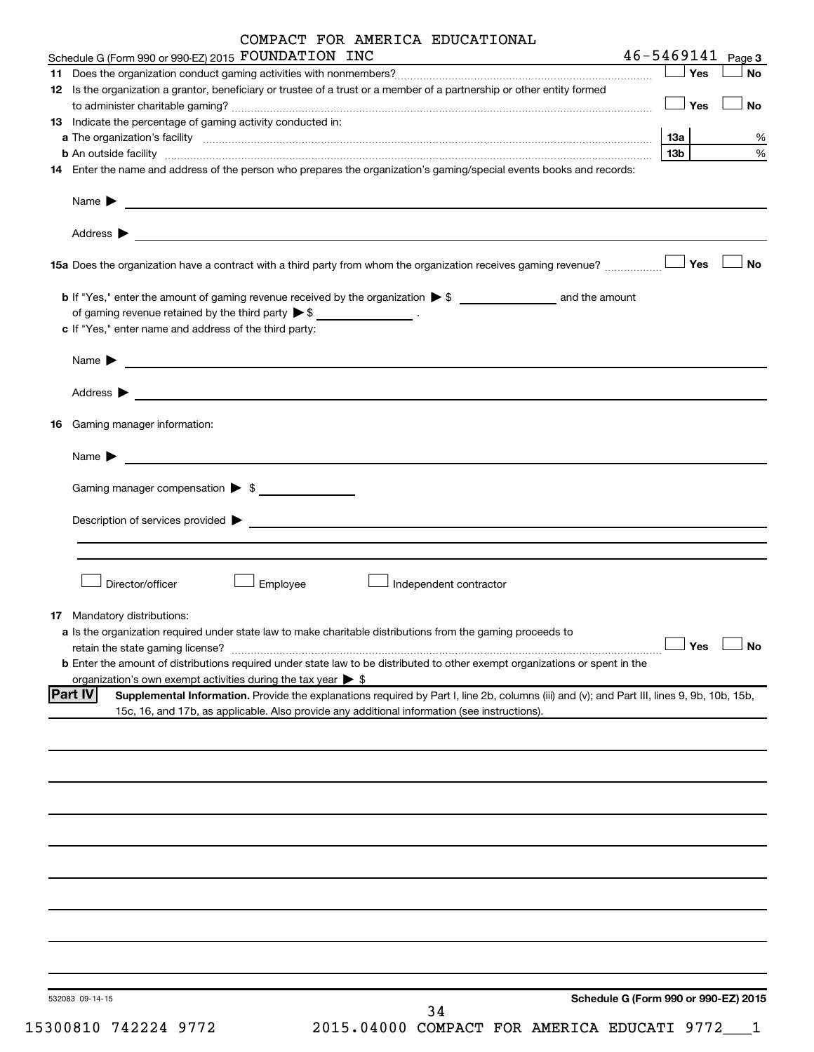Schedule G (Form 990 or 990-EZ) 2015 COMPACT FOR AMERICA EDUCATIONAL FOUNDATION INC 46-5469141 Page 3

**11** Does the organization conduct gaming activities with nonmembers? ☐ Yes ☐ No

**12** Is the organization a grantor, beneficiary or trustee of a trust or a member of a partnership or other entity formed to administer charitable gaming? ☐ Yes ☐ No

**13** Indicate the percentage of gaming activity conducted in:

**a** The organization's facility **13a** %

**b** An outside facility **13b** %

**14** Enter the name and address of the person who prepares the organization's gaming/special events books and records:

Name ▶

Address ▶

**15a** Does the organization have a contract with a third party from whom the organization receives gaming revenue? ☐ Yes ☐ No

**b** If "Yes," enter the amount of gaming revenue received by the organization ▶ $ ______ and the amount of gaming revenue retained by the third party ▶ $ ______ .

**c** If "Yes," enter name and address of the third party:

Name ▶

Address ▶

**16** Gaming manager information:

Name ▶

Gaming manager compensation ▶ $

Description of services provided ▶

☐ Director/officer ☐ Employee ☐ Independent contractor

**17** Mandatory distributions:

**a** Is the organization required under state law to make charitable distributions from the gaming proceeds to retain the state gaming license? ☐ Yes ☐ No

**b** Enter the amount of distributions required under state law to be distributed to other exempt organizations or spent in the organization's own exempt activities during the tax year ▶ $

**Part IV** **Supplemental Information.** Provide the explanations required by Part I, line 2b, columns (iii) and (v); and Part III, lines 9, 9b, 10b, 15b, 15c, 16, and 17b, as applicable. Also provide any additional information (see instructions).

532083 09-14-15

**Schedule G (Form 990 or 990-EZ) 2015**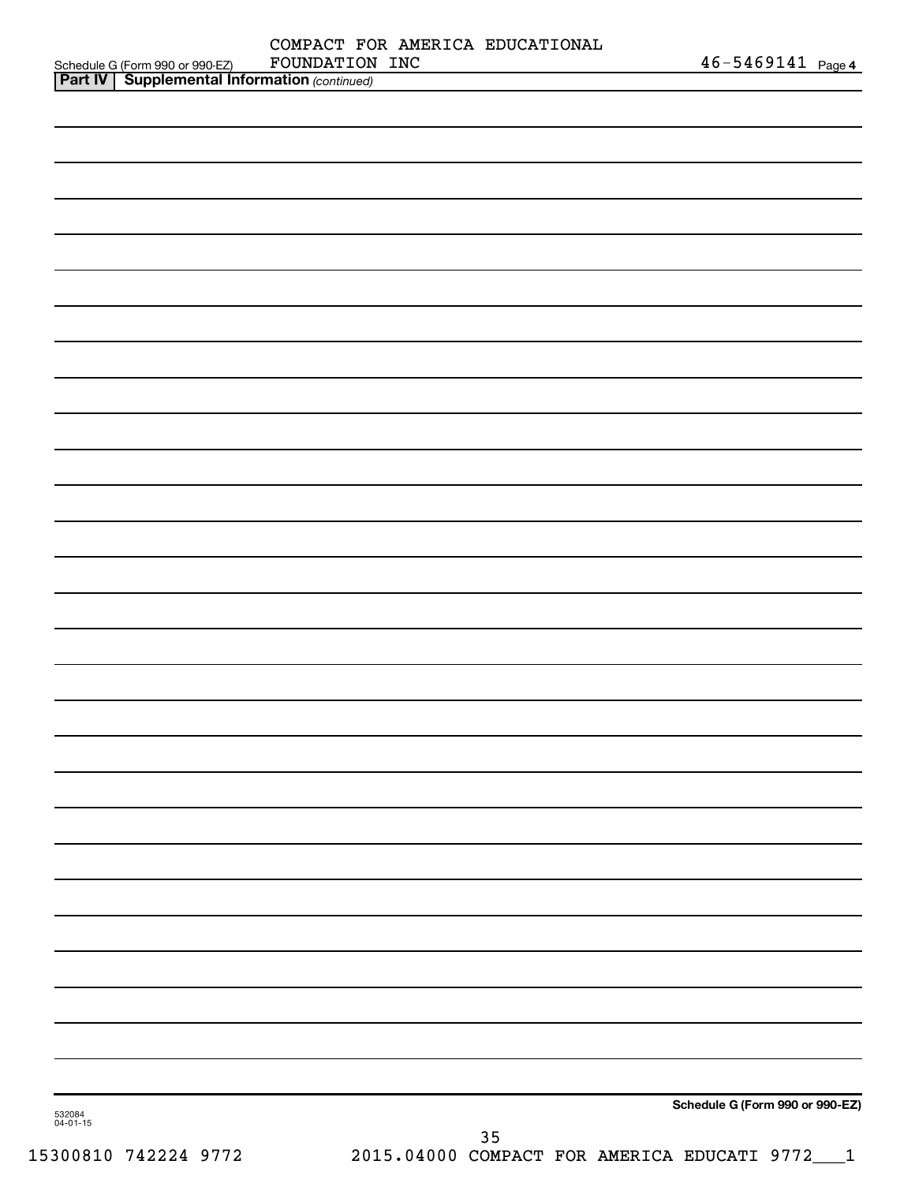Schedule G (Form 990 or 990-EZ) COMPACT FOR AMERICA EDUCATIONAL FOUNDATION INC 46-5469141 Page **4**

**Part IV | Supplemental Information** *(continued)*

**Schedule G (Form 990 or 990-EZ)**

532084
04-01-15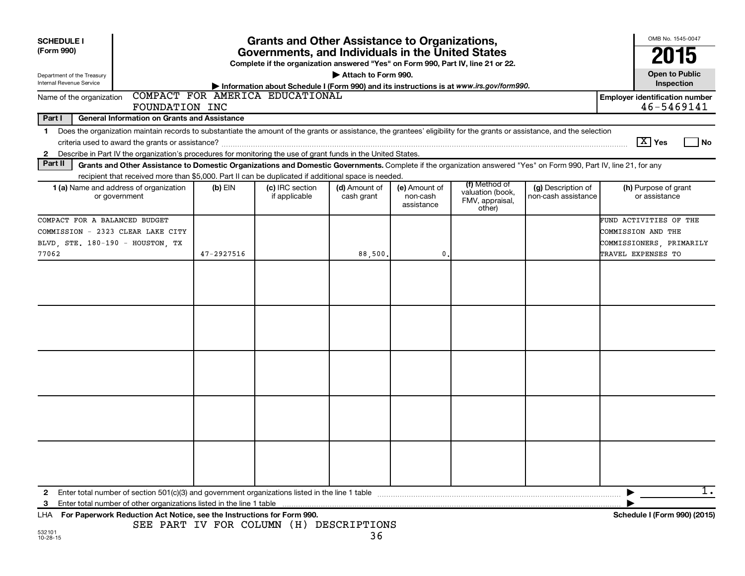**SCHEDULE I (Form 990)**

Department of the Treasury
Internal Revenue Service

# Grants and Other Assistance to Organizations, Governments, and Individuals in the United States

**Complete if the organization answered "Yes" on Form 990, Part IV, line 21 or 22.**

**▶ Attach to Form 990.**

**▶ Information about Schedule I (Form 990) and its instructions is at www.irs.gov/form990.**

OMB No. 1545-0047

**2015**

**Open to Public Inspection**

Name of the organization: COMPACT FOR AMERICA EDUCATIONAL FOUNDATION INC

**Employer identification number:** 46-5469141

## Part I General Information on Grants and Assistance

1 Does the organization maintain records to substantiate the amount of the grants or assistance, the grantees' eligibility for the grants or assistance, and the selection criteria used to award the grants or assistance? [X] Yes [ ] No

2 Describe in Part IV the organization's procedures for monitoring the use of grant funds in the United States.

## Part II Grants and Other Assistance to Domestic Organizations and Domestic Governments.

Complete if the organization answered "Yes" on Form 990, Part IV, line 21, for any recipient that received more than $5,000. Part II can be duplicated if additional space is needed.

| 1 (a) Name and address of organization or government | (b) EIN | (c) IRC section if applicable | (d) Amount of cash grant | (e) Amount of non-cash assistance | (f) Method of valuation (book, FMV, appraisal, other) | (g) Description of non-cash assistance | (h) Purpose of grant or assistance |
|---|---|---|---|---|---|---|---|
| COMPACT FOR A BALANCED BUDGET COMMISSION - 2323 CLEAR LAKE CITY BLVD, STE. 180-190 - HOUSTON, TX 77062 | 47-2927516 | | 88,500. | 0. | | | FUND ACTIVITIES OF THE COMMISSION AND THE COMMISSIONERS, PRIMARILY TRAVEL EXPENSES TO |
| | | | | | | | |
| | | | | | | | |
| | | | | | | | |
| | | | | | | | |
| | | | | | | | |

2 Enter total number of section 501(c)(3) and government organizations listed in the line 1 table ▶ 1.

3 Enter total number of other organizations listed in the line 1 table ▶

LHA **For Paperwork Reduction Act Notice, see the Instructions for Form 990.** **Schedule I (Form 990) (2015)**

SEE PART IV FOR COLUMN (H) DESCRIPTIONS

532101
10-28-15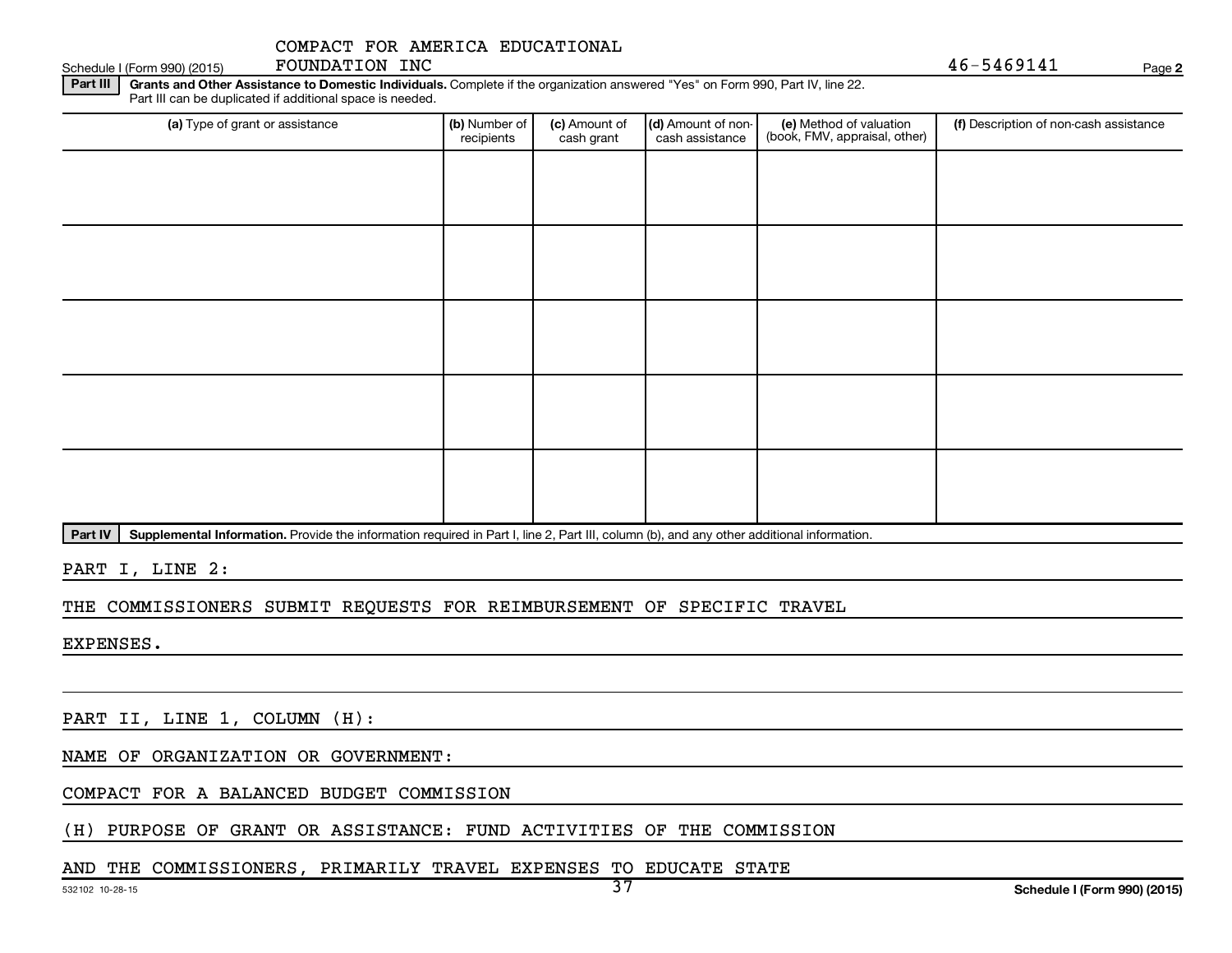COMPACT FOR AMERICA EDUCATIONAL FOUNDATION INC

46-5469141

**Part III** **Grants and Other Assistance to Domestic Individuals.** Complete if the organization answered "Yes" on Form 990, Part IV, line 22. Part III can be duplicated if additional space is needed.

| (a) Type of grant or assistance | (b) Number of recipients | (c) Amount of cash grant | (d) Amount of non-cash assistance | (e) Method of valuation (book, FMV, appraisal, other) | (f) Description of non-cash assistance |
|---|---|---|---|---|---|
| | | | | | |
| | | | | | |
| | | | | | |
| | | | | | |
| | | | | | |

**Part IV** **Supplemental Information.** Provide the information required in Part I, line 2, Part III, column (b), and any other additional information.

PART I, LINE 2:

THE COMMISSIONERS SUBMIT REQUESTS FOR REIMBURSEMENT OF SPECIFIC TRAVEL EXPENSES.

PART II, LINE 1, COLUMN (H):

NAME OF ORGANIZATION OR GOVERNMENT:

COMPACT FOR A BALANCED BUDGET COMMISSION

(H) PURPOSE OF GRANT OR ASSISTANCE: FUND ACTIVITIES OF THE COMMISSION AND THE COMMISSIONERS, PRIMARILY TRAVEL EXPENSES TO EDUCATE STATE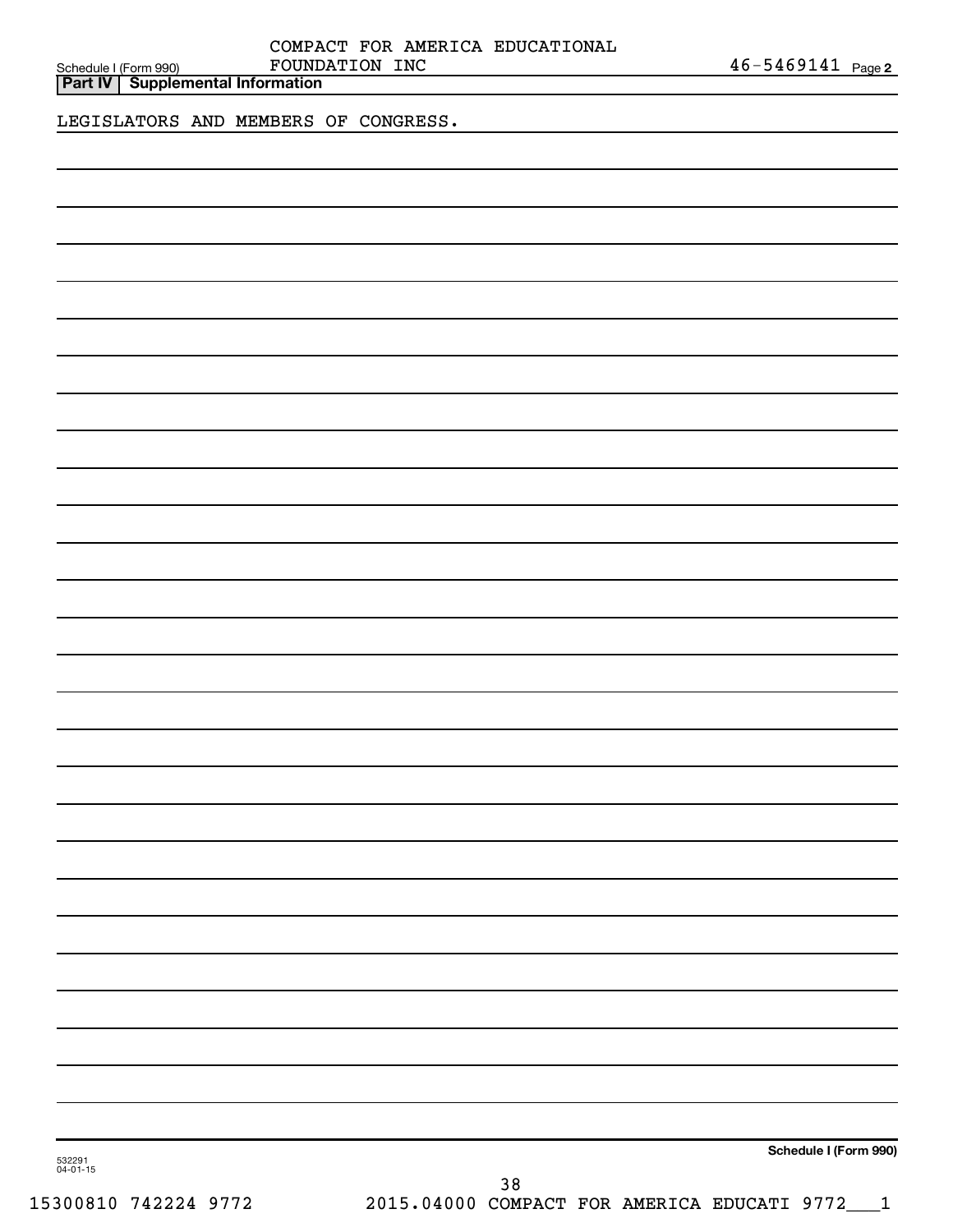Schedule I (Form 990) COMPACT FOR AMERICA EDUCATIONAL FOUNDATION INC 46-5469141 Page 2

**Part IV | Supplemental Information**

LEGISLATORS AND MEMBERS OF CONGRESS.

**Schedule I (Form 990)**

532291
04-01-15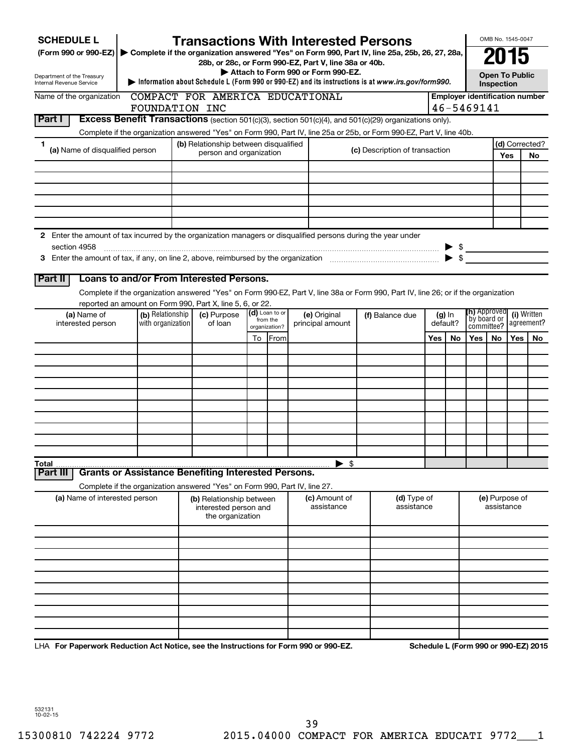**SCHEDULE L**
**(Form 990 or 990-EZ)**

Department of the Treasury
Internal Revenue Service

# Transactions With Interested Persons

▶ Complete if the organization answered "Yes" on Form 990, Part IV, line 25a, 25b, 26, 27, 28a, 28b, or 28c, or Form 990-EZ, Part V, line 38a or 40b.
▶ Attach to Form 990 or Form 990-EZ.
▶ Information about Schedule L (Form 990 or 990-EZ) and its instructions is at www.irs.gov/form990.

OMB No. 1545-0047

**2015**

**Open To Public Inspection**

Name of the organization: COMPACT FOR AMERICA EDUCATIONAL FOUNDATION INC

Employer identification number: 46-5469141

## Part I Excess Benefit Transactions (section 501(c)(3), section 501(c)(4), and 501(c)(29) organizations only).

Complete if the organization answered "Yes" on Form 990, Part IV, line 25a or 25b, or Form 990-EZ, Part V, line 40b.

| 1 (a) Name of disqualified person | (b) Relationship between disqualified person and organization | (c) Description of transaction | (d) Corrected? Yes | No |
|---|---|---|---|---|
| | | | | |
| | | | | |
| | | | | |
| | | | | |
| | | | | |
| | | | | |

2 Enter the amount of tax incurred by the organization managers or disqualified persons during the year under section 4958 ▶ $

3 Enter the amount of tax, if any, on line 2, above, reimbursed by the organization ▶ $

## Part II Loans to and/or From Interested Persons.

Complete if the organization answered "Yes" on Form 990-EZ, Part V, line 38a or Form 990, Part IV, line 26; or if the organization reported an amount on Form 990, Part X, line 5, 6, or 22.

| (a) Name of interested person | (b) Relationship with organization | (c) Purpose of loan | (d) Loan to or from the organization? To | From | (e) Original principal amount | (f) Balance due | (g) In default? Yes | No | (h) Approved by board or committee? Yes | No | (i) Written agreement? Yes | No |
|---|---|---|---|---|---|---|---|---|---|---|---|---|
| | | | | | | | | | | | | |
| | | | | | | | | | | | | |
| | | | | | | | | | | | | |
| | | | | | | | | | | | | |
| | | | | | | | | | | | | |
| | | | | | | | | | | | | |
| | | | | | | | | | | | | |
| | | | | | | | | | | | | |
| | | | | | | | | | | | | |
| | | | | | | | | | | | | |
| Total | | | | | ▶ $ | | | | | | | |

## Part III Grants or Assistance Benefiting Interested Persons.

Complete if the organization answered "Yes" on Form 990, Part IV, line 27.

| (a) Name of interested person | (b) Relationship between interested person and the organization | (c) Amount of assistance | (d) Type of assistance | (e) Purpose of assistance |
|---|---|---|---|---|
| | | | | |
| | | | | |
| | | | | |
| | | | | |
| | | | | |
| | | | | |
| | | | | |
| | | | | |
| | | | | |
| | | | | |

LHA For Paperwork Reduction Act Notice, see the Instructions for Form 990 or 990-EZ. Schedule L (Form 990 or 990-EZ) 2015

532131
10-02-15

15300810 742224 9772 2015.04000 COMPACT FOR AMERICA EDUCATI 9772___1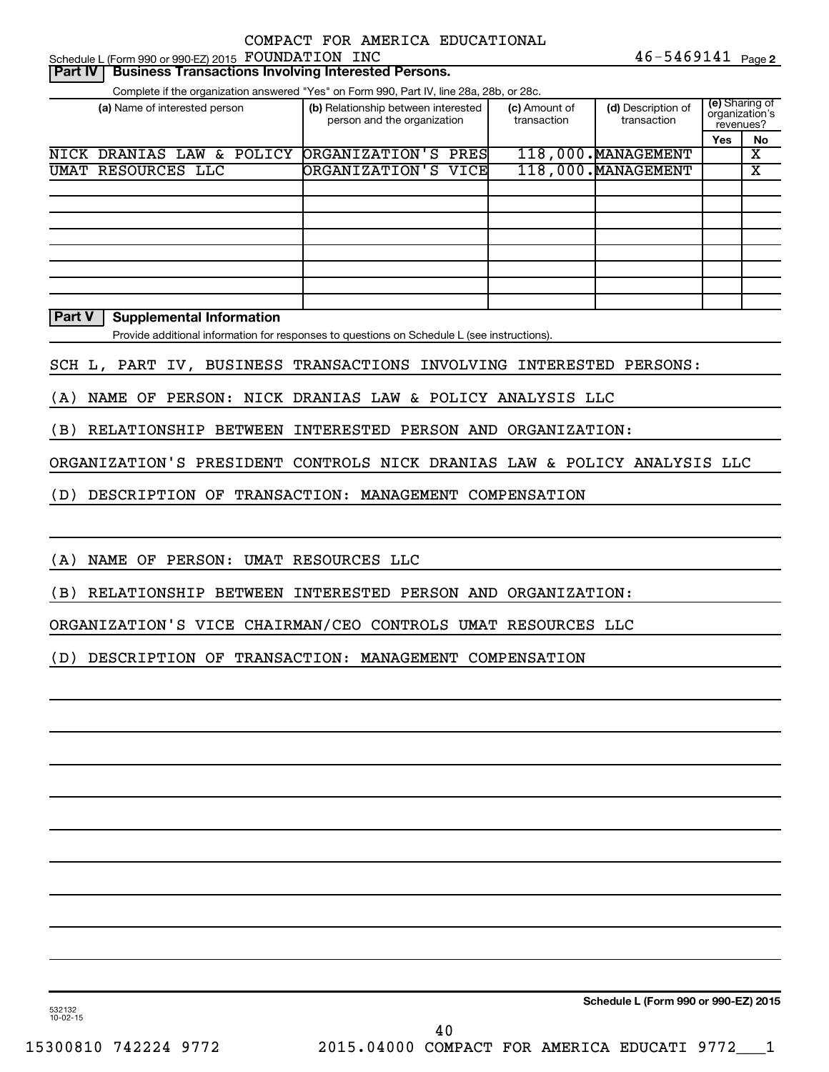Schedule L (Form 990 or 990-EZ) 2015 COMPACT FOR AMERICA EDUCATIONAL FOUNDATION INC 46-5469141 Page 2

## Part IV Business Transactions Involving Interested Persons.

Complete if the organization answered "Yes" on Form 990, Part IV, line 28a, 28b, or 28c.

| (a) Name of interested person | (b) Relationship between interested person and the organization | (c) Amount of transaction | (d) Description of transaction | (e) Sharing of organization's revenues? | |
|---|---|---|---|---|---|
| | | | | Yes | No |
| NICK DRANIAS LAW & POLICY | ORGANIZATION'S PRES | 118,000. | MANAGEMENT | | X |
| UMAT RESOURCES LLC | ORGANIZATION'S VICE | 118,000. | MANAGEMENT | | X |

## Part V Supplemental Information

Provide additional information for responses to questions on Schedule L (see instructions).

SCH L, PART IV, BUSINESS TRANSACTIONS INVOLVING INTERESTED PERSONS:

(A) NAME OF PERSON: NICK DRANIAS LAW & POLICY ANALYSIS LLC

(B) RELATIONSHIP BETWEEN INTERESTED PERSON AND ORGANIZATION:

ORGANIZATION'S PRESIDENT CONTROLS NICK DRANIAS LAW & POLICY ANALYSIS LLC

(D) DESCRIPTION OF TRANSACTION: MANAGEMENT COMPENSATION

(A) NAME OF PERSON: UMAT RESOURCES LLC

(B) RELATIONSHIP BETWEEN INTERESTED PERSON AND ORGANIZATION:

ORGANIZATION'S VICE CHAIRMAN/CEO CONTROLS UMAT RESOURCES LLC

(D) DESCRIPTION OF TRANSACTION: MANAGEMENT COMPENSATION

532132 10-02-15

Schedule L (Form 990 or 990-EZ) 2015

15300810 742224 9772 2015.04000 COMPACT FOR AMERICA EDUCATI 9772___1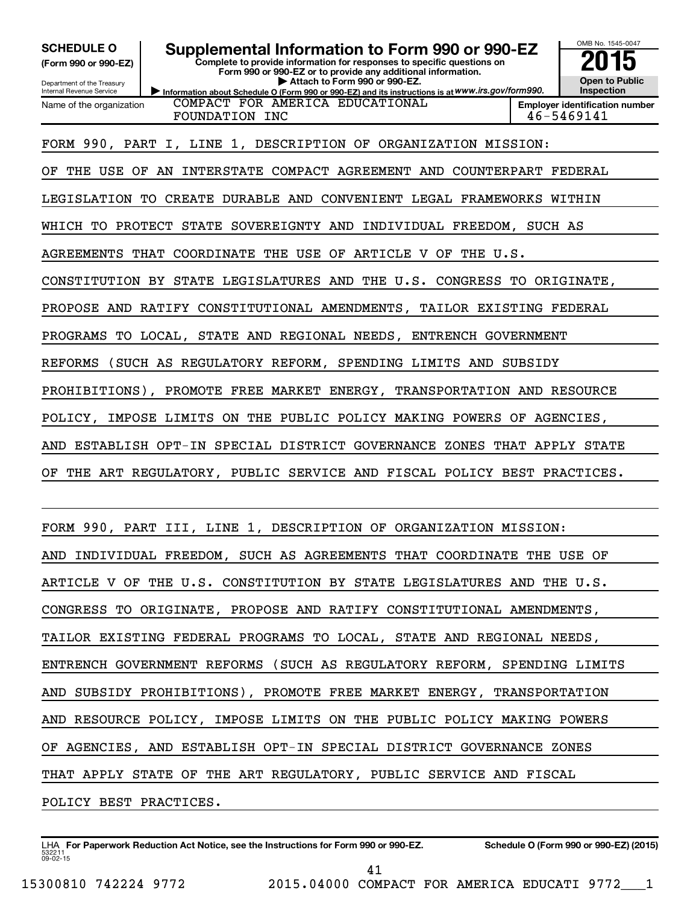**SCHEDULE O**
**(Form 990 or 990-EZ)**

Department of the Treasury
Internal Revenue Service

# Supplemental Information to Form 990 or 990-EZ

**Complete to provide information for responses to specific questions on Form 990 or 990-EZ or to provide any additional information.**
**▶ Attach to Form 990 or 990-EZ.**
**▶ Information about Schedule O (Form 990 or 990-EZ) and its instructions is at** *www.irs.gov/form990.*

OMB No. 1545-0047
**2015**
**Open to Public Inspection**

| Name of the organization | Employer identification number |
|---|---|
| COMPACT FOR AMERICA EDUCATIONAL FOUNDATION INC | 46-5469141 |

FORM 990, PART I, LINE 1, DESCRIPTION OF ORGANIZATION MISSION:

OF THE USE OF AN INTERSTATE COMPACT AGREEMENT AND COUNTERPART FEDERAL LEGISLATION TO CREATE DURABLE AND CONVENIENT LEGAL FRAMEWORKS WITHIN WHICH TO PROTECT STATE SOVEREIGNTY AND INDIVIDUAL FREEDOM, SUCH AS AGREEMENTS THAT COORDINATE THE USE OF ARTICLE V OF THE U.S. CONSTITUTION BY STATE LEGISLATURES AND THE U.S. CONGRESS TO ORIGINATE, PROPOSE AND RATIFY CONSTITUTIONAL AMENDMENTS, TAILOR EXISTING FEDERAL PROGRAMS TO LOCAL, STATE AND REGIONAL NEEDS, ENTRENCH GOVERNMENT REFORMS (SUCH AS REGULATORY REFORM, SPENDING LIMITS AND SUBSIDY PROHIBITIONS), PROMOTE FREE MARKET ENERGY, TRANSPORTATION AND RESOURCE POLICY, IMPOSE LIMITS ON THE PUBLIC POLICY MAKING POWERS OF AGENCIES, AND ESTABLISH OPT-IN SPECIAL DISTRICT GOVERNANCE ZONES THAT APPLY STATE OF THE ART REGULATORY, PUBLIC SERVICE AND FISCAL POLICY BEST PRACTICES.

FORM 990, PART III, LINE 1, DESCRIPTION OF ORGANIZATION MISSION:

AND INDIVIDUAL FREEDOM, SUCH AS AGREEMENTS THAT COORDINATE THE USE OF ARTICLE V OF THE U.S. CONSTITUTION BY STATE LEGISLATURES AND THE U.S. CONGRESS TO ORIGINATE, PROPOSE AND RATIFY CONSTITUTIONAL AMENDMENTS, TAILOR EXISTING FEDERAL PROGRAMS TO LOCAL, STATE AND REGIONAL NEEDS, ENTRENCH GOVERNMENT REFORMS (SUCH AS REGULATORY REFORM, SPENDING LIMITS AND SUBSIDY PROHIBITIONS), PROMOTE FREE MARKET ENERGY, TRANSPORTATION AND RESOURCE POLICY, IMPOSE LIMITS ON THE PUBLIC POLICY MAKING POWERS OF AGENCIES, AND ESTABLISH OPT-IN SPECIAL DISTRICT GOVERNANCE ZONES THAT APPLY STATE OF THE ART REGULATORY, PUBLIC SERVICE AND FISCAL POLICY BEST PRACTICES.

LHA **For Paperwork Reduction Act Notice, see the Instructions for Form 990 or 990-EZ.** **Schedule O (Form 990 or 990-EZ) (2015)**
532211
09-02-15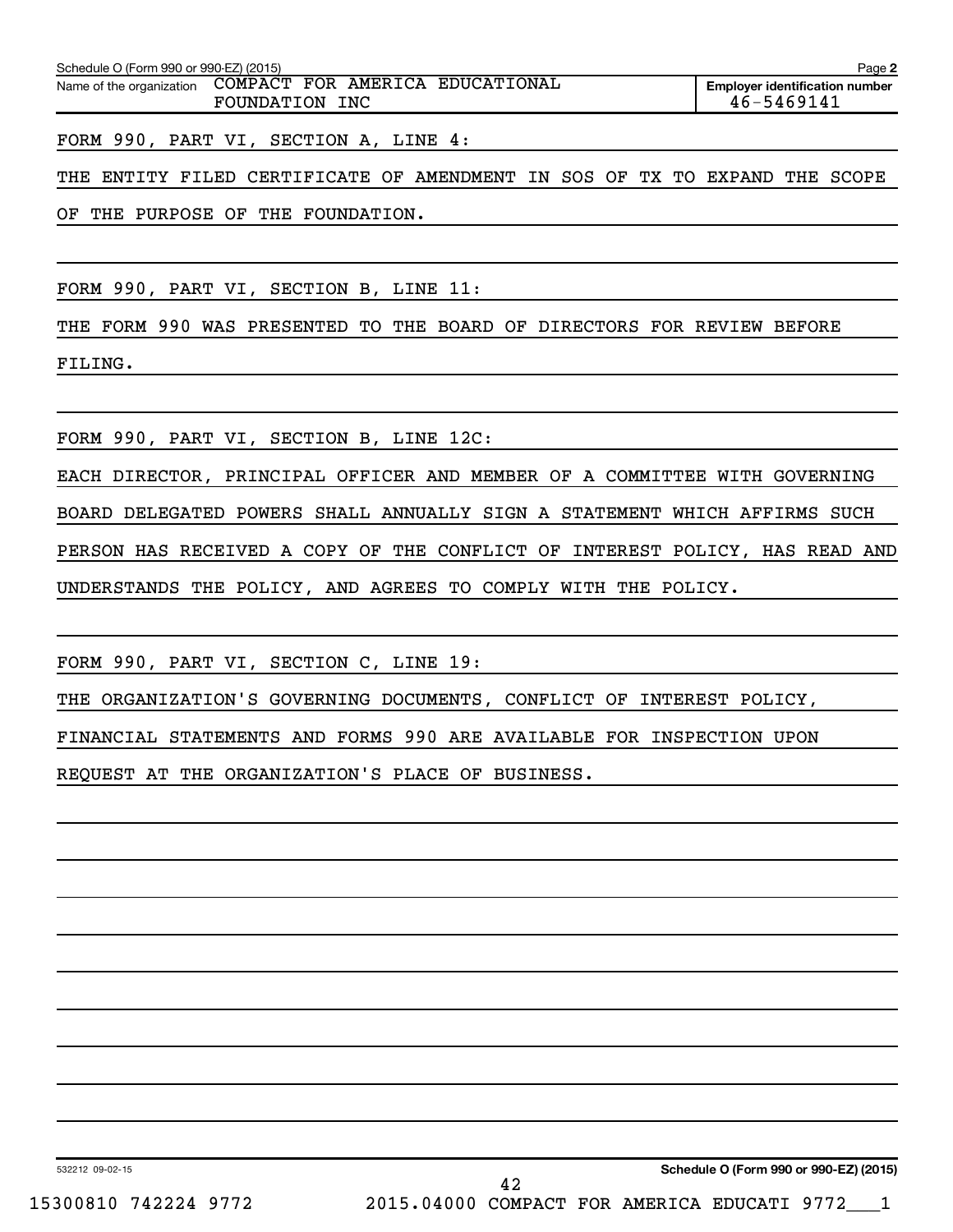Schedule O (Form 990 or 990-EZ) (2015)

Name of the organization: COMPACT FOR AMERICA EDUCATIONAL FOUNDATION INC

**Employer identification number:** 46-5469141

FORM 990, PART VI, SECTION A, LINE 4:

THE ENTITY FILED CERTIFICATE OF AMENDMENT IN SOS OF TX TO EXPAND THE SCOPE OF THE PURPOSE OF THE FOUNDATION.

FORM 990, PART VI, SECTION B, LINE 11:

THE FORM 990 WAS PRESENTED TO THE BOARD OF DIRECTORS FOR REVIEW BEFORE FILING.

FORM 990, PART VI, SECTION B, LINE 12C:

EACH DIRECTOR, PRINCIPAL OFFICER AND MEMBER OF A COMMITTEE WITH GOVERNING BOARD DELEGATED POWERS SHALL ANNUALLY SIGN A STATEMENT WHICH AFFIRMS SUCH PERSON HAS RECEIVED A COPY OF THE CONFLICT OF INTEREST POLICY, HAS READ AND UNDERSTANDS THE POLICY, AND AGREES TO COMPLY WITH THE POLICY.

FORM 990, PART VI, SECTION C, LINE 19:

THE ORGANIZATION'S GOVERNING DOCUMENTS, CONFLICT OF INTEREST POLICY, FINANCIAL STATEMENTS AND FORMS 990 ARE AVAILABLE FOR INSPECTION UPON REQUEST AT THE ORGANIZATION'S PLACE OF BUSINESS.

532212 09-02-15

**Schedule O (Form 990 or 990-EZ) (2015)**

15300810 742224 9772 2015.04000 COMPACT FOR AMERICA EDUCATI 9772___1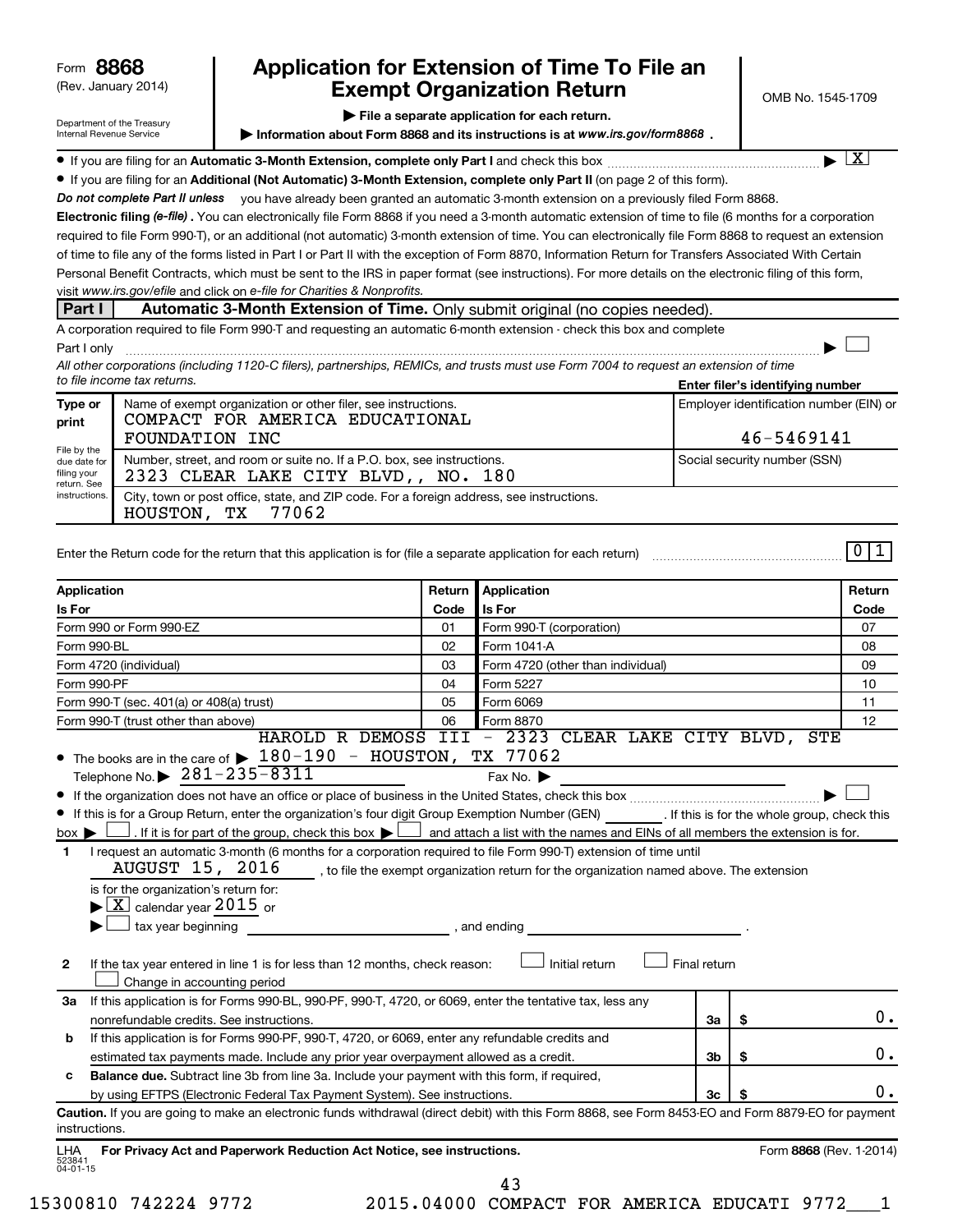Form **8868**
(Rev. January 2014)

Department of the Treasury
Internal Revenue Service

# Application for Extension of Time To File an Exempt Organization Return

▶ File a separate application for each return.

▶ Information about Form 8868 and its instructions is at *www.irs.gov/form8868*.

OMB No. 1545-1709

• If you are filing for an **Automatic 3-Month Extension, complete only Part I** and check this box ▶ [X]

• If you are filing for an **Additional (Not Automatic) 3-Month Extension, complete only Part II** (on page 2 of this form).

***Do not complete Part II unless*** you have already been granted an automatic 3-month extension on a previously filed Form 8868.

**Electronic filing *(e-file)*.** You can electronically file Form 8868 if you need a 3-month automatic extension of time to file (6 months for a corporation required to file Form 990-T), or an additional (not automatic) 3-month extension of time. You can electronically file Form 8868 to request an extension of time to file any of the forms listed in Part I or Part II with the exception of Form 8870, Information Return for Transfers Associated With Certain Personal Benefit Contracts, which must be sent to the IRS in paper format (see instructions). For more details on the electronic filing of this form, visit *www.irs.gov/efile* and click on *e-file for Charities & Nonprofits*.

## Part I — Automatic 3-Month Extension of Time. Only submit original (no copies needed).

A corporation required to file Form 990-T and requesting an automatic 6-month extension - check this box and complete Part I only ▶ [ ]

*All other corporations (including 1120-C filers), partnerships, REMICs, and trusts must use Form 7004 to request an extension of time to file income tax returns.*

**Enter filer's identifying number**

| Type or print | Name of exempt organization or other filer, see instructions.<br>COMPACT FOR AMERICA EDUCATIONAL FOUNDATION INC | Employer identification number (EIN) or<br>46-5469141 |
|---|---|---|
| File by the due date for filing your return. See instructions. | Number, street, and room or suite no. If a P.O. box, see instructions.<br>2323 CLEAR LAKE CITY BLVD,, NO. 180 | Social security number (SSN) |
| | City, town or post office, state, and ZIP code. For a foreign address, see instructions.<br>HOUSTON, TX 77062 | |

Enter the Return code for the return that this application is for (file a separate application for each return) 0 1

| Application Is For | Return Code | Application Is For | Return Code |
|---|---|---|---|
| Form 990 or Form 990-EZ | 01 | Form 990-T (corporation) | 07 |
| Form 990-BL | 02 | Form 1041-A | 08 |
| Form 4720 (individual) | 03 | Form 4720 (other than individual) | 09 |
| Form 990-PF | 04 | Form 5227 | 10 |
| Form 990-T (sec. 401(a) or 408(a) trust) | 05 | Form 6069 | 11 |
| Form 990-T (trust other than above) | 06 | Form 8870 | 12 |

• The books are in the care of ▶ HAROLD R DEMOSS III - 2323 CLEAR LAKE CITY BLVD, STE 180-190 - HOUSTON, TX 77062

Telephone No. ▶ 281-235-8311 Fax No. ▶

• If the organization does not have an office or place of business in the United States, check this box ▶ [ ]

• If this is for a Group Return, enter the organization's four digit Group Exemption Number (GEN) ______. If this is for the whole group, check this box ▶ [ ]. If it is for part of the group, check this box ▶ [ ] and attach a list with the names and EINs of all members the extension is for.

**1** I request an automatic 3-month (6 months for a corporation required to file Form 990-T) extension of time until AUGUST 15, 2016, to file the exempt organization return for the organization named above. The extension is for the organization's return for:

▶ [X] calendar year 2015 or

▶ [ ] tax year beginning ______, and ending ______.

**2** If the tax year entered in line 1 is for less than 12 months, check reason: [ ] Initial return [ ] Final return [ ] Change in accounting period

| | | | |
|---|---|---|---|
| **3a** | If this application is for Forms 990-BL, 990-PF, 990-T, 4720, or 6069, enter the tentative tax, less any nonrefundable credits. See instructions. | 3a | $ 0. |
| **b** | If this application is for Forms 990-PF, 990-T, 4720, or 6069, enter any refundable credits and estimated tax payments made. Include any prior year overpayment allowed as a credit. | 3b | $ 0. |
| **c** | **Balance due.** Subtract line 3b from line 3a. Include your payment with this form, if required, by using EFTPS (Electronic Federal Tax Payment System). See instructions. | 3c | $ 0. |

**Caution.** If you are going to make an electronic funds withdrawal (direct debit) with this Form 8868, see Form 8453-EO and Form 8879-EO for payment instructions.

LHA **For Privacy Act and Paperwork Reduction Act Notice, see instructions.** Form **8868** (Rev. 1-2014)

523841 04-01-15

15300810 742224 9772 2015.04000 COMPACT FOR AMERICA EDUCATI 9772___1